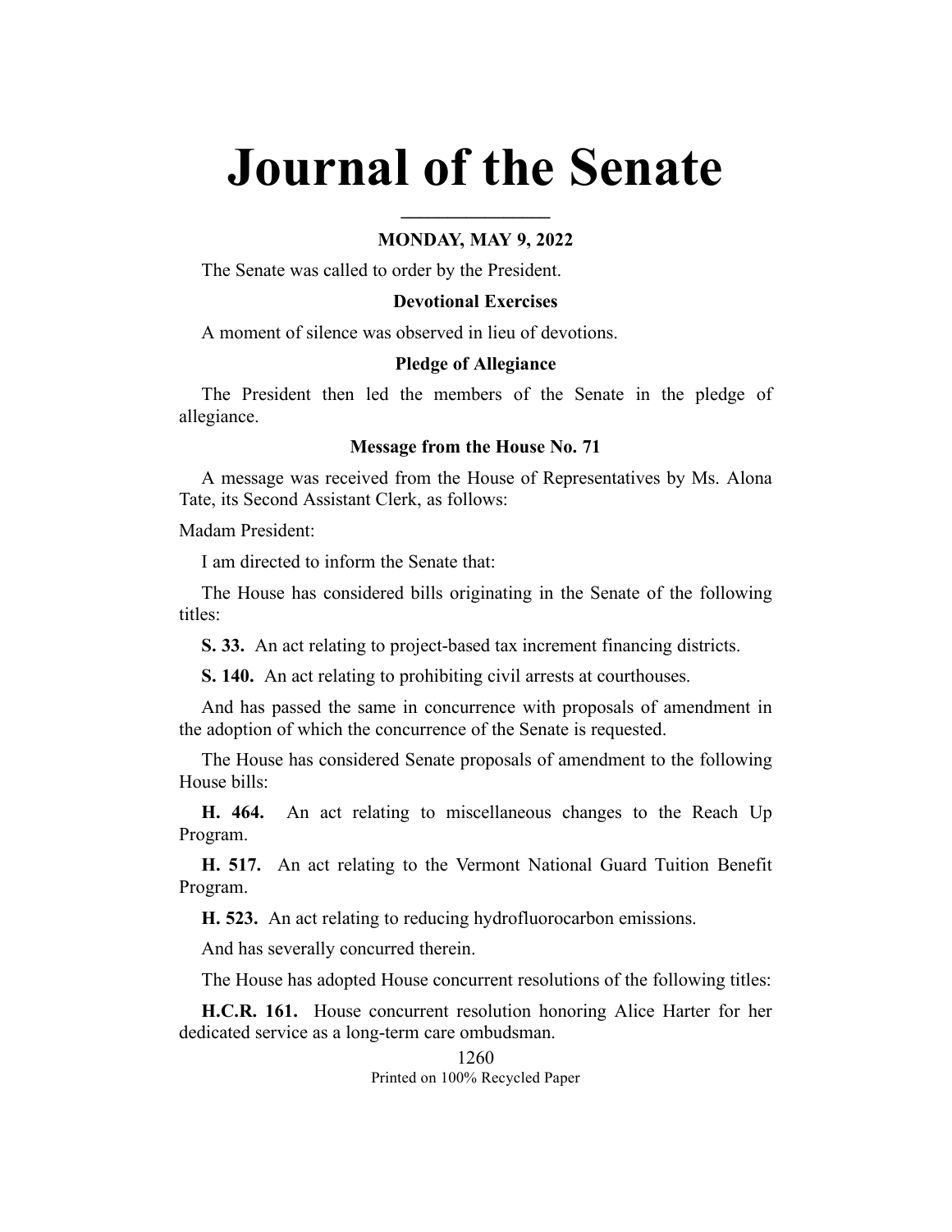# Journal of the Senate

**MONDAY, MAY 9, 2022**

The Senate was called to order by the President.

### Devotional Exercises

A moment of silence was observed in lieu of devotions.

### Pledge of Allegiance

The President then led the members of the Senate in the pledge of allegiance.

### Message from the House No. 71

A message was received from the House of Representatives by Ms. Alona Tate, its Second Assistant Clerk, as follows:

Madam President:

I am directed to inform the Senate that:

The House has considered bills originating in the Senate of the following titles:

**S. 33.** An act relating to project-based tax increment financing districts.

**S. 140.** An act relating to prohibiting civil arrests at courthouses.

And has passed the same in concurrence with proposals of amendment in the adoption of which the concurrence of the Senate is requested.

The House has considered Senate proposals of amendment to the following House bills:

**H. 464.** An act relating to miscellaneous changes to the Reach Up Program.

**H. 517.** An act relating to the Vermont National Guard Tuition Benefit Program.

**H. 523.** An act relating to reducing hydrofluorocarbon emissions.

And has severally concurred therein.

The House has adopted House concurrent resolutions of the following titles:

**H.C.R. 161.** House concurrent resolution honoring Alice Harter for her dedicated service as a long-term care ombudsman.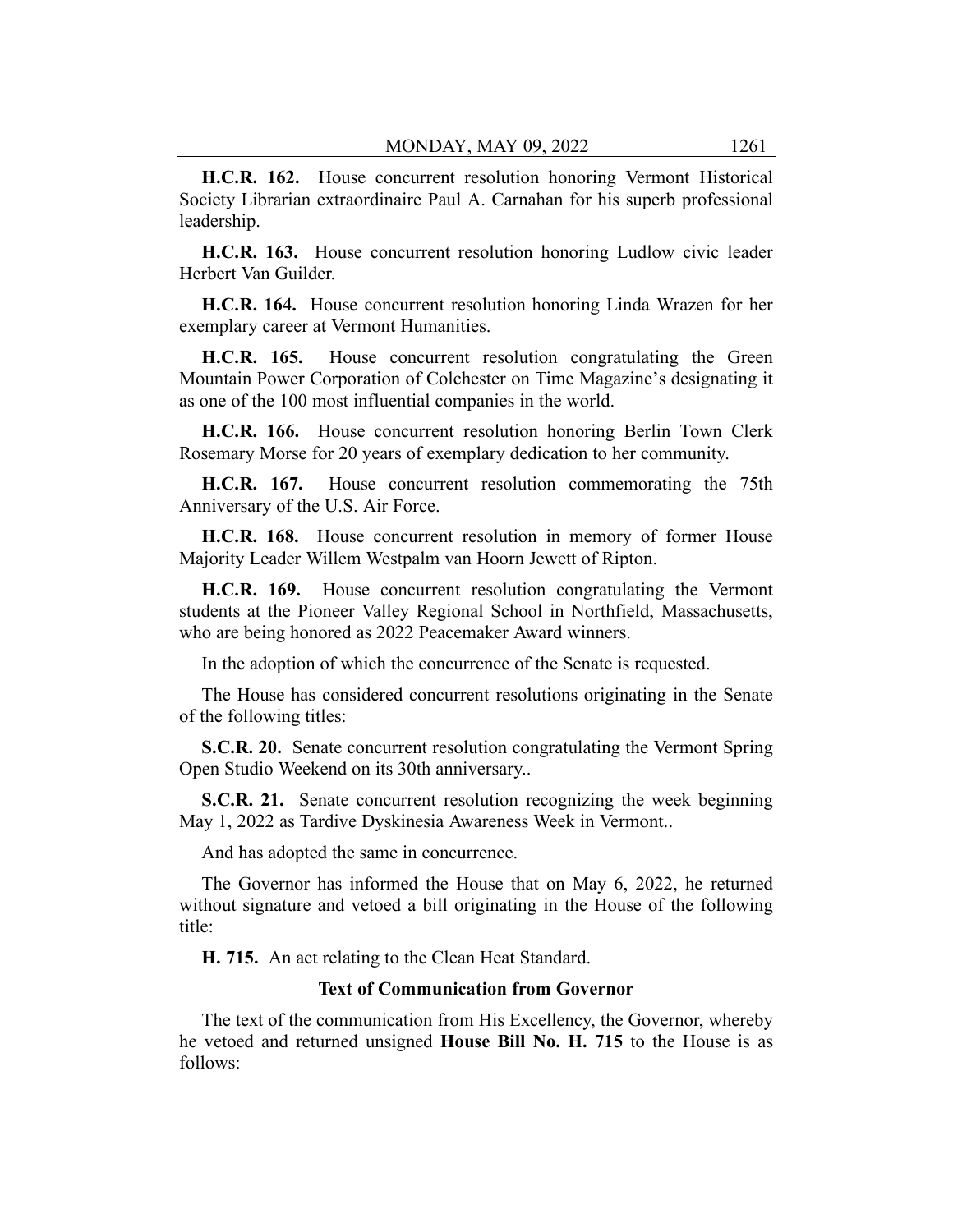**H.C.R. 162.** House concurrent resolution honoring Vermont Historical Society Librarian extraordinaire Paul A. Carnahan for his superb professional leadership.

**H.C.R. 163.** House concurrent resolution honoring Ludlow civic leader Herbert Van Guilder.

**H.C.R. 164.** House concurrent resolution honoring Linda Wrazen for her exemplary career at Vermont Humanities.

**H.C.R. 165.** House concurrent resolution congratulating the Green Mountain Power Corporation of Colchester on Time Magazine's designating it as one of the 100 most influential companies in the world.

**H.C.R. 166.** House concurrent resolution honoring Berlin Town Clerk Rosemary Morse for 20 years of exemplary dedication to her community.

**H.C.R. 167.** House concurrent resolution commemorating the 75th Anniversary of the U.S. Air Force.

**H.C.R. 168.** House concurrent resolution in memory of former House Majority Leader Willem Westpalm van Hoorn Jewett of Ripton.

**H.C.R. 169.** House concurrent resolution congratulating the Vermont students at the Pioneer Valley Regional School in Northfield, Massachusetts, who are being honored as 2022 Peacemaker Award winners.

In the adoption of which the concurrence of the Senate is requested.

The House has considered concurrent resolutions originating in the Senate of the following titles:

**S.C.R. 20.** Senate concurrent resolution congratulating the Vermont Spring Open Studio Weekend on its 30th anniversary..

**S.C.R. 21.** Senate concurrent resolution recognizing the week beginning May 1, 2022 as Tardive Dyskinesia Awareness Week in Vermont..

And has adopted the same in concurrence.

The Governor has informed the House that on May 6, 2022, he returned without signature and vetoed a bill originating in the House of the following title:

**H. 715.** An act relating to the Clean Heat Standard.

**Text of Communication from Governor**

The text of the communication from His Excellency, the Governor, whereby he vetoed and returned unsigned **House Bill No. H. 715** to the House is as follows: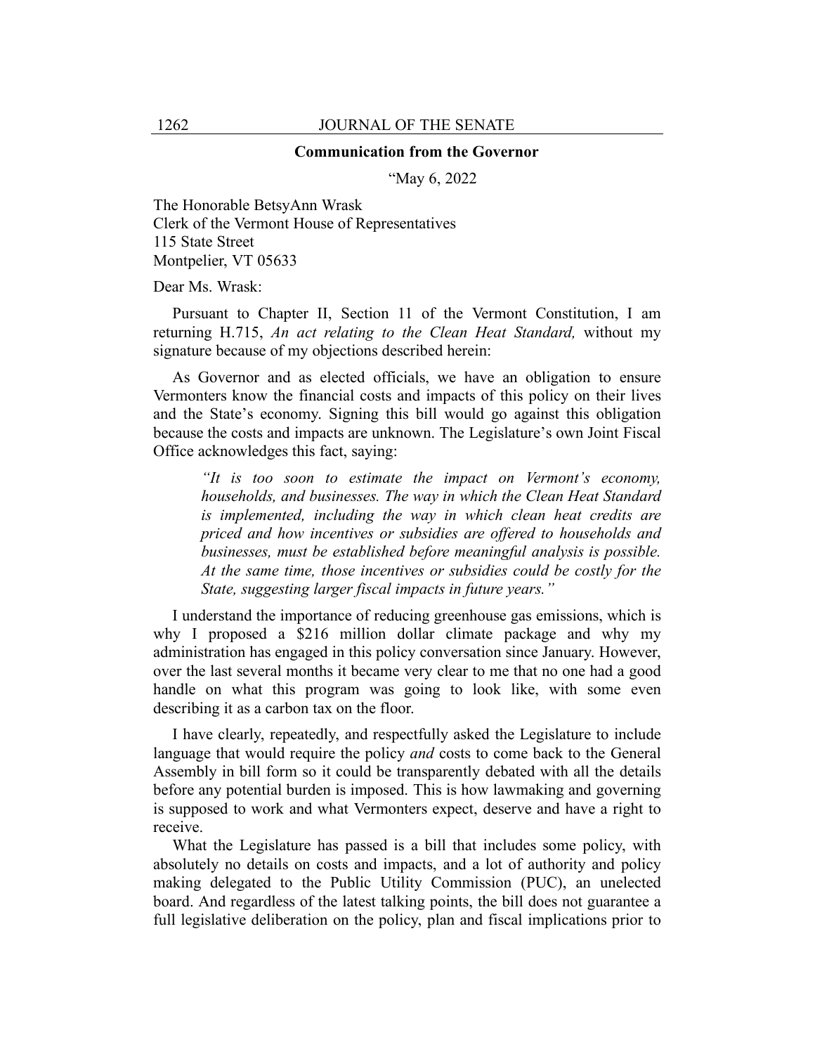**Communication from the Governor**

"May 6, 2022

The Honorable BetsyAnn Wrask
Clerk of the Vermont House of Representatives
115 State Street
Montpelier, VT 05633

Dear Ms. Wrask:

Pursuant to Chapter II, Section 11 of the Vermont Constitution, I am returning H.715, *An act relating to the Clean Heat Standard,* without my signature because of my objections described herein:

As Governor and as elected officials, we have an obligation to ensure Vermonters know the financial costs and impacts of this policy on their lives and the State's economy. Signing this bill would go against this obligation because the costs and impacts are unknown. The Legislature's own Joint Fiscal Office acknowledges this fact, saying:

> *"It is too soon to estimate the impact on Vermont's economy, households, and businesses. The way in which the Clean Heat Standard is implemented, including the way in which clean heat credits are priced and how incentives or subsidies are offered to households and businesses, must be established before meaningful analysis is possible. At the same time, those incentives or subsidies could be costly for the State, suggesting larger fiscal impacts in future years."*

I understand the importance of reducing greenhouse gas emissions, which is why I proposed a $216 million dollar climate package and why my administration has engaged in this policy conversation since January. However, over the last several months it became very clear to me that no one had a good handle on what this program was going to look like, with some even describing it as a carbon tax on the floor.

I have clearly, repeatedly, and respectfully asked the Legislature to include language that would require the policy *and* costs to come back to the General Assembly in bill form so it could be transparently debated with all the details before any potential burden is imposed. This is how lawmaking and governing is supposed to work and what Vermonters expect, deserve and have a right to receive.

What the Legislature has passed is a bill that includes some policy, with absolutely no details on costs and impacts, and a lot of authority and policy making delegated to the Public Utility Commission (PUC), an unelected board. And regardless of the latest talking points, the bill does not guarantee a full legislative deliberation on the policy, plan and fiscal implications prior to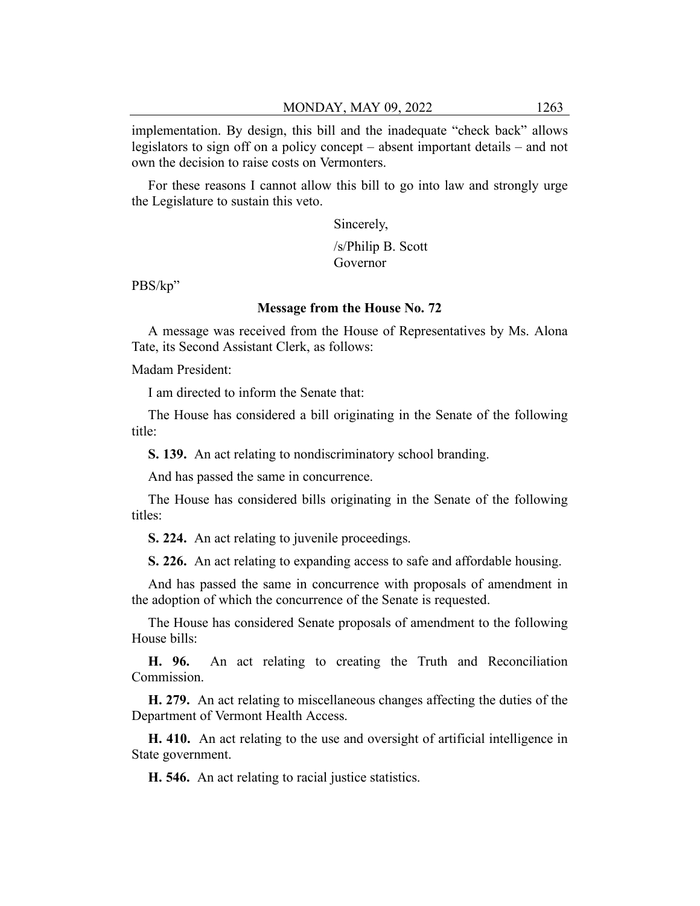implementation. By design, this bill and the inadequate "check back" allows legislators to sign off on a policy concept – absent important details – and not own the decision to raise costs on Vermonters.

For these reasons I cannot allow this bill to go into law and strongly urge the Legislature to sustain this veto.

Sincerely,

/s/Philip B. Scott
Governor

PBS/kp"

**Message from the House No. 72**

A message was received from the House of Representatives by Ms. Alona Tate, its Second Assistant Clerk, as follows:

Madam President:

I am directed to inform the Senate that:

The House has considered a bill originating in the Senate of the following title:

**S. 139.** An act relating to nondiscriminatory school branding.

And has passed the same in concurrence.

The House has considered bills originating in the Senate of the following titles:

**S. 224.** An act relating to juvenile proceedings.

**S. 226.** An act relating to expanding access to safe and affordable housing.

And has passed the same in concurrence with proposals of amendment in the adoption of which the concurrence of the Senate is requested.

The House has considered Senate proposals of amendment to the following House bills:

**H. 96.** An act relating to creating the Truth and Reconciliation Commission.

**H. 279.** An act relating to miscellaneous changes affecting the duties of the Department of Vermont Health Access.

**H. 410.** An act relating to the use and oversight of artificial intelligence in State government.

**H. 546.** An act relating to racial justice statistics.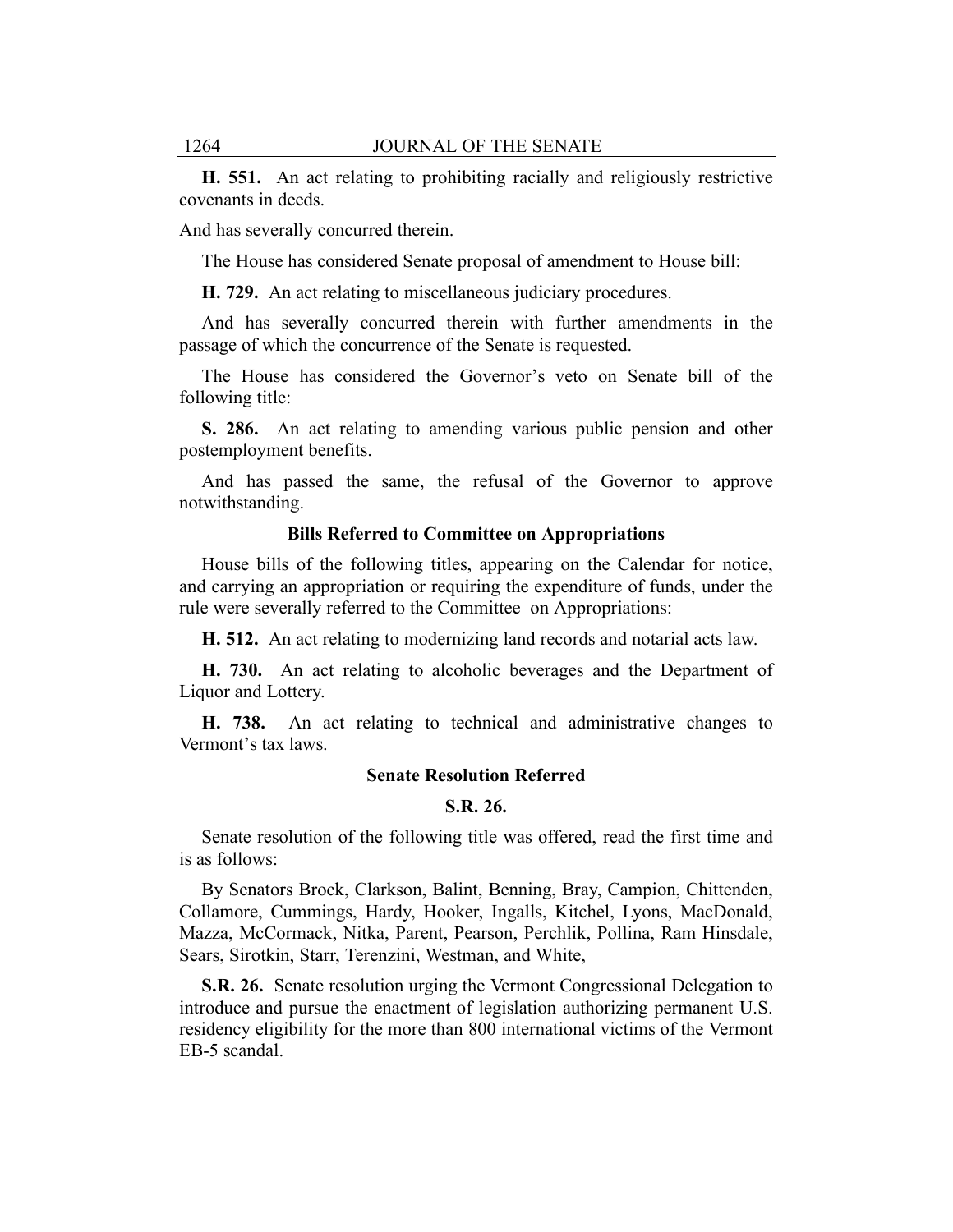**H. 551.** An act relating to prohibiting racially and religiously restrictive covenants in deeds.

And has severally concurred therein.

The House has considered Senate proposal of amendment to House bill:

**H. 729.** An act relating to miscellaneous judiciary procedures.

And has severally concurred therein with further amendments in the passage of which the concurrence of the Senate is requested.

The House has considered the Governor's veto on Senate bill of the following title:

**S. 286.** An act relating to amending various public pension and other postemployment benefits.

And has passed the same, the refusal of the Governor to approve notwithstanding.

### Bills Referred to Committee on Appropriations

House bills of the following titles, appearing on the Calendar for notice, and carrying an appropriation or requiring the expenditure of funds, under the rule were severally referred to the Committee on Appropriations:

**H. 512.** An act relating to modernizing land records and notarial acts law.

**H. 730.** An act relating to alcoholic beverages and the Department of Liquor and Lottery.

**H. 738.** An act relating to technical and administrative changes to Vermont's tax laws.

### Senate Resolution Referred

### S.R. 26.

Senate resolution of the following title was offered, read the first time and is as follows:

By Senators Brock, Clarkson, Balint, Benning, Bray, Campion, Chittenden, Collamore, Cummings, Hardy, Hooker, Ingalls, Kitchel, Lyons, MacDonald, Mazza, McCormack, Nitka, Parent, Pearson, Perchlik, Pollina, Ram Hinsdale, Sears, Sirotkin, Starr, Terenzini, Westman, and White,

**S.R. 26.** Senate resolution urging the Vermont Congressional Delegation to introduce and pursue the enactment of legislation authorizing permanent U.S. residency eligibility for the more than 800 international victims of the Vermont EB-5 scandal.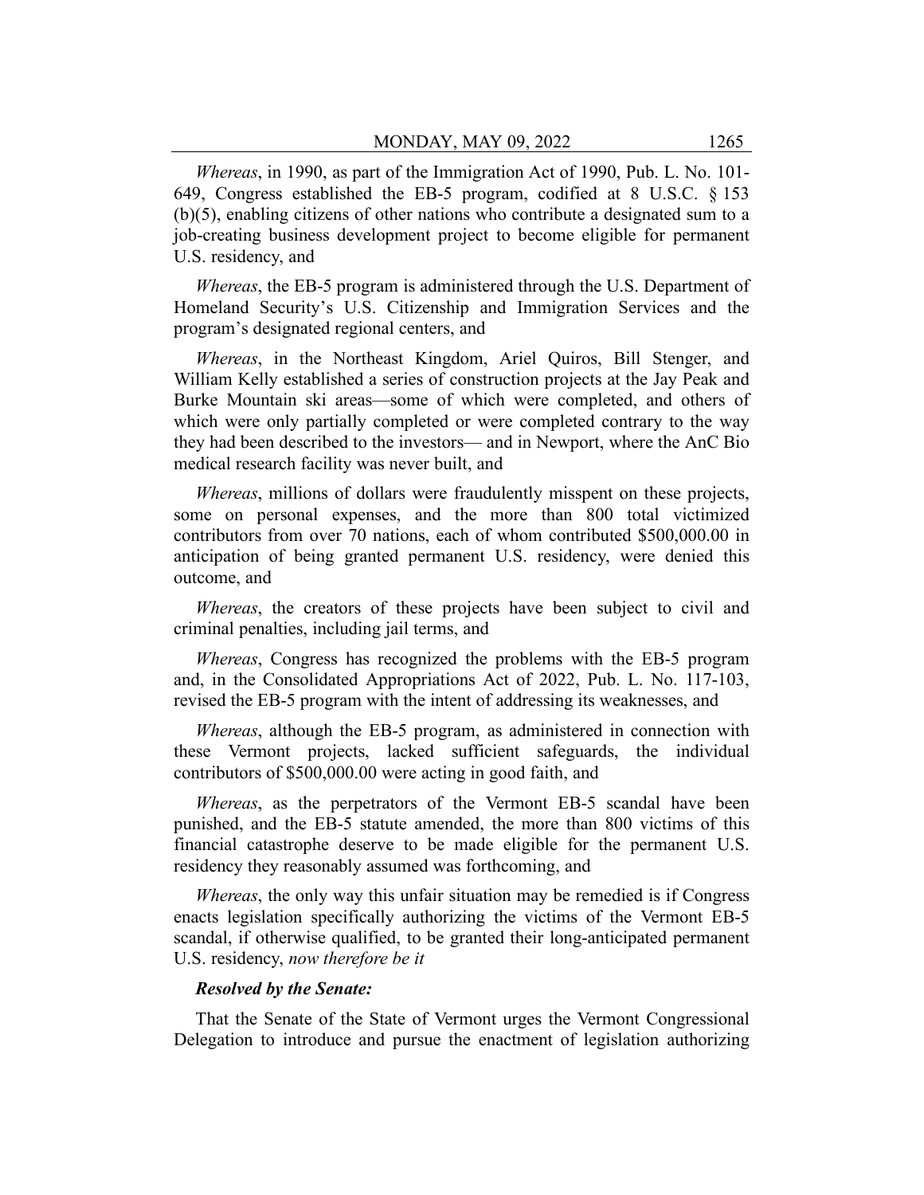*Whereas*, in 1990, as part of the Immigration Act of 1990, Pub. L. No. 101-649, Congress established the EB-5 program, codified at 8 U.S.C. § 153 (b)(5), enabling citizens of other nations who contribute a designated sum to a job-creating business development project to become eligible for permanent U.S. residency, and

*Whereas*, the EB-5 program is administered through the U.S. Department of Homeland Security's U.S. Citizenship and Immigration Services and the program's designated regional centers, and

*Whereas*, in the Northeast Kingdom, Ariel Quiros, Bill Stenger, and William Kelly established a series of construction projects at the Jay Peak and Burke Mountain ski areas—some of which were completed, and others of which were only partially completed or were completed contrary to the way they had been described to the investors— and in Newport, where the AnC Bio medical research facility was never built, and

*Whereas*, millions of dollars were fraudulently misspent on these projects, some on personal expenses, and the more than 800 total victimized contributors from over 70 nations, each of whom contributed $500,000.00 in anticipation of being granted permanent U.S. residency, were denied this outcome, and

*Whereas*, the creators of these projects have been subject to civil and criminal penalties, including jail terms, and

*Whereas*, Congress has recognized the problems with the EB-5 program and, in the Consolidated Appropriations Act of 2022, Pub. L. No. 117-103, revised the EB-5 program with the intent of addressing its weaknesses, and

*Whereas*, although the EB-5 program, as administered in connection with these Vermont projects, lacked sufficient safeguards, the individual contributors of $500,000.00 were acting in good faith, and

*Whereas*, as the perpetrators of the Vermont EB-5 scandal have been punished, and the EB-5 statute amended, the more than 800 victims of this financial catastrophe deserve to be made eligible for the permanent U.S. residency they reasonably assumed was forthcoming, and

*Whereas*, the only way this unfair situation may be remedied is if Congress enacts legislation specifically authorizing the victims of the Vermont EB-5 scandal, if otherwise qualified, to be granted their long-anticipated permanent U.S. residency, *now therefore be it*

***Resolved by the Senate:***

That the Senate of the State of Vermont urges the Vermont Congressional Delegation to introduce and pursue the enactment of legislation authorizing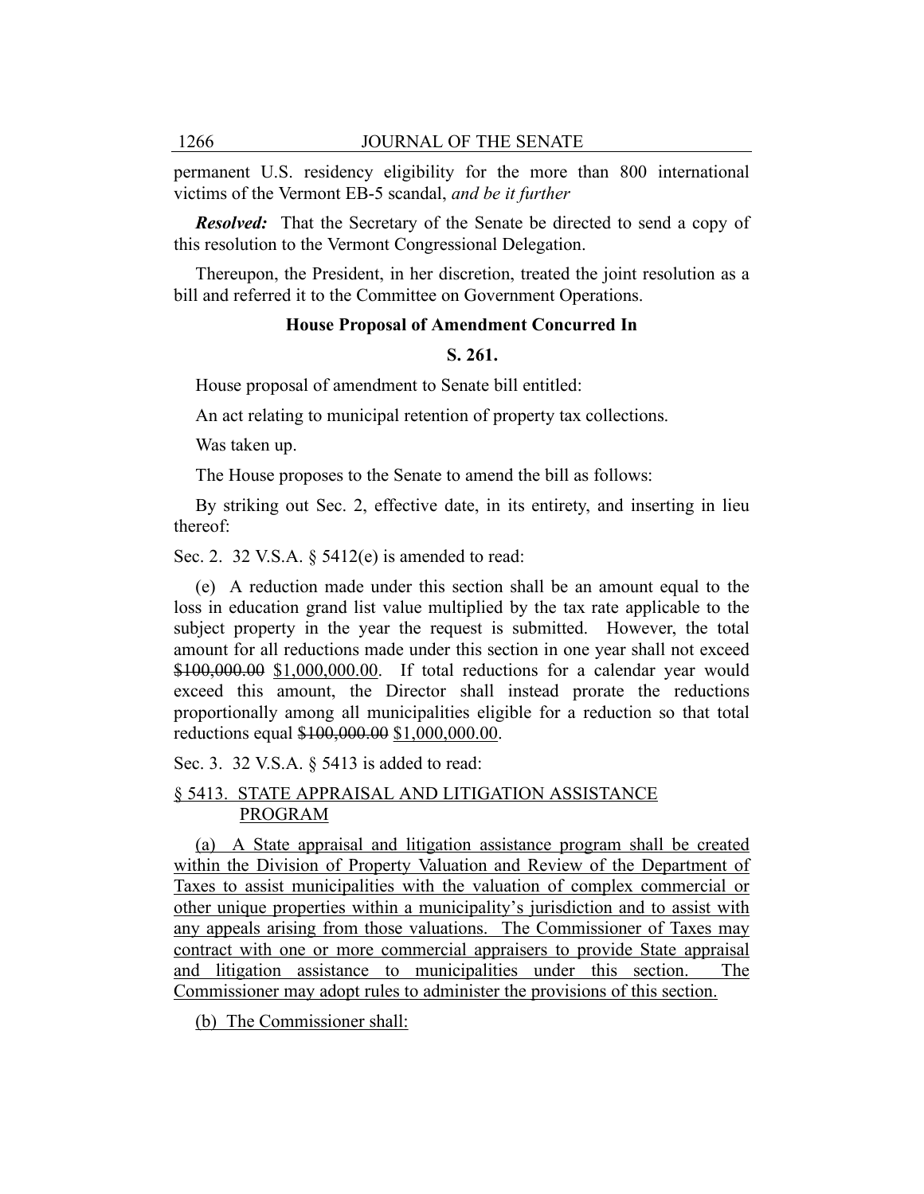permanent U.S. residency eligibility for the more than 800 international victims of the Vermont EB-5 scandal, *and be it further*

***Resolved:*** That the Secretary of the Senate be directed to send a copy of this resolution to the Vermont Congressional Delegation.

Thereupon, the President, in her discretion, treated the joint resolution as a bill and referred it to the Committee on Government Operations.

**House Proposal of Amendment Concurred In**

**S. 261.**

House proposal of amendment to Senate bill entitled:

An act relating to municipal retention of property tax collections.

Was taken up.

The House proposes to the Senate to amend the bill as follows:

By striking out Sec. 2, effective date, in its entirety, and inserting in lieu thereof:

Sec. 2. 32 V.S.A. § 5412(e) is amended to read:

(e) A reduction made under this section shall be an amount equal to the loss in education grand list value multiplied by the tax rate applicable to the subject property in the year the request is submitted. However, the total amount for all reductions made under this section in one year shall not exceed ~~$100,000.00~~ <u>$1,000,000.00</u>. If total reductions for a calendar year would exceed this amount, the Director shall instead prorate the reductions proportionally among all municipalities eligible for a reduction so that total reductions equal ~~$100,000.00~~ <u>$1,000,000.00</u>.

Sec. 3. 32 V.S.A. § 5413 is added to read:

<u>§ 5413. STATE APPRAISAL AND LITIGATION ASSISTANCE PROGRAM</u>

<u>(a) A State appraisal and litigation assistance program shall be created within the Division of Property Valuation and Review of the Department of Taxes to assist municipalities with the valuation of complex commercial or other unique properties within a municipality's jurisdiction and to assist with any appeals arising from those valuations. The Commissioner of Taxes may contract with one or more commercial appraisers to provide State appraisal and litigation assistance to municipalities under this section. The Commissioner may adopt rules to administer the provisions of this section.</u>

<u>(b) The Commissioner shall:</u>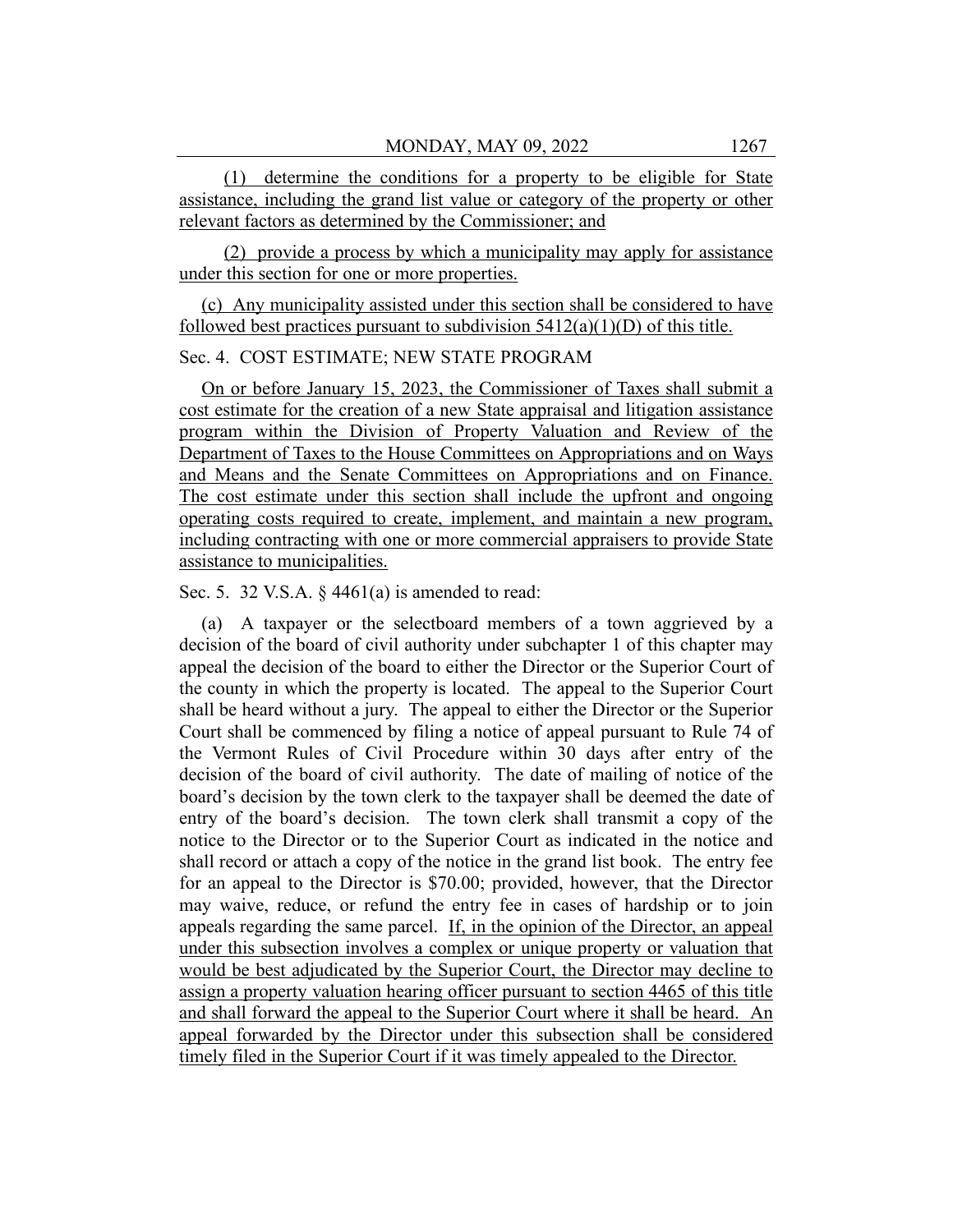(1) determine the conditions for a property to be eligible for State assistance, including the grand list value or category of the property or other relevant factors as determined by the Commissioner; and

(2) provide a process by which a municipality may apply for assistance under this section for one or more properties.

(c) Any municipality assisted under this section shall be considered to have followed best practices pursuant to subdivision 5412(a)(1)(D) of this title.

Sec. 4. COST ESTIMATE; NEW STATE PROGRAM

On or before January 15, 2023, the Commissioner of Taxes shall submit a cost estimate for the creation of a new State appraisal and litigation assistance program within the Division of Property Valuation and Review of the Department of Taxes to the House Committees on Appropriations and on Ways and Means and the Senate Committees on Appropriations and on Finance. The cost estimate under this section shall include the upfront and ongoing operating costs required to create, implement, and maintain a new program, including contracting with one or more commercial appraisers to provide State assistance to municipalities.

Sec. 5. 32 V.S.A. § 4461(a) is amended to read:

(a) A taxpayer or the selectboard members of a town aggrieved by a decision of the board of civil authority under subchapter 1 of this chapter may appeal the decision of the board to either the Director or the Superior Court of the county in which the property is located. The appeal to the Superior Court shall be heard without a jury. The appeal to either the Director or the Superior Court shall be commenced by filing a notice of appeal pursuant to Rule 74 of the Vermont Rules of Civil Procedure within 30 days after entry of the decision of the board of civil authority. The date of mailing of notice of the board's decision by the town clerk to the taxpayer shall be deemed the date of entry of the board's decision. The town clerk shall transmit a copy of the notice to the Director or to the Superior Court as indicated in the notice and shall record or attach a copy of the notice in the grand list book. The entry fee for an appeal to the Director is $70.00; provided, however, that the Director may waive, reduce, or refund the entry fee in cases of hardship or to join appeals regarding the same parcel. If, in the opinion of the Director, an appeal under this subsection involves a complex or unique property or valuation that would be best adjudicated by the Superior Court, the Director may decline to assign a property valuation hearing officer pursuant to section 4465 of this title and shall forward the appeal to the Superior Court where it shall be heard. An appeal forwarded by the Director under this subsection shall be considered timely filed in the Superior Court if it was timely appealed to the Director.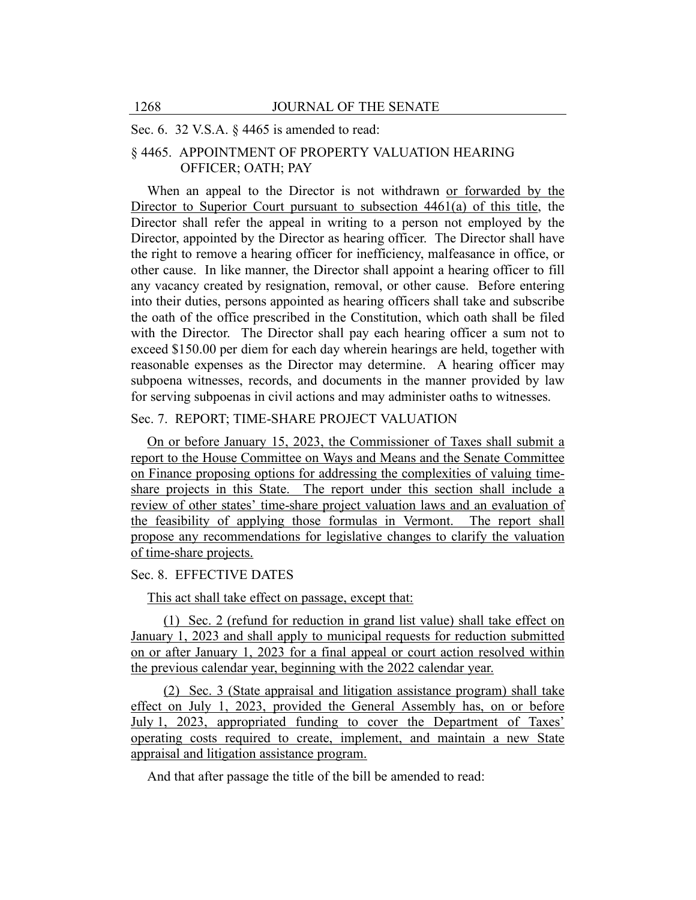Sec. 6. 32 V.S.A. § 4465 is amended to read:

§ 4465. APPOINTMENT OF PROPERTY VALUATION HEARING OFFICER; OATH; PAY

When an appeal to the Director is not withdrawn or forwarded by the Director to Superior Court pursuant to subsection 4461(a) of this title, the Director shall refer the appeal in writing to a person not employed by the Director, appointed by the Director as hearing officer. The Director shall have the right to remove a hearing officer for inefficiency, malfeasance in office, or other cause. In like manner, the Director shall appoint a hearing officer to fill any vacancy created by resignation, removal, or other cause. Before entering into their duties, persons appointed as hearing officers shall take and subscribe the oath of the office prescribed in the Constitution, which oath shall be filed with the Director. The Director shall pay each hearing officer a sum not to exceed $150.00 per diem for each day wherein hearings are held, together with reasonable expenses as the Director may determine. A hearing officer may subpoena witnesses, records, and documents in the manner provided by law for serving subpoenas in civil actions and may administer oaths to witnesses.

Sec. 7. REPORT; TIME-SHARE PROJECT VALUATION

On or before January 15, 2023, the Commissioner of Taxes shall submit a report to the House Committee on Ways and Means and the Senate Committee on Finance proposing options for addressing the complexities of valuing time-share projects in this State. The report under this section shall include a review of other states' time-share project valuation laws and an evaluation of the feasibility of applying those formulas in Vermont. The report shall propose any recommendations for legislative changes to clarify the valuation of time-share projects.

Sec. 8. EFFECTIVE DATES

This act shall take effect on passage, except that:

(1) Sec. 2 (refund for reduction in grand list value) shall take effect on January 1, 2023 and shall apply to municipal requests for reduction submitted on or after January 1, 2023 for a final appeal or court action resolved within the previous calendar year, beginning with the 2022 calendar year.

(2) Sec. 3 (State appraisal and litigation assistance program) shall take effect on July 1, 2023, provided the General Assembly has, on or before July 1, 2023, appropriated funding to cover the Department of Taxes' operating costs required to create, implement, and maintain a new State appraisal and litigation assistance program.

And that after passage the title of the bill be amended to read: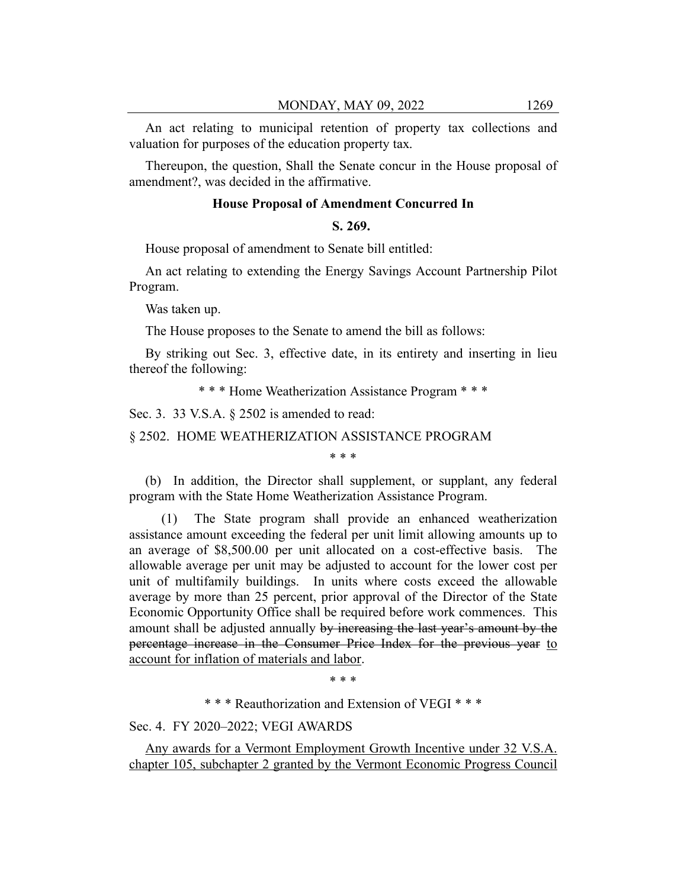An act relating to municipal retention of property tax collections and valuation for purposes of the education property tax.

Thereupon, the question, Shall the Senate concur in the House proposal of amendment?, was decided in the affirmative.

**House Proposal of Amendment Concurred In**

**S. 269.**

House proposal of amendment to Senate bill entitled:

An act relating to extending the Energy Savings Account Partnership Pilot Program.

Was taken up.

The House proposes to the Senate to amend the bill as follows:

By striking out Sec. 3, effective date, in its entirety and inserting in lieu thereof the following:

\* \* \* Home Weatherization Assistance Program \* \* \*

Sec. 3. 33 V.S.A. § 2502 is amended to read:

§ 2502. HOME WEATHERIZATION ASSISTANCE PROGRAM

\* \* \*

(b) In addition, the Director shall supplement, or supplant, any federal program with the State Home Weatherization Assistance Program.

(1) The State program shall provide an enhanced weatherization assistance amount exceeding the federal per unit limit allowing amounts up to an average of $8,500.00 per unit allocated on a cost-effective basis. The allowable average per unit may be adjusted to account for the lower cost per unit of multifamily buildings. In units where costs exceed the allowable average by more than 25 percent, prior approval of the Director of the State Economic Opportunity Office shall be required before work commences. This amount shall be adjusted annually ~~by increasing the last year's amount by the percentage increase in the Consumer Price Index for the previous year~~ <u>to account for inflation of materials and labor</u>.

\* \* \*

\* \* \* Reauthorization and Extension of VEGI \* \* \*

Sec. 4. FY 2020–2022; VEGI AWARDS

<u>Any awards for a Vermont Employment Growth Incentive under 32 V.S.A. chapter 105, subchapter 2 granted by the Vermont Economic Progress Council</u>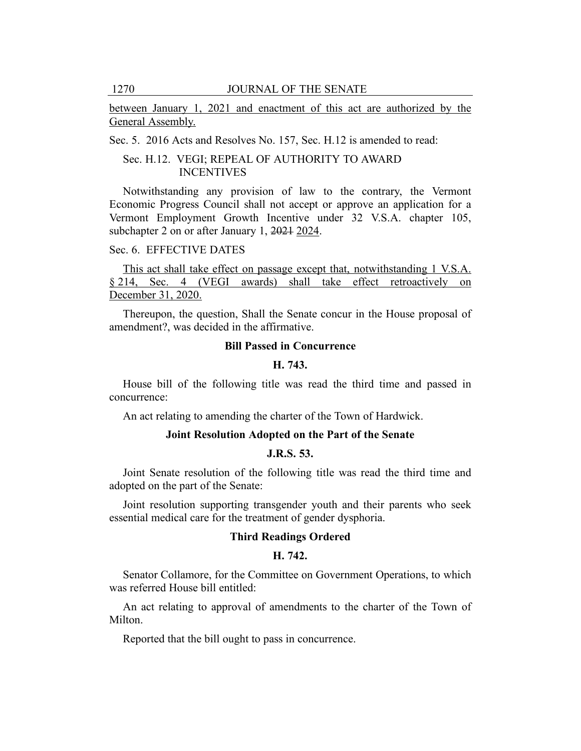between January 1, 2021 and enactment of this act are authorized by the General Assembly.

Sec. 5. 2016 Acts and Resolves No. 157, Sec. H.12 is amended to read:

Sec. H.12. VEGI; REPEAL OF AUTHORITY TO AWARD INCENTIVES

Notwithstanding any provision of law to the contrary, the Vermont Economic Progress Council shall not accept or approve an application for a Vermont Employment Growth Incentive under 32 V.S.A. chapter 105, subchapter 2 on or after January 1, ~~2021~~ 2024.

Sec. 6. EFFECTIVE DATES

This act shall take effect on passage except that, notwithstanding 1 V.S.A. § 214, Sec. 4 (VEGI awards) shall take effect retroactively on December 31, 2020.

Thereupon, the question, Shall the Senate concur in the House proposal of amendment?, was decided in the affirmative.

**Bill Passed in Concurrence**

**H. 743.**

House bill of the following title was read the third time and passed in concurrence:

An act relating to amending the charter of the Town of Hardwick.

**Joint Resolution Adopted on the Part of the Senate**

**J.R.S. 53.**

Joint Senate resolution of the following title was read the third time and adopted on the part of the Senate:

Joint resolution supporting transgender youth and their parents who seek essential medical care for the treatment of gender dysphoria.

**Third Readings Ordered**

**H. 742.**

Senator Collamore, for the Committee on Government Operations, to which was referred House bill entitled:

An act relating to approval of amendments to the charter of the Town of Milton.

Reported that the bill ought to pass in concurrence.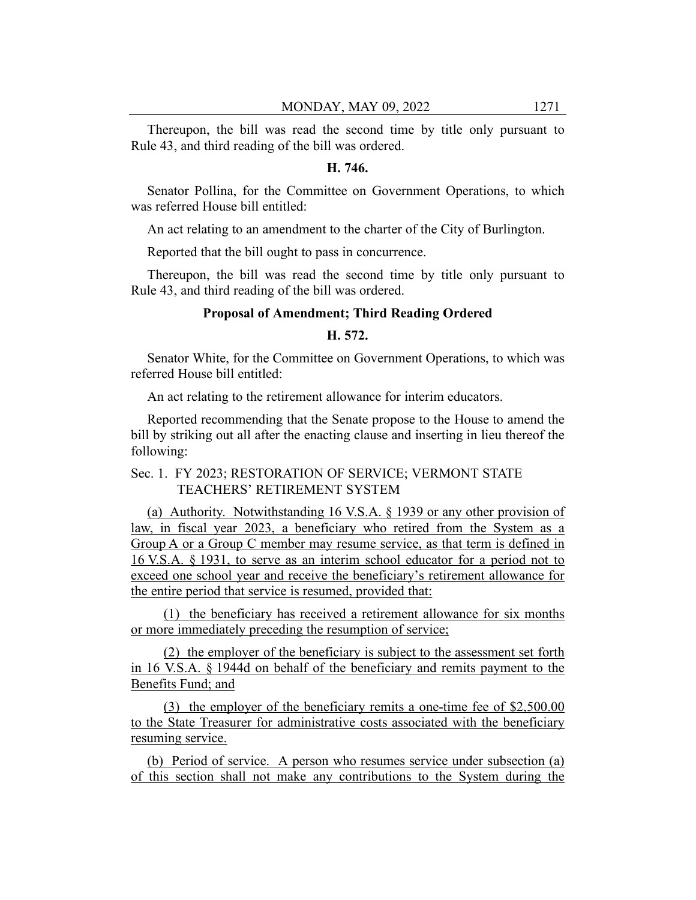Thereupon, the bill was read the second time by title only pursuant to Rule 43, and third reading of the bill was ordered.

**H. 746.**

Senator Pollina, for the Committee on Government Operations, to which was referred House bill entitled:

An act relating to an amendment to the charter of the City of Burlington.

Reported that the bill ought to pass in concurrence.

Thereupon, the bill was read the second time by title only pursuant to Rule 43, and third reading of the bill was ordered.

**Proposal of Amendment; Third Reading Ordered**

**H. 572.**

Senator White, for the Committee on Government Operations, to which was referred House bill entitled:

An act relating to the retirement allowance for interim educators.

Reported recommending that the Senate propose to the House to amend the bill by striking out all after the enacting clause and inserting in lieu thereof the following:

Sec. 1. FY 2023; RESTORATION OF SERVICE; VERMONT STATE TEACHERS' RETIREMENT SYSTEM

(a) Authority. Notwithstanding 16 V.S.A. § 1939 or any other provision of law, in fiscal year 2023, a beneficiary who retired from the System as a Group A or a Group C member may resume service, as that term is defined in 16 V.S.A. § 1931, to serve as an interim school educator for a period not to exceed one school year and receive the beneficiary's retirement allowance for the entire period that service is resumed, provided that:

(1) the beneficiary has received a retirement allowance for six months or more immediately preceding the resumption of service;

(2) the employer of the beneficiary is subject to the assessment set forth in 16 V.S.A. § 1944d on behalf of the beneficiary and remits payment to the Benefits Fund; and

(3) the employer of the beneficiary remits a one-time fee of $2,500.00 to the State Treasurer for administrative costs associated with the beneficiary resuming service.

(b) Period of service. A person who resumes service under subsection (a) of this section shall not make any contributions to the System during the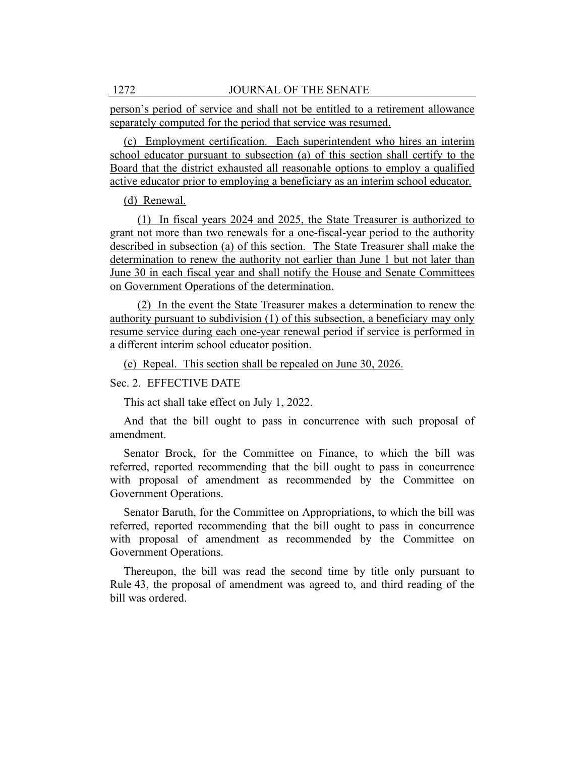person's period of service and shall not be entitled to a retirement allowance separately computed for the period that service was resumed.

(c) Employment certification. Each superintendent who hires an interim school educator pursuant to subsection (a) of this section shall certify to the Board that the district exhausted all reasonable options to employ a qualified active educator prior to employing a beneficiary as an interim school educator.

(d) Renewal.

(1) In fiscal years 2024 and 2025, the State Treasurer is authorized to grant not more than two renewals for a one-fiscal-year period to the authority described in subsection (a) of this section. The State Treasurer shall make the determination to renew the authority not earlier than June 1 but not later than June 30 in each fiscal year and shall notify the House and Senate Committees on Government Operations of the determination.

(2) In the event the State Treasurer makes a determination to renew the authority pursuant to subdivision (1) of this subsection, a beneficiary may only resume service during each one-year renewal period if service is performed in a different interim school educator position.

(e) Repeal. This section shall be repealed on June 30, 2026.

Sec. 2. EFFECTIVE DATE

This act shall take effect on July 1, 2022.

And that the bill ought to pass in concurrence with such proposal of amendment.

Senator Brock, for the Committee on Finance, to which the bill was referred, reported recommending that the bill ought to pass in concurrence with proposal of amendment as recommended by the Committee on Government Operations.

Senator Baruth, for the Committee on Appropriations, to which the bill was referred, reported recommending that the bill ought to pass in concurrence with proposal of amendment as recommended by the Committee on Government Operations.

Thereupon, the bill was read the second time by title only pursuant to Rule 43, the proposal of amendment was agreed to, and third reading of the bill was ordered.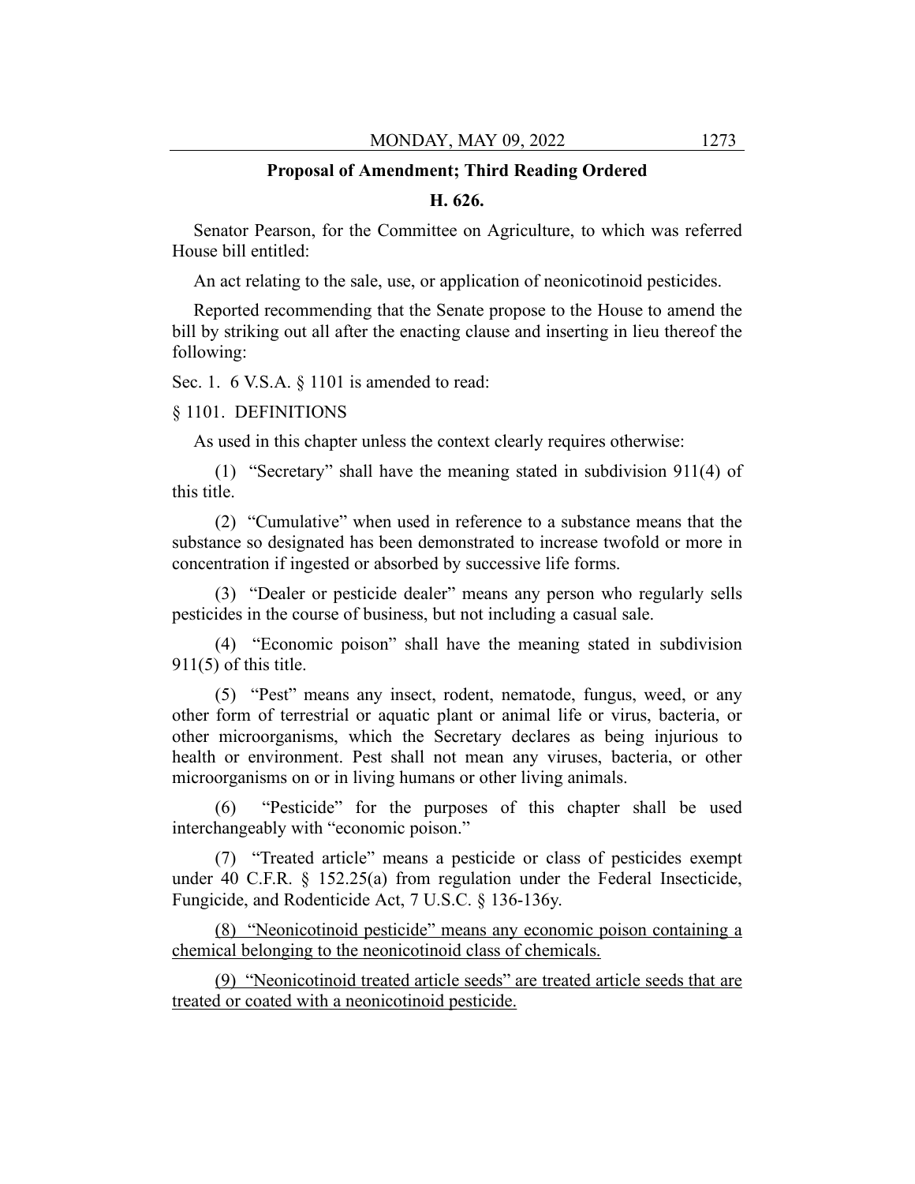**Proposal of Amendment; Third Reading Ordered**

**H. 626.**

Senator Pearson, for the Committee on Agriculture, to which was referred House bill entitled:

An act relating to the sale, use, or application of neonicotinoid pesticides.

Reported recommending that the Senate propose to the House to amend the bill by striking out all after the enacting clause and inserting in lieu thereof the following:

Sec. 1. 6 V.S.A. § 1101 is amended to read:

§ 1101. DEFINITIONS

As used in this chapter unless the context clearly requires otherwise:

(1) "Secretary" shall have the meaning stated in subdivision 911(4) of this title.

(2) "Cumulative" when used in reference to a substance means that the substance so designated has been demonstrated to increase twofold or more in concentration if ingested or absorbed by successive life forms.

(3) "Dealer or pesticide dealer" means any person who regularly sells pesticides in the course of business, but not including a casual sale.

(4) "Economic poison" shall have the meaning stated in subdivision 911(5) of this title.

(5) "Pest" means any insect, rodent, nematode, fungus, weed, or any other form of terrestrial or aquatic plant or animal life or virus, bacteria, or other microorganisms, which the Secretary declares as being injurious to health or environment. Pest shall not mean any viruses, bacteria, or other microorganisms on or in living humans or other living animals.

(6) "Pesticide" for the purposes of this chapter shall be used interchangeably with "economic poison."

(7) "Treated article" means a pesticide or class of pesticides exempt under 40 C.F.R. § 152.25(a) from regulation under the Federal Insecticide, Fungicide, and Rodenticide Act, 7 U.S.C. § 136-136y.

<u>(8) "Neonicotinoid pesticide" means any economic poison containing a chemical belonging to the neonicotinoid class of chemicals.</u>

<u>(9) "Neonicotinoid treated article seeds" are treated article seeds that are treated or coated with a neonicotinoid pesticide.</u>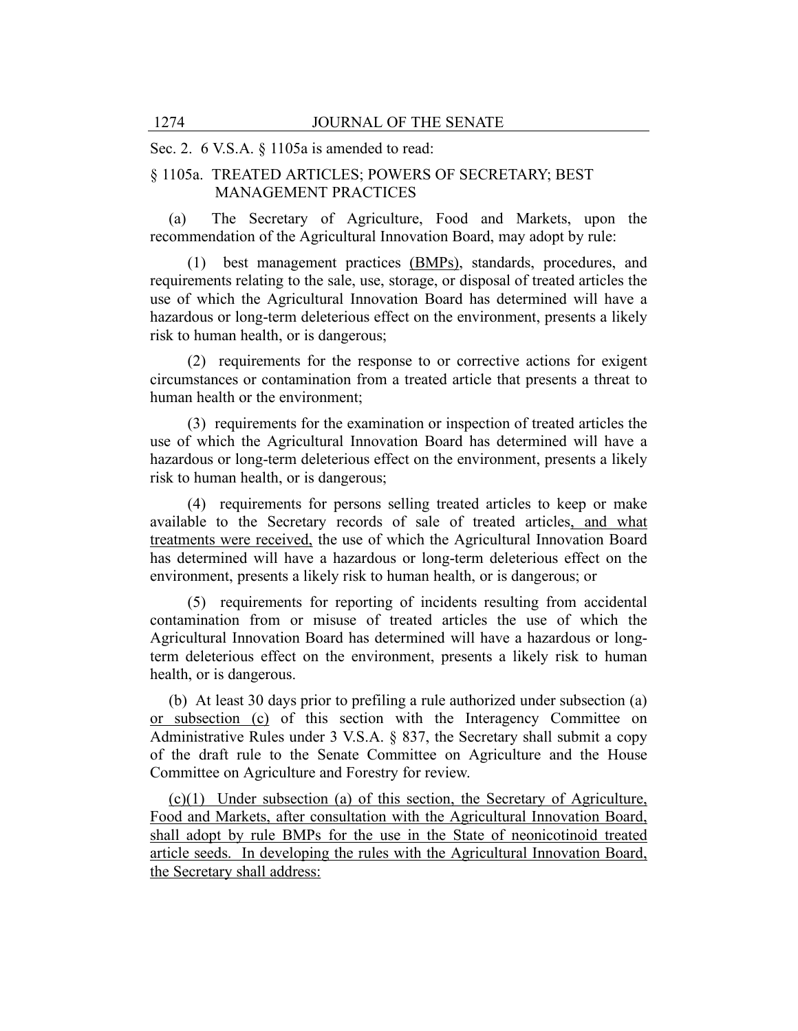Sec. 2. 6 V.S.A. § 1105a is amended to read:

§ 1105a. TREATED ARTICLES; POWERS OF SECRETARY; BEST MANAGEMENT PRACTICES

(a) The Secretary of Agriculture, Food and Markets, upon the recommendation of the Agricultural Innovation Board, may adopt by rule:

(1) best management practices (BMPs), standards, procedures, and requirements relating to the sale, use, storage, or disposal of treated articles the use of which the Agricultural Innovation Board has determined will have a hazardous or long-term deleterious effect on the environment, presents a likely risk to human health, or is dangerous;

(2) requirements for the response to or corrective actions for exigent circumstances or contamination from a treated article that presents a threat to human health or the environment;

(3) requirements for the examination or inspection of treated articles the use of which the Agricultural Innovation Board has determined will have a hazardous or long-term deleterious effect on the environment, presents a likely risk to human health, or is dangerous;

(4) requirements for persons selling treated articles to keep or make available to the Secretary records of sale of treated articles, and what treatments were received, the use of which the Agricultural Innovation Board has determined will have a hazardous or long-term deleterious effect on the environment, presents a likely risk to human health, or is dangerous; or

(5) requirements for reporting of incidents resulting from accidental contamination from or misuse of treated articles the use of which the Agricultural Innovation Board has determined will have a hazardous or long-term deleterious effect on the environment, presents a likely risk to human health, or is dangerous.

(b) At least 30 days prior to prefiling a rule authorized under subsection (a) or subsection (c) of this section with the Interagency Committee on Administrative Rules under 3 V.S.A. § 837, the Secretary shall submit a copy of the draft rule to the Senate Committee on Agriculture and the House Committee on Agriculture and Forestry for review.

(c)(1) Under subsection (a) of this section, the Secretary of Agriculture, Food and Markets, after consultation with the Agricultural Innovation Board, shall adopt by rule BMPs for the use in the State of neonicotinoid treated article seeds. In developing the rules with the Agricultural Innovation Board, the Secretary shall address: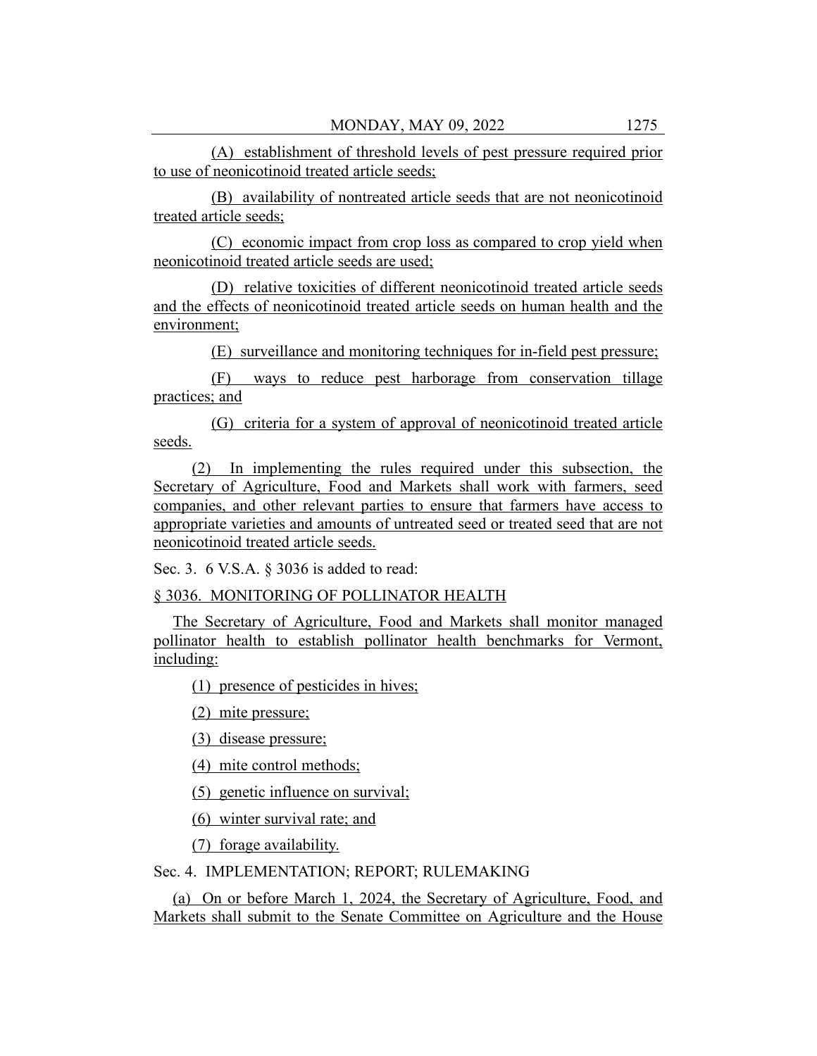(A) establishment of threshold levels of pest pressure required prior to use of neonicotinoid treated article seeds;

(B) availability of nontreated article seeds that are not neonicotinoid treated article seeds;

(C) economic impact from crop loss as compared to crop yield when neonicotinoid treated article seeds are used;

(D) relative toxicities of different neonicotinoid treated article seeds and the effects of neonicotinoid treated article seeds on human health and the environment;

(E) surveillance and monitoring techniques for in-field pest pressure;

(F) ways to reduce pest harborage from conservation tillage practices; and

(G) criteria for a system of approval of neonicotinoid treated article seeds.

(2) In implementing the rules required under this subsection, the Secretary of Agriculture, Food and Markets shall work with farmers, seed companies, and other relevant parties to ensure that farmers have access to appropriate varieties and amounts of untreated seed or treated seed that are not neonicotinoid treated article seeds.

Sec. 3. 6 V.S.A. § 3036 is added to read:

§ 3036. MONITORING OF POLLINATOR HEALTH

The Secretary of Agriculture, Food and Markets shall monitor managed pollinator health to establish pollinator health benchmarks for Vermont, including:

(1) presence of pesticides in hives;

(2) mite pressure;

(3) disease pressure;

(4) mite control methods;

(5) genetic influence on survival;

(6) winter survival rate; and

(7) forage availability.

Sec. 4. IMPLEMENTATION; REPORT; RULEMAKING

(a) On or before March 1, 2024, the Secretary of Agriculture, Food, and Markets shall submit to the Senate Committee on Agriculture and the House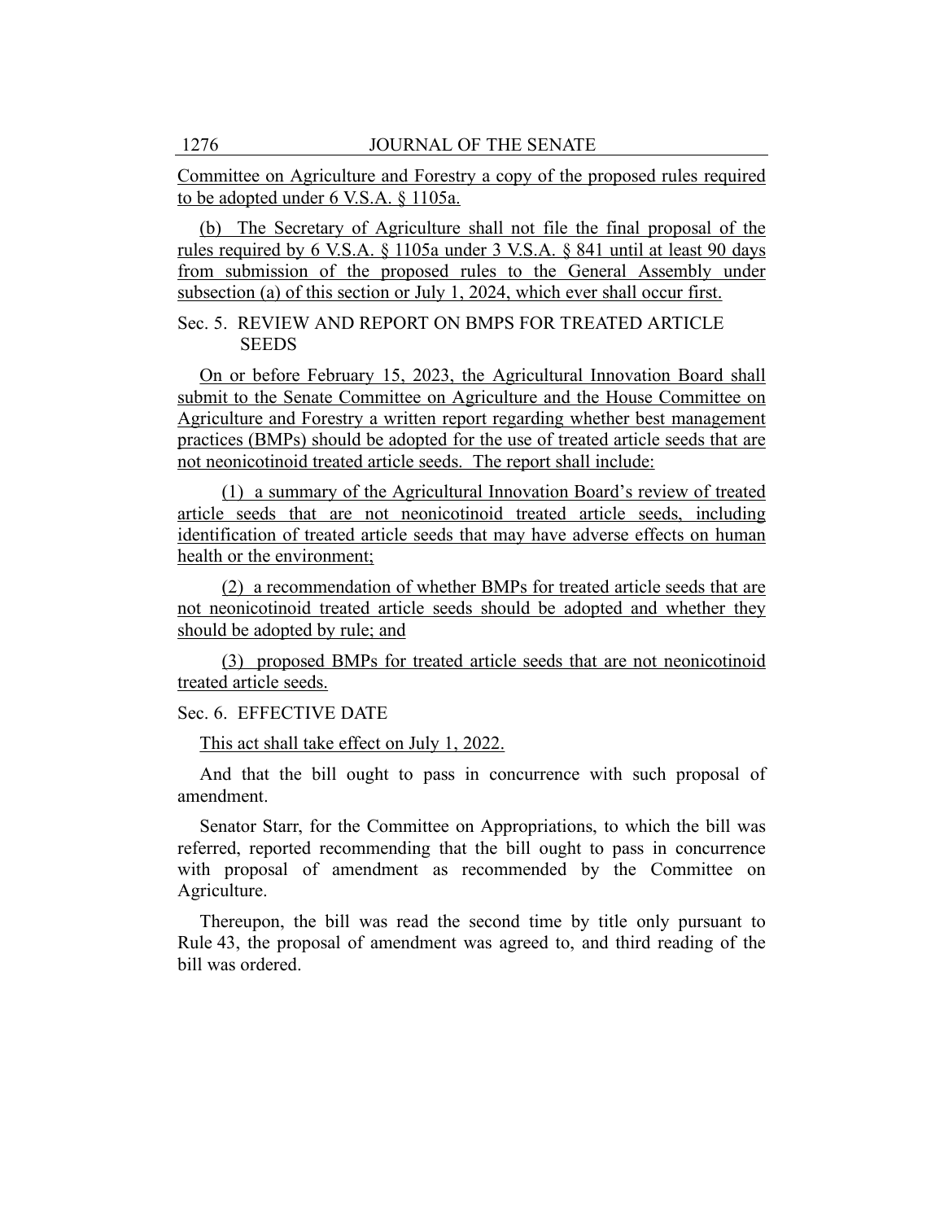Committee on Agriculture and Forestry a copy of the proposed rules required to be adopted under 6 V.S.A. § 1105a.

(b) The Secretary of Agriculture shall not file the final proposal of the rules required by 6 V.S.A. § 1105a under 3 V.S.A. § 841 until at least 90 days from submission of the proposed rules to the General Assembly under subsection (a) of this section or July 1, 2024, which ever shall occur first.

Sec. 5. REVIEW AND REPORT ON BMPS FOR TREATED ARTICLE SEEDS

On or before February 15, 2023, the Agricultural Innovation Board shall submit to the Senate Committee on Agriculture and the House Committee on Agriculture and Forestry a written report regarding whether best management practices (BMPs) should be adopted for the use of treated article seeds that are not neonicotinoid treated article seeds. The report shall include:

(1) a summary of the Agricultural Innovation Board's review of treated article seeds that are not neonicotinoid treated article seeds, including identification of treated article seeds that may have adverse effects on human health or the environment;

(2) a recommendation of whether BMPs for treated article seeds that are not neonicotinoid treated article seeds should be adopted and whether they should be adopted by rule; and

(3) proposed BMPs for treated article seeds that are not neonicotinoid treated article seeds.

Sec. 6. EFFECTIVE DATE

This act shall take effect on July 1, 2022.

And that the bill ought to pass in concurrence with such proposal of amendment.

Senator Starr, for the Committee on Appropriations, to which the bill was referred, reported recommending that the bill ought to pass in concurrence with proposal of amendment as recommended by the Committee on Agriculture.

Thereupon, the bill was read the second time by title only pursuant to Rule 43, the proposal of amendment was agreed to, and third reading of the bill was ordered.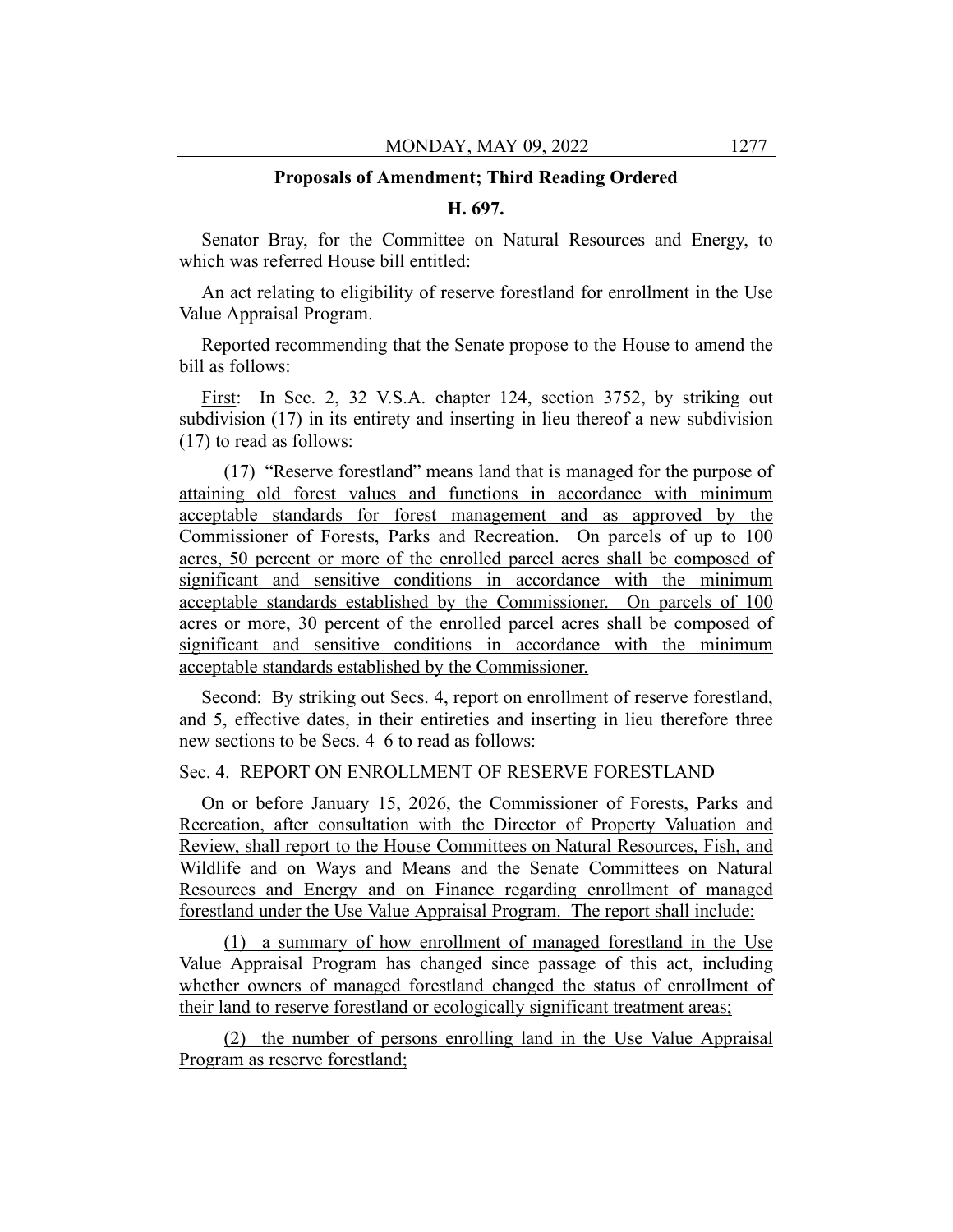**Proposals of Amendment; Third Reading Ordered**

**H. 697.**

Senator Bray, for the Committee on Natural Resources and Energy, to which was referred House bill entitled:

An act relating to eligibility of reserve forestland for enrollment in the Use Value Appraisal Program.

Reported recommending that the Senate propose to the House to amend the bill as follows:

First: In Sec. 2, 32 V.S.A. chapter 124, section 3752, by striking out subdivision (17) in its entirety and inserting in lieu thereof a new subdivision (17) to read as follows:

(17) "Reserve forestland" means land that is managed for the purpose of attaining old forest values and functions in accordance with minimum acceptable standards for forest management and as approved by the Commissioner of Forests, Parks and Recreation. On parcels of up to 100 acres, 50 percent or more of the enrolled parcel acres shall be composed of significant and sensitive conditions in accordance with the minimum acceptable standards established by the Commissioner. On parcels of 100 acres or more, 30 percent of the enrolled parcel acres shall be composed of significant and sensitive conditions in accordance with the minimum acceptable standards established by the Commissioner.

Second: By striking out Secs. 4, report on enrollment of reserve forestland, and 5, effective dates, in their entireties and inserting in lieu therefore three new sections to be Secs. 4–6 to read as follows:

Sec. 4. REPORT ON ENROLLMENT OF RESERVE FORESTLAND

On or before January 15, 2026, the Commissioner of Forests, Parks and Recreation, after consultation with the Director of Property Valuation and Review, shall report to the House Committees on Natural Resources, Fish, and Wildlife and on Ways and Means and the Senate Committees on Natural Resources and Energy and on Finance regarding enrollment of managed forestland under the Use Value Appraisal Program. The report shall include:

(1) a summary of how enrollment of managed forestland in the Use Value Appraisal Program has changed since passage of this act, including whether owners of managed forestland changed the status of enrollment of their land to reserve forestland or ecologically significant treatment areas;

(2) the number of persons enrolling land in the Use Value Appraisal Program as reserve forestland;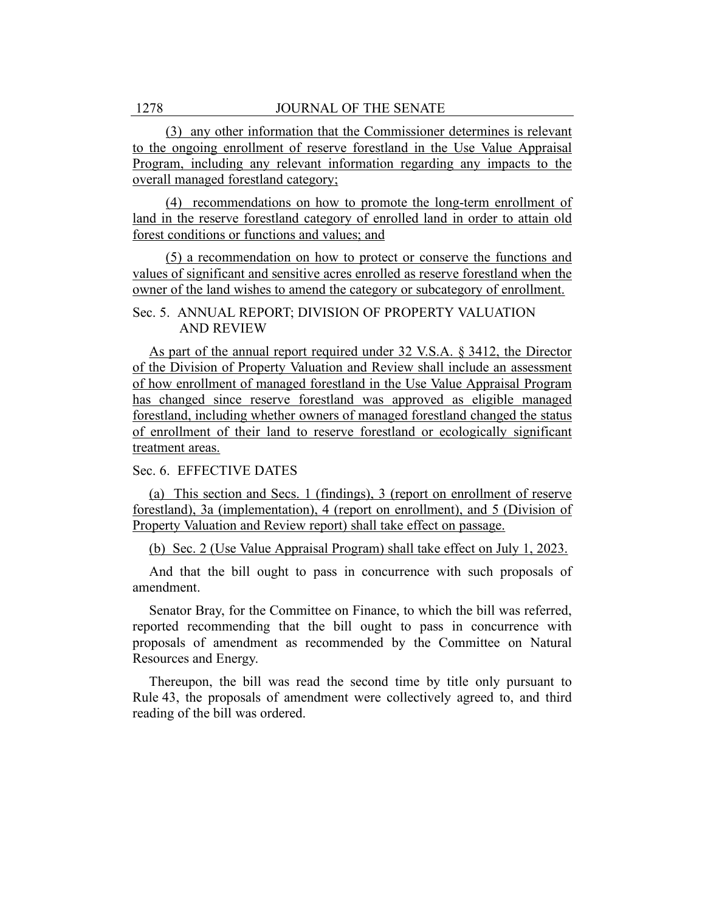(3) any other information that the Commissioner determines is relevant to the ongoing enrollment of reserve forestland in the Use Value Appraisal Program, including any relevant information regarding any impacts to the overall managed forestland category;

(4) recommendations on how to promote the long-term enrollment of land in the reserve forestland category of enrolled land in order to attain old forest conditions or functions and values; and

(5) a recommendation on how to protect or conserve the functions and values of significant and sensitive acres enrolled as reserve forestland when the owner of the land wishes to amend the category or subcategory of enrollment.

Sec. 5. ANNUAL REPORT; DIVISION OF PROPERTY VALUATION AND REVIEW

As part of the annual report required under 32 V.S.A. § 3412, the Director of the Division of Property Valuation and Review shall include an assessment of how enrollment of managed forestland in the Use Value Appraisal Program has changed since reserve forestland was approved as eligible managed forestland, including whether owners of managed forestland changed the status of enrollment of their land to reserve forestland or ecologically significant treatment areas.

Sec. 6. EFFECTIVE DATES

(a) This section and Secs. 1 (findings), 3 (report on enrollment of reserve forestland), 3a (implementation), 4 (report on enrollment), and 5 (Division of Property Valuation and Review report) shall take effect on passage.

(b) Sec. 2 (Use Value Appraisal Program) shall take effect on July 1, 2023.

And that the bill ought to pass in concurrence with such proposals of amendment.

Senator Bray, for the Committee on Finance, to which the bill was referred, reported recommending that the bill ought to pass in concurrence with proposals of amendment as recommended by the Committee on Natural Resources and Energy.

Thereupon, the bill was read the second time by title only pursuant to Rule 43, the proposals of amendment were collectively agreed to, and third reading of the bill was ordered.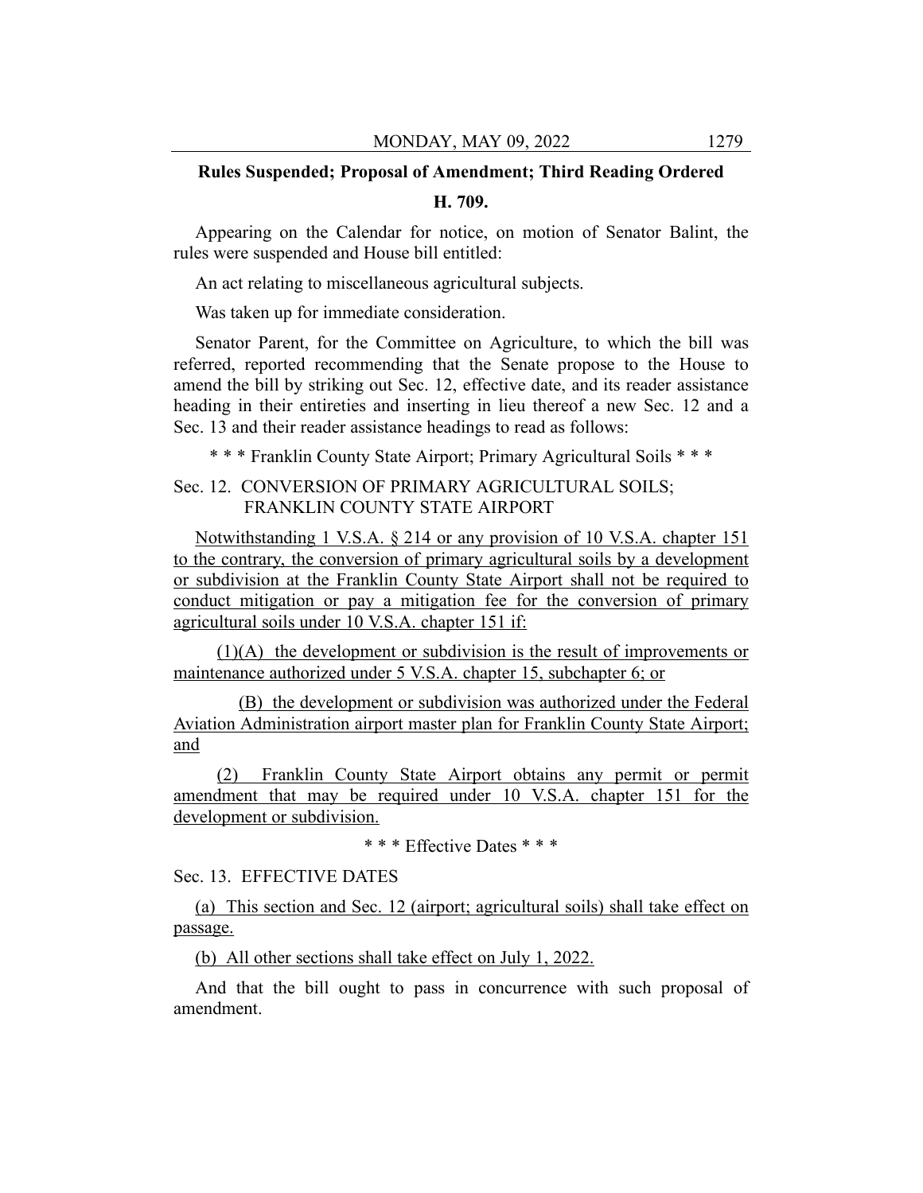**Rules Suspended; Proposal of Amendment; Third Reading Ordered**

**H. 709.**

Appearing on the Calendar for notice, on motion of Senator Balint, the rules were suspended and House bill entitled:

An act relating to miscellaneous agricultural subjects.

Was taken up for immediate consideration.

Senator Parent, for the Committee on Agriculture, to which the bill was referred, reported recommending that the Senate propose to the House to amend the bill by striking out Sec. 12, effective date, and its reader assistance heading in their entireties and inserting in lieu thereof a new Sec. 12 and a Sec. 13 and their reader assistance headings to read as follows:

\* \* \* Franklin County State Airport; Primary Agricultural Soils \* \* \*

Sec. 12. CONVERSION OF PRIMARY AGRICULTURAL SOILS; FRANKLIN COUNTY STATE AIRPORT

Notwithstanding 1 V.S.A. § 214 or any provision of 10 V.S.A. chapter 151 to the contrary, the conversion of primary agricultural soils by a development or subdivision at the Franklin County State Airport shall not be required to conduct mitigation or pay a mitigation fee for the conversion of primary agricultural soils under 10 V.S.A. chapter 151 if:

(1)(A) the development or subdivision is the result of improvements or maintenance authorized under 5 V.S.A. chapter 15, subchapter 6; or

(B) the development or subdivision was authorized under the Federal Aviation Administration airport master plan for Franklin County State Airport; and

(2) Franklin County State Airport obtains any permit or permit amendment that may be required under 10 V.S.A. chapter 151 for the development or subdivision.

\* \* \* Effective Dates \* \* \*

Sec. 13. EFFECTIVE DATES

(a) This section and Sec. 12 (airport; agricultural soils) shall take effect on passage.

(b) All other sections shall take effect on July 1, 2022.

And that the bill ought to pass in concurrence with such proposal of amendment.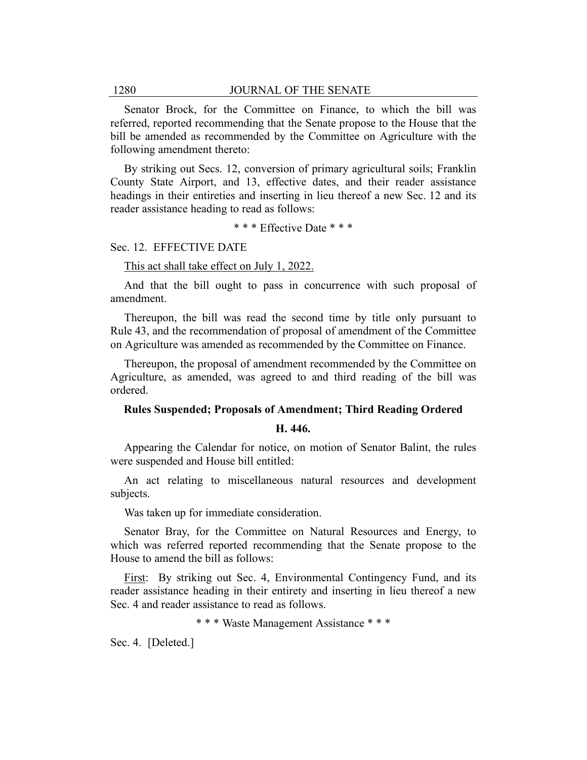Senator Brock, for the Committee on Finance, to which the bill was referred, reported recommending that the Senate propose to the House that the bill be amended as recommended by the Committee on Agriculture with the following amendment thereto:

By striking out Secs. 12, conversion of primary agricultural soils; Franklin County State Airport, and 13, effective dates, and their reader assistance headings in their entireties and inserting in lieu thereof a new Sec. 12 and its reader assistance heading to read as follows:

\* \* \* Effective Date \* \* \*

Sec. 12. EFFECTIVE DATE

<u>This act shall take effect on July 1, 2022.</u>

And that the bill ought to pass in concurrence with such proposal of amendment.

Thereupon, the bill was read the second time by title only pursuant to Rule 43, and the recommendation of proposal of amendment of the Committee on Agriculture was amended as recommended by the Committee on Finance.

Thereupon, the proposal of amendment recommended by the Committee on Agriculture, as amended, was agreed to and third reading of the bill was ordered.

**Rules Suspended; Proposals of Amendment; Third Reading Ordered**

**H. 446.**

Appearing the Calendar for notice, on motion of Senator Balint, the rules were suspended and House bill entitled:

An act relating to miscellaneous natural resources and development subjects.

Was taken up for immediate consideration.

Senator Bray, for the Committee on Natural Resources and Energy, to which was referred reported recommending that the Senate propose to the House to amend the bill as follows:

<u>First</u>: By striking out Sec. 4, Environmental Contingency Fund, and its reader assistance heading in their entirety and inserting in lieu thereof a new Sec. 4 and reader assistance to read as follows.

\* \* \* Waste Management Assistance \* \* \*

Sec. 4. [Deleted.]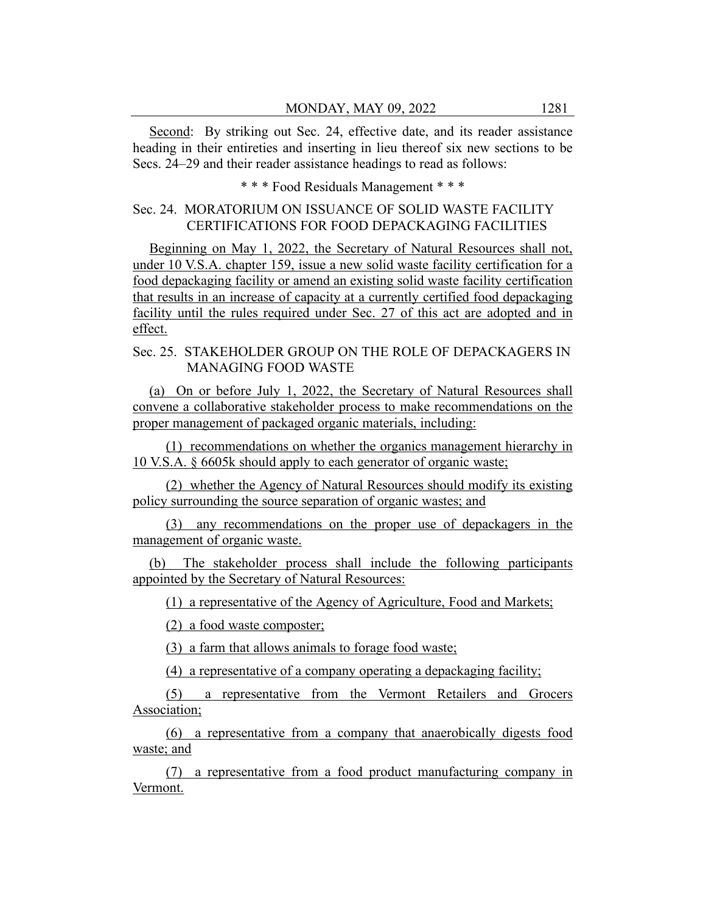Second: By striking out Sec. 24, effective date, and its reader assistance heading in their entireties and inserting in lieu thereof six new sections to be Secs. 24–29 and their reader assistance headings to read as follows:

\* \* \* Food Residuals Management \* \* \*

Sec. 24. MORATORIUM ON ISSUANCE OF SOLID WASTE FACILITY CERTIFICATIONS FOR FOOD DEPACKAGING FACILITIES

Beginning on May 1, 2022, the Secretary of Natural Resources shall not, under 10 V.S.A. chapter 159, issue a new solid waste facility certification for a food depackaging facility or amend an existing solid waste facility certification that results in an increase of capacity at a currently certified food depackaging facility until the rules required under Sec. 27 of this act are adopted and in effect.

Sec. 25. STAKEHOLDER GROUP ON THE ROLE OF DEPACKAGERS IN MANAGING FOOD WASTE

(a) On or before July 1, 2022, the Secretary of Natural Resources shall convene a collaborative stakeholder process to make recommendations on the proper management of packaged organic materials, including:

(1) recommendations on whether the organics management hierarchy in 10 V.S.A. § 6605k should apply to each generator of organic waste;

(2) whether the Agency of Natural Resources should modify its existing policy surrounding the source separation of organic wastes; and

(3) any recommendations on the proper use of depackagers in the management of organic waste.

(b) The stakeholder process shall include the following participants appointed by the Secretary of Natural Resources:

(1) a representative of the Agency of Agriculture, Food and Markets;

(2) a food waste composter;

(3) a farm that allows animals to forage food waste;

(4) a representative of a company operating a depackaging facility;

(5) a representative from the Vermont Retailers and Grocers Association;

(6) a representative from a company that anaerobically digests food waste; and

(7) a representative from a food product manufacturing company in Vermont.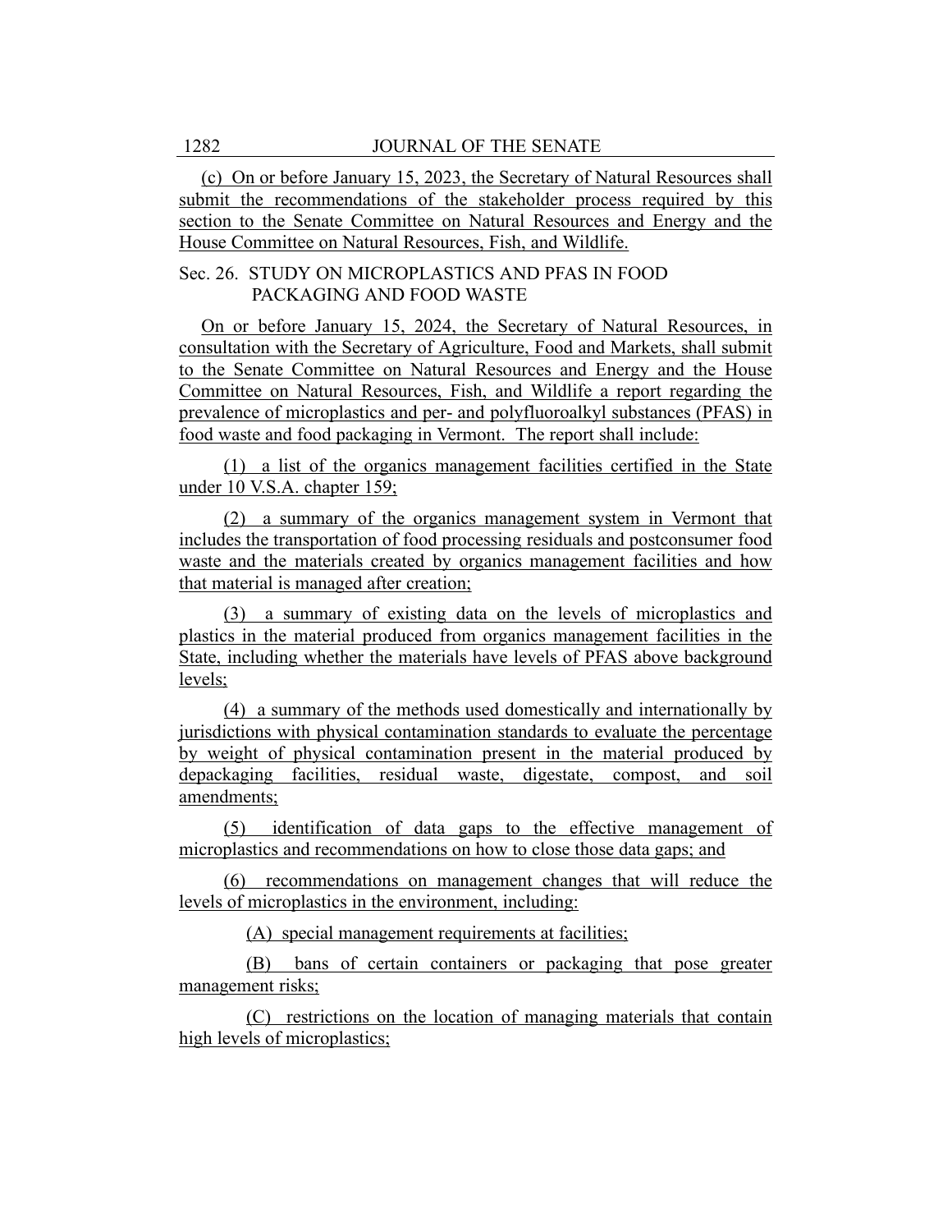(c) On or before January 15, 2023, the Secretary of Natural Resources shall submit the recommendations of the stakeholder process required by this section to the Senate Committee on Natural Resources and Energy and the House Committee on Natural Resources, Fish, and Wildlife.

Sec. 26. STUDY ON MICROPLASTICS AND PFAS IN FOOD PACKAGING AND FOOD WASTE

On or before January 15, 2024, the Secretary of Natural Resources, in consultation with the Secretary of Agriculture, Food and Markets, shall submit to the Senate Committee on Natural Resources and Energy and the House Committee on Natural Resources, Fish, and Wildlife a report regarding the prevalence of microplastics and per- and polyfluoroalkyl substances (PFAS) in food waste and food packaging in Vermont. The report shall include:

(1) a list of the organics management facilities certified in the State under 10 V.S.A. chapter 159;

(2) a summary of the organics management system in Vermont that includes the transportation of food processing residuals and postconsumer food waste and the materials created by organics management facilities and how that material is managed after creation;

(3) a summary of existing data on the levels of microplastics and plastics in the material produced from organics management facilities in the State, including whether the materials have levels of PFAS above background levels;

(4) a summary of the methods used domestically and internationally by jurisdictions with physical contamination standards to evaluate the percentage by weight of physical contamination present in the material produced by depackaging facilities, residual waste, digestate, compost, and soil amendments;

(5) identification of data gaps to the effective management of microplastics and recommendations on how to close those data gaps; and

(6) recommendations on management changes that will reduce the levels of microplastics in the environment, including:

(A) special management requirements at facilities;

(B) bans of certain containers or packaging that pose greater management risks;

(C) restrictions on the location of managing materials that contain high levels of microplastics;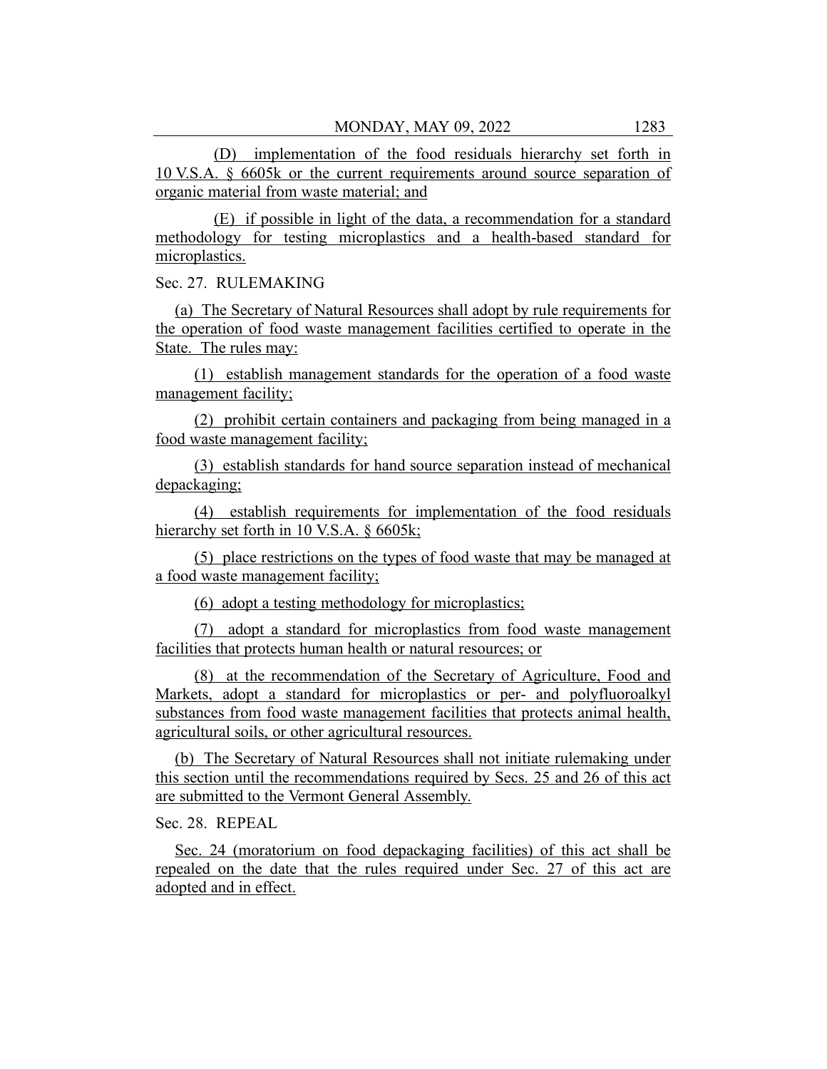(D) implementation of the food residuals hierarchy set forth in 10 V.S.A. § 6605k or the current requirements around source separation of organic material from waste material; and

(E) if possible in light of the data, a recommendation for a standard methodology for testing microplastics and a health-based standard for microplastics.

Sec. 27. RULEMAKING

(a) The Secretary of Natural Resources shall adopt by rule requirements for the operation of food waste management facilities certified to operate in the State. The rules may:

(1) establish management standards for the operation of a food waste management facility;

(2) prohibit certain containers and packaging from being managed in a food waste management facility;

(3) establish standards for hand source separation instead of mechanical depackaging;

(4) establish requirements for implementation of the food residuals hierarchy set forth in 10 V.S.A. § 6605k;

(5) place restrictions on the types of food waste that may be managed at a food waste management facility;

(6) adopt a testing methodology for microplastics;

(7) adopt a standard for microplastics from food waste management facilities that protects human health or natural resources; or

(8) at the recommendation of the Secretary of Agriculture, Food and Markets, adopt a standard for microplastics or per- and polyfluoroalkyl substances from food waste management facilities that protects animal health, agricultural soils, or other agricultural resources.

(b) The Secretary of Natural Resources shall not initiate rulemaking under this section until the recommendations required by Secs. 25 and 26 of this act are submitted to the Vermont General Assembly.

Sec. 28. REPEAL

Sec. 24 (moratorium on food depackaging facilities) of this act shall be repealed on the date that the rules required under Sec. 27 of this act are adopted and in effect.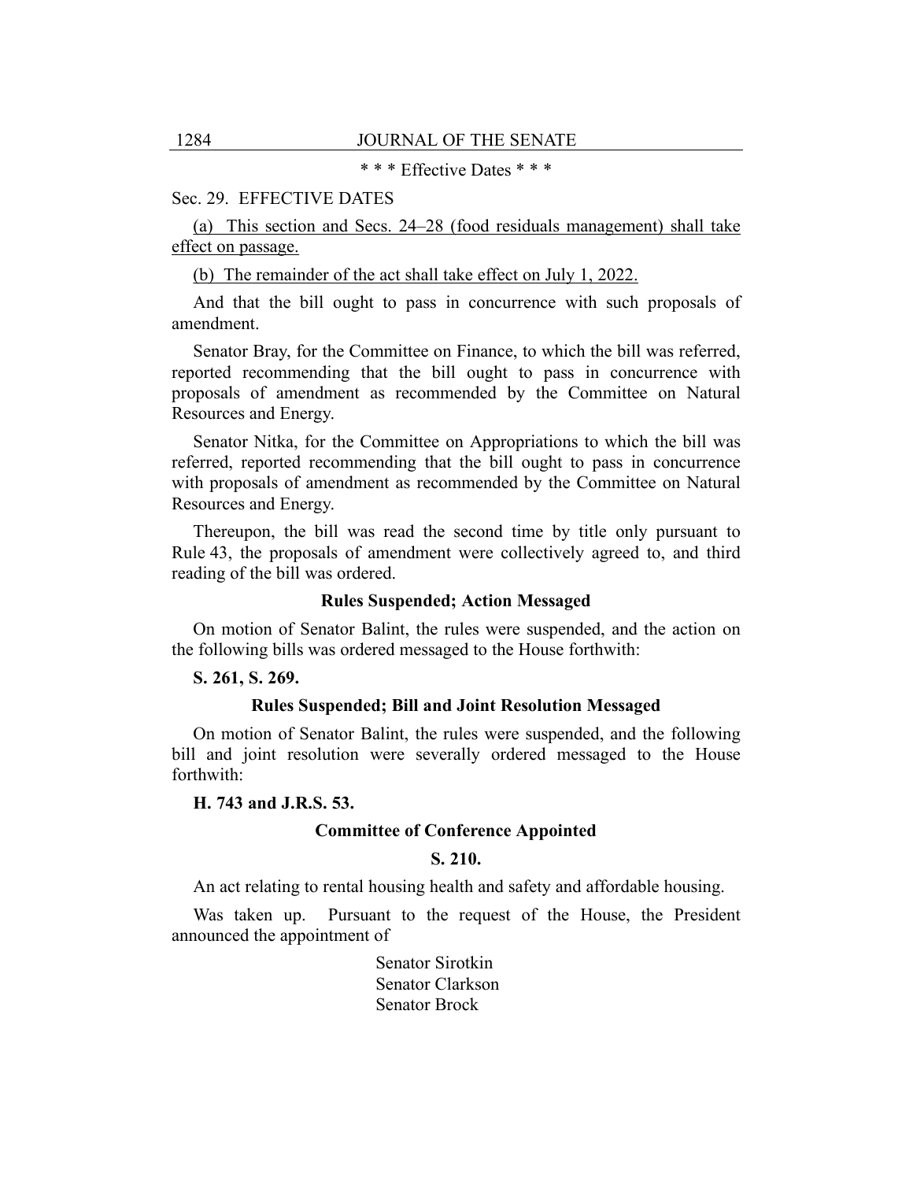\* \* \* Effective Dates \* \* \*

Sec. 29. EFFECTIVE DATES

<u>(a) This section and Secs. 24–28 (food residuals management) shall take effect on passage.</u>

<u>(b) The remainder of the act shall take effect on July 1, 2022.</u>

And that the bill ought to pass in concurrence with such proposals of amendment.

Senator Bray, for the Committee on Finance, to which the bill was referred, reported recommending that the bill ought to pass in concurrence with proposals of amendment as recommended by the Committee on Natural Resources and Energy.

Senator Nitka, for the Committee on Appropriations to which the bill was referred, reported recommending that the bill ought to pass in concurrence with proposals of amendment as recommended by the Committee on Natural Resources and Energy.

Thereupon, the bill was read the second time by title only pursuant to Rule 43, the proposals of amendment were collectively agreed to, and third reading of the bill was ordered.

### Rules Suspended; Action Messaged

On motion of Senator Balint, the rules were suspended, and the action on the following bills was ordered messaged to the House forthwith:

**S. 261, S. 269.**

### Rules Suspended; Bill and Joint Resolution Messaged

On motion of Senator Balint, the rules were suspended, and the following bill and joint resolution were severally ordered messaged to the House forthwith:

**H. 743 and J.R.S. 53.**

### Committee of Conference Appointed

**S. 210.**

An act relating to rental housing health and safety and affordable housing.

Was taken up. Pursuant to the request of the House, the President announced the appointment of

Senator Sirotkin
Senator Clarkson
Senator Brock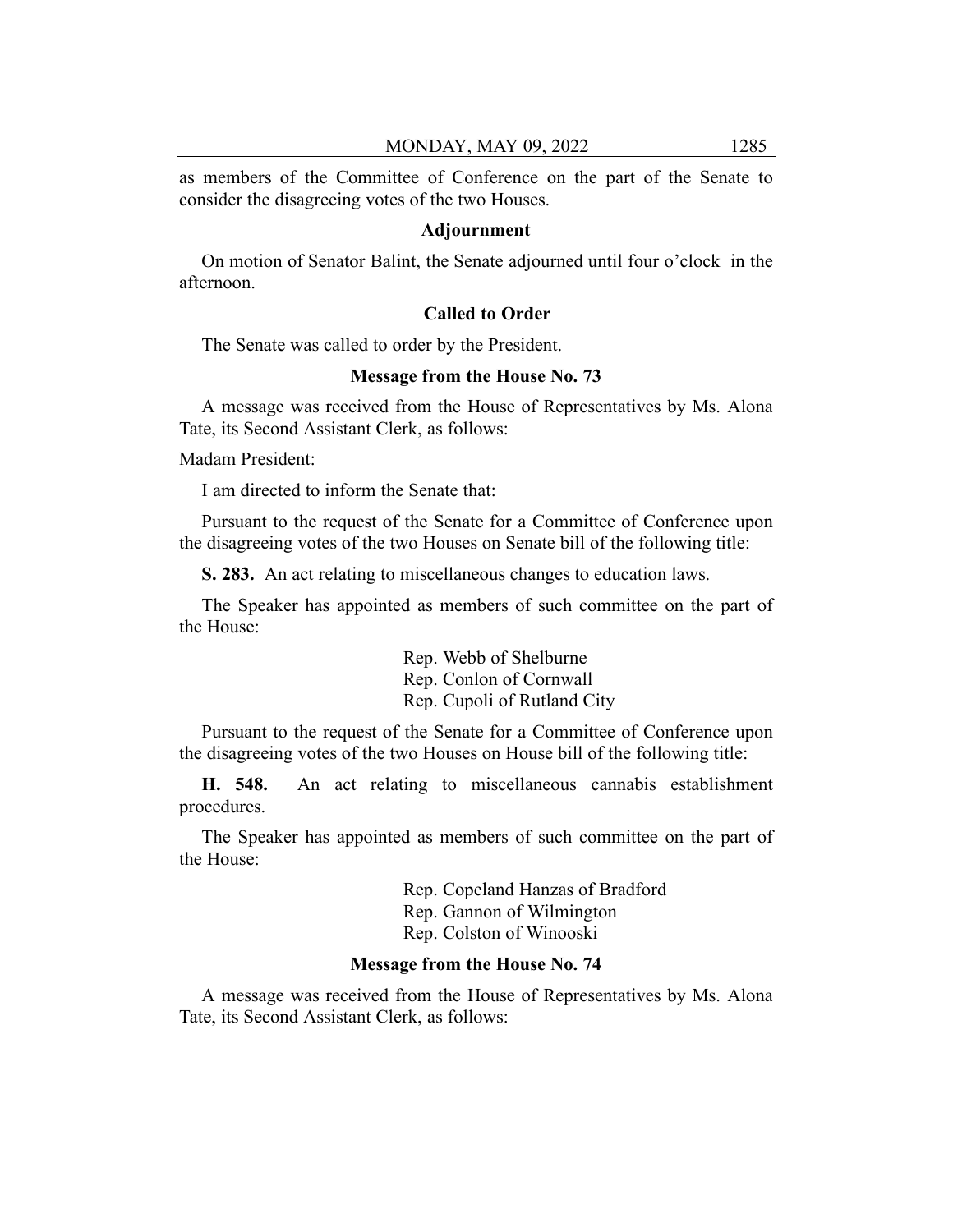as members of the Committee of Conference on the part of the Senate to consider the disagreeing votes of the two Houses.

### Adjournment

On motion of Senator Balint, the Senate adjourned until four o'clock in the afternoon.

### Called to Order

The Senate was called to order by the President.

### Message from the House No. 73

A message was received from the House of Representatives by Ms. Alona Tate, its Second Assistant Clerk, as follows:

Madam President:

I am directed to inform the Senate that:

Pursuant to the request of the Senate for a Committee of Conference upon the disagreeing votes of the two Houses on Senate bill of the following title:

**S. 283.** An act relating to miscellaneous changes to education laws.

The Speaker has appointed as members of such committee on the part of the House:

Rep. Webb of Shelburne
Rep. Conlon of Cornwall
Rep. Cupoli of Rutland City

Pursuant to the request of the Senate for a Committee of Conference upon the disagreeing votes of the two Houses on House bill of the following title:

**H. 548.** An act relating to miscellaneous cannabis establishment procedures.

The Speaker has appointed as members of such committee on the part of the House:

Rep. Copeland Hanzas of Bradford
Rep. Gannon of Wilmington
Rep. Colston of Winooski

### Message from the House No. 74

A message was received from the House of Representatives by Ms. Alona Tate, its Second Assistant Clerk, as follows: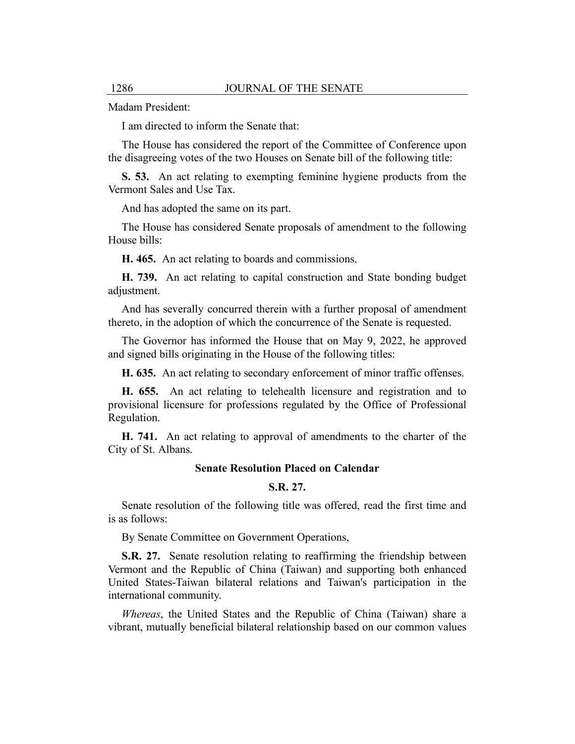Madam President:

I am directed to inform the Senate that:

The House has considered the report of the Committee of Conference upon the disagreeing votes of the two Houses on Senate bill of the following title:

**S. 53.** An act relating to exempting feminine hygiene products from the Vermont Sales and Use Tax.

And has adopted the same on its part.

The House has considered Senate proposals of amendment to the following House bills:

**H. 465.** An act relating to boards and commissions.

**H. 739.** An act relating to capital construction and State bonding budget adjustment.

And has severally concurred therein with a further proposal of amendment thereto, in the adoption of which the concurrence of the Senate is requested.

The Governor has informed the House that on May 9, 2022, he approved and signed bills originating in the House of the following titles:

**H. 635.** An act relating to secondary enforcement of minor traffic offenses.

**H. 655.** An act relating to telehealth licensure and registration and to provisional licensure for professions regulated by the Office of Professional Regulation.

**H. 741.** An act relating to approval of amendments to the charter of the City of St. Albans.

### Senate Resolution Placed on Calendar

### S.R. 27.

Senate resolution of the following title was offered, read the first time and is as follows:

By Senate Committee on Government Operations,

**S.R. 27.** Senate resolution relating to reaffirming the friendship between Vermont and the Republic of China (Taiwan) and supporting both enhanced United States-Taiwan bilateral relations and Taiwan's participation in the international community.

*Whereas*, the United States and the Republic of China (Taiwan) share a vibrant, mutually beneficial bilateral relationship based on our common values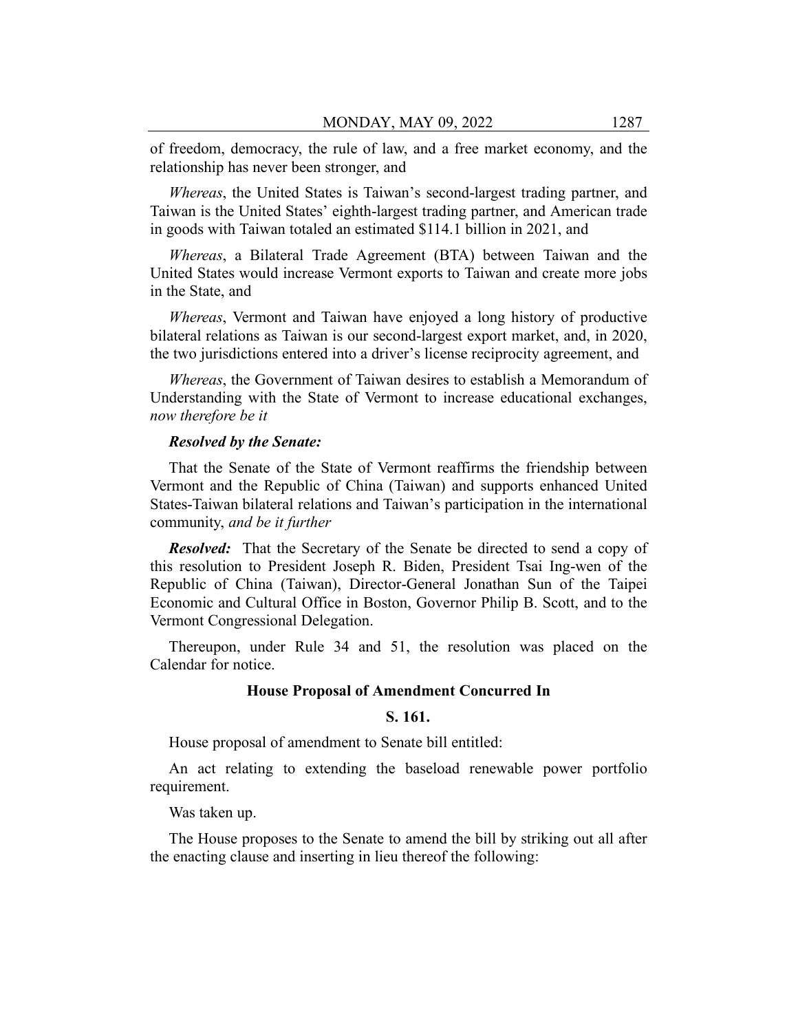of freedom, democracy, the rule of law, and a free market economy, and the relationship has never been stronger, and

*Whereas*, the United States is Taiwan's second-largest trading partner, and Taiwan is the United States' eighth-largest trading partner, and American trade in goods with Taiwan totaled an estimated $114.1 billion in 2021, and

*Whereas*, a Bilateral Trade Agreement (BTA) between Taiwan and the United States would increase Vermont exports to Taiwan and create more jobs in the State, and

*Whereas*, Vermont and Taiwan have enjoyed a long history of productive bilateral relations as Taiwan is our second-largest export market, and, in 2020, the two jurisdictions entered into a driver's license reciprocity agreement, and

*Whereas*, the Government of Taiwan desires to establish a Memorandum of Understanding with the State of Vermont to increase educational exchanges, *now therefore be it*

***Resolved by the Senate:***

That the Senate of the State of Vermont reaffirms the friendship between Vermont and the Republic of China (Taiwan) and supports enhanced United States-Taiwan bilateral relations and Taiwan's participation in the international community, *and be it further*

***Resolved:*** That the Secretary of the Senate be directed to send a copy of this resolution to President Joseph R. Biden, President Tsai Ing-wen of the Republic of China (Taiwan), Director-General Jonathan Sun of the Taipei Economic and Cultural Office in Boston, Governor Philip B. Scott, and to the Vermont Congressional Delegation.

Thereupon, under Rule 34 and 51, the resolution was placed on the Calendar for notice.

**House Proposal of Amendment Concurred In**

**S. 161.**

House proposal of amendment to Senate bill entitled:

An act relating to extending the baseload renewable power portfolio requirement.

Was taken up.

The House proposes to the Senate to amend the bill by striking out all after the enacting clause and inserting in lieu thereof the following: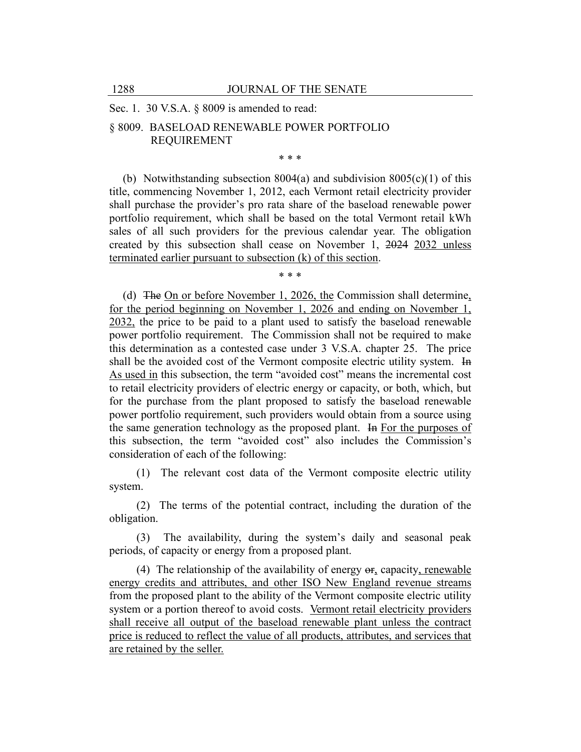Sec. 1. 30 V.S.A. § 8009 is amended to read:

§ 8009. BASELOAD RENEWABLE POWER PORTFOLIO REQUIREMENT

\* \* \*

(b) Notwithstanding subsection 8004(a) and subdivision 8005(c)(1) of this title, commencing November 1, 2012, each Vermont retail electricity provider shall purchase the provider's pro rata share of the baseload renewable power portfolio requirement, which shall be based on the total Vermont retail kWh sales of all such providers for the previous calendar year. The obligation created by this subsection shall cease on November 1, ~~2024~~ 2032 unless terminated earlier pursuant to subsection (k) of this section.

\* \* \*

(d) ~~The~~ On or before November 1, 2026, the Commission shall determine, for the period beginning on November 1, 2026 and ending on November 1, 2032, the price to be paid to a plant used to satisfy the baseload renewable power portfolio requirement. The Commission shall not be required to make this determination as a contested case under 3 V.S.A. chapter 25. The price shall be the avoided cost of the Vermont composite electric utility system. ~~In~~ As used in this subsection, the term "avoided cost" means the incremental cost to retail electricity providers of electric energy or capacity, or both, which, but for the purchase from the plant proposed to satisfy the baseload renewable power portfolio requirement, such providers would obtain from a source using the same generation technology as the proposed plant. ~~In~~ For the purposes of this subsection, the term "avoided cost" also includes the Commission's consideration of each of the following:

(1) The relevant cost data of the Vermont composite electric utility system.

(2) The terms of the potential contract, including the duration of the obligation.

(3) The availability, during the system's daily and seasonal peak periods, of capacity or energy from a proposed plant.

(4) The relationship of the availability of energy ~~or~~, capacity, renewable energy credits and attributes, and other ISO New England revenue streams from the proposed plant to the ability of the Vermont composite electric utility system or a portion thereof to avoid costs. Vermont retail electricity providers shall receive all output of the baseload renewable plant unless the contract price is reduced to reflect the value of all products, attributes, and services that are retained by the seller.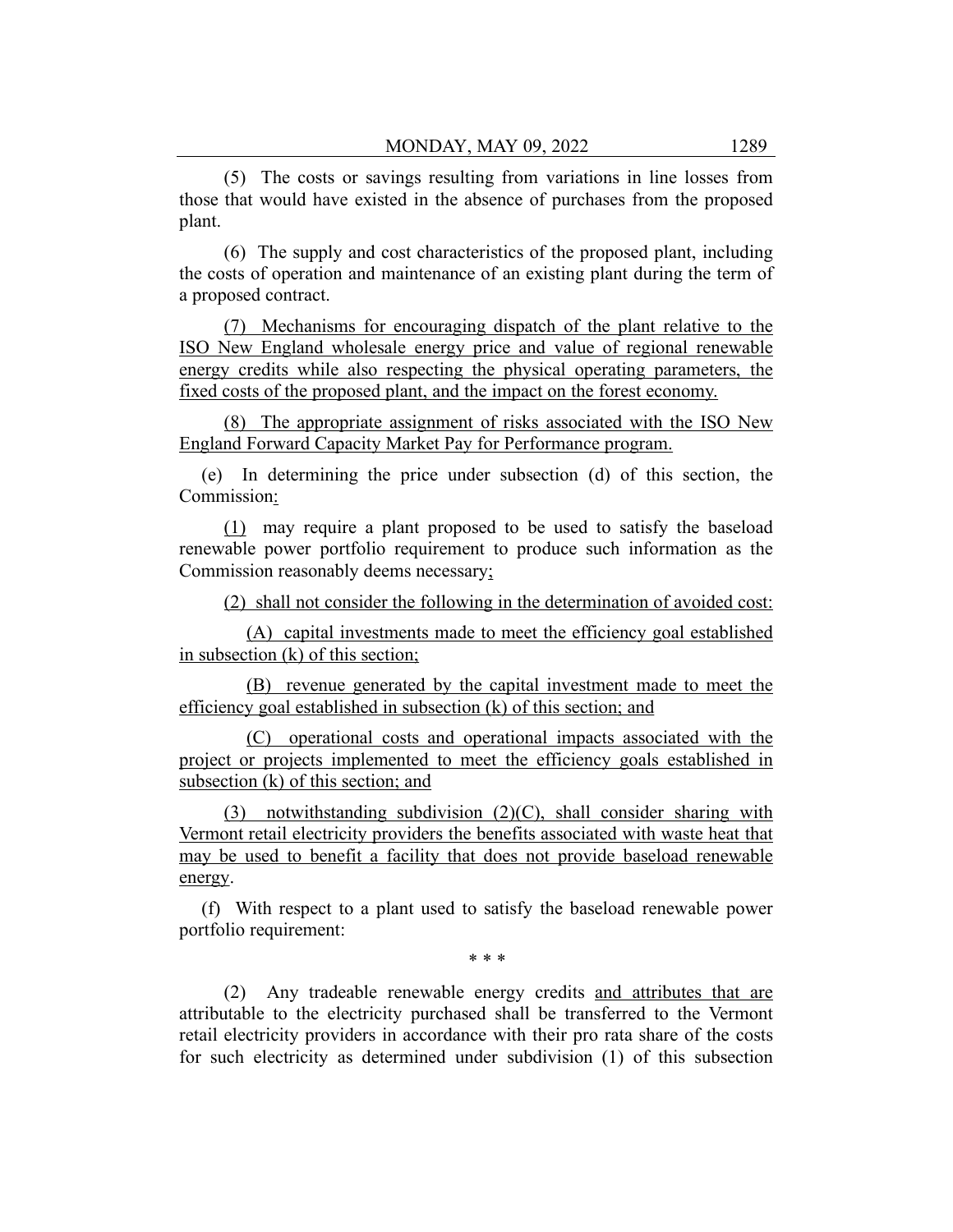(5) The costs or savings resulting from variations in line losses from those that would have existed in the absence of purchases from the proposed plant.

(6) The supply and cost characteristics of the proposed plant, including the costs of operation and maintenance of an existing plant during the term of a proposed contract.

(7) Mechanisms for encouraging dispatch of the plant relative to the ISO New England wholesale energy price and value of regional renewable energy credits while also respecting the physical operating parameters, the fixed costs of the proposed plant, and the impact on the forest economy.

(8) The appropriate assignment of risks associated with the ISO New England Forward Capacity Market Pay for Performance program.

(e) In determining the price under subsection (d) of this section, the Commission:

(1) may require a plant proposed to be used to satisfy the baseload renewable power portfolio requirement to produce such information as the Commission reasonably deems necessary;

(2) shall not consider the following in the determination of avoided cost:

(A) capital investments made to meet the efficiency goal established in subsection (k) of this section;

(B) revenue generated by the capital investment made to meet the efficiency goal established in subsection (k) of this section; and

(C) operational costs and operational impacts associated with the project or projects implemented to meet the efficiency goals established in subsection (k) of this section; and

(3) notwithstanding subdivision (2)(C), shall consider sharing with Vermont retail electricity providers the benefits associated with waste heat that may be used to benefit a facility that does not provide baseload renewable energy.

(f) With respect to a plant used to satisfy the baseload renewable power portfolio requirement:

\* \* \*

(2) Any tradeable renewable energy credits and attributes that are attributable to the electricity purchased shall be transferred to the Vermont retail electricity providers in accordance with their pro rata share of the costs for such electricity as determined under subdivision (1) of this subsection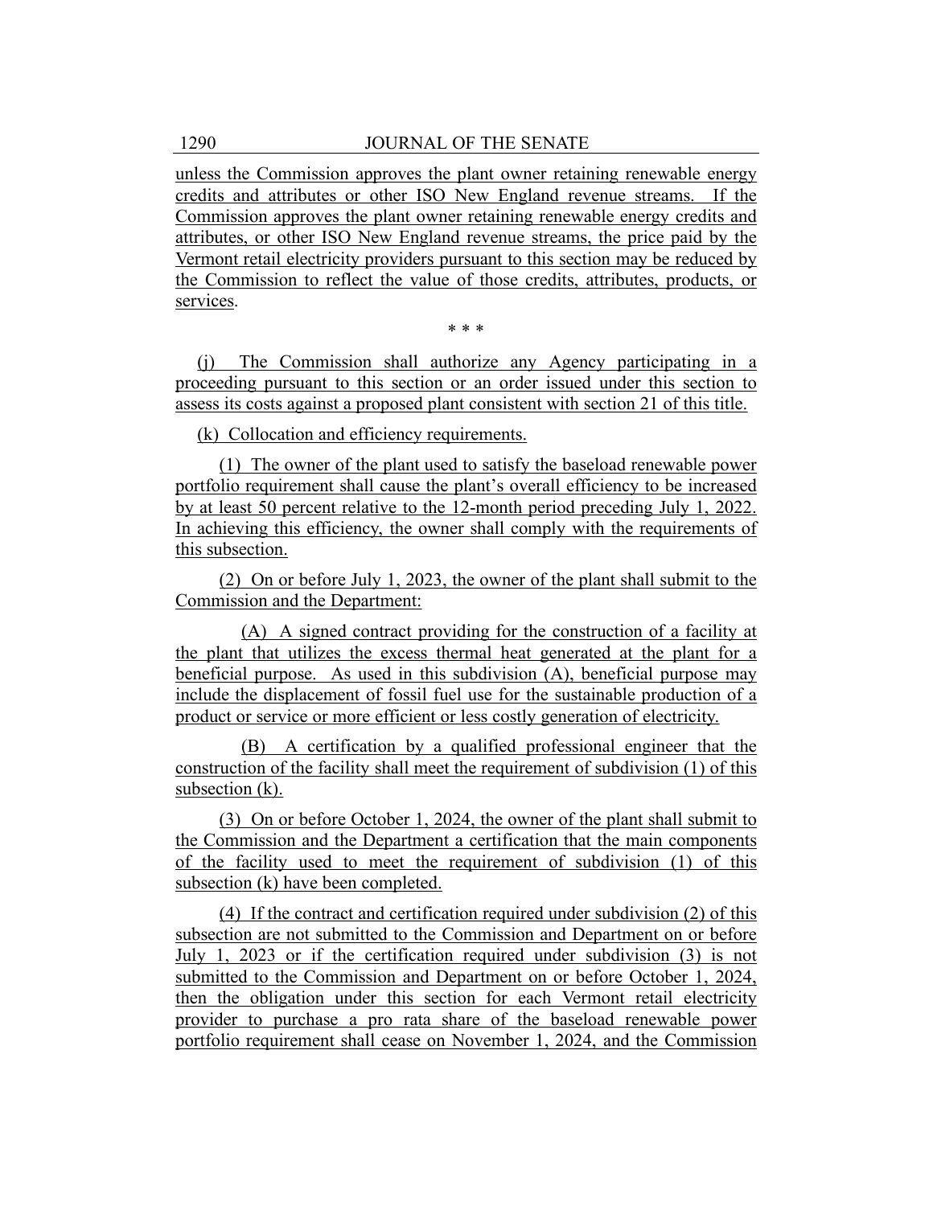unless the Commission approves the plant owner retaining renewable energy credits and attributes or other ISO New England revenue streams. If the Commission approves the plant owner retaining renewable energy credits and attributes, or other ISO New England revenue streams, the price paid by the Vermont retail electricity providers pursuant to this section may be reduced by the Commission to reflect the value of those credits, attributes, products, or services.

\* \* \*

(j) The Commission shall authorize any Agency participating in a proceeding pursuant to this section or an order issued under this section to assess its costs against a proposed plant consistent with section 21 of this title.

(k) Collocation and efficiency requirements.

(1) The owner of the plant used to satisfy the baseload renewable power portfolio requirement shall cause the plant's overall efficiency to be increased by at least 50 percent relative to the 12-month period preceding July 1, 2022. In achieving this efficiency, the owner shall comply with the requirements of this subsection.

(2) On or before July 1, 2023, the owner of the plant shall submit to the Commission and the Department:

(A) A signed contract providing for the construction of a facility at the plant that utilizes the excess thermal heat generated at the plant for a beneficial purpose. As used in this subdivision (A), beneficial purpose may include the displacement of fossil fuel use for the sustainable production of a product or service or more efficient or less costly generation of electricity.

(B) A certification by a qualified professional engineer that the construction of the facility shall meet the requirement of subdivision (1) of this subsection (k).

(3) On or before October 1, 2024, the owner of the plant shall submit to the Commission and the Department a certification that the main components of the facility used to meet the requirement of subdivision (1) of this subsection (k) have been completed.

(4) If the contract and certification required under subdivision (2) of this subsection are not submitted to the Commission and Department on or before July 1, 2023 or if the certification required under subdivision (3) is not submitted to the Commission and Department on or before October 1, 2024, then the obligation under this section for each Vermont retail electricity provider to purchase a pro rata share of the baseload renewable power portfolio requirement shall cease on November 1, 2024, and the Commission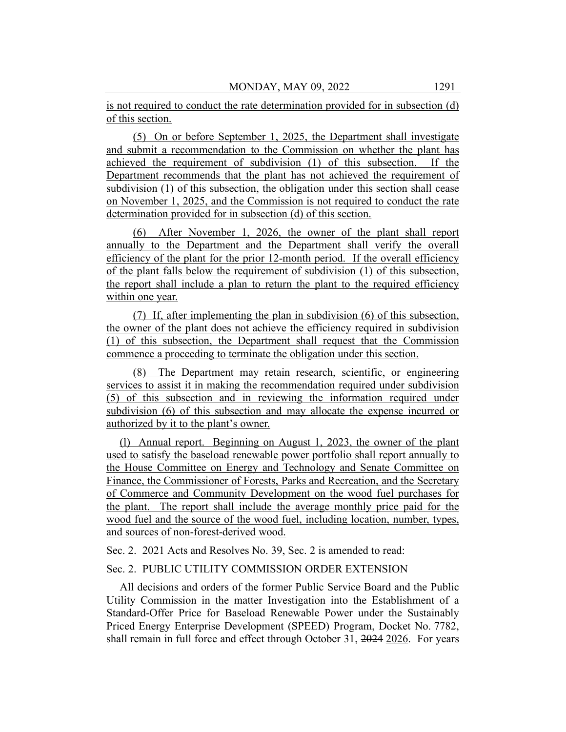is not required to conduct the rate determination provided for in subsection (d) of this section.

(5) On or before September 1, 2025, the Department shall investigate and submit a recommendation to the Commission on whether the plant has achieved the requirement of subdivision (1) of this subsection. If the Department recommends that the plant has not achieved the requirement of subdivision (1) of this subsection, the obligation under this section shall cease on November 1, 2025, and the Commission is not required to conduct the rate determination provided for in subsection (d) of this section.

(6) After November 1, 2026, the owner of the plant shall report annually to the Department and the Department shall verify the overall efficiency of the plant for the prior 12-month period. If the overall efficiency of the plant falls below the requirement of subdivision (1) of this subsection, the report shall include a plan to return the plant to the required efficiency within one year.

(7) If, after implementing the plan in subdivision (6) of this subsection, the owner of the plant does not achieve the efficiency required in subdivision (1) of this subsection, the Department shall request that the Commission commence a proceeding to terminate the obligation under this section.

(8) The Department may retain research, scientific, or engineering services to assist it in making the recommendation required under subdivision (5) of this subsection and in reviewing the information required under subdivision (6) of this subsection and may allocate the expense incurred or authorized by it to the plant's owner.

(l) Annual report. Beginning on August 1, 2023, the owner of the plant used to satisfy the baseload renewable power portfolio shall report annually to the House Committee on Energy and Technology and Senate Committee on Finance, the Commissioner of Forests, Parks and Recreation, and the Secretary of Commerce and Community Development on the wood fuel purchases for the plant. The report shall include the average monthly price paid for the wood fuel and the source of the wood fuel, including location, number, types, and sources of non-forest-derived wood.

Sec. 2. 2021 Acts and Resolves No. 39, Sec. 2 is amended to read:

Sec. 2. PUBLIC UTILITY COMMISSION ORDER EXTENSION

All decisions and orders of the former Public Service Board and the Public Utility Commission in the matter Investigation into the Establishment of a Standard-Offer Price for Baseload Renewable Power under the Sustainably Priced Energy Enterprise Development (SPEED) Program, Docket No. 7782, shall remain in full force and effect through October 31, ~~2024~~ 2026. For years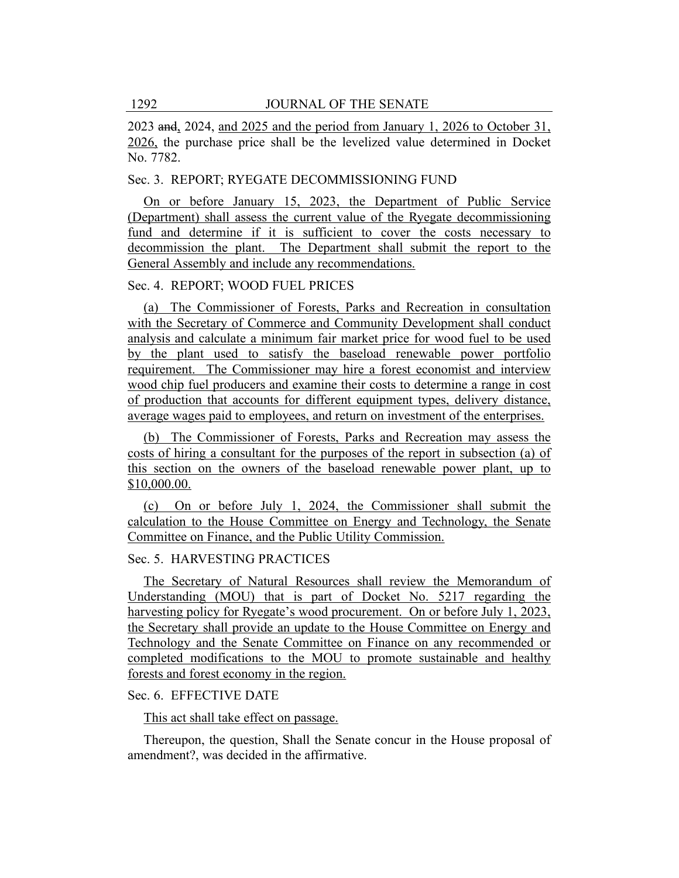2023 ~~and~~, 2024, <u>and 2025 and the period from January 1, 2026 to October 31, 2026,</u> the purchase price shall be the levelized value determined in Docket No. 7782.

Sec. 3. REPORT; RYEGATE DECOMMISSIONING FUND

<u>On or before January 15, 2023, the Department of Public Service (Department) shall assess the current value of the Ryegate decommissioning fund and determine if it is sufficient to cover the costs necessary to decommission the plant. The Department shall submit the report to the General Assembly and include any recommendations.</u>

Sec. 4. REPORT; WOOD FUEL PRICES

<u>(a) The Commissioner of Forests, Parks and Recreation in consultation with the Secretary of Commerce and Community Development shall conduct analysis and calculate a minimum fair market price for wood fuel to be used by the plant used to satisfy the baseload renewable power portfolio requirement. The Commissioner may hire a forest economist and interview wood chip fuel producers and examine their costs to determine a range in cost of production that accounts for different equipment types, delivery distance, average wages paid to employees, and return on investment of the enterprises.</u>

<u>(b) The Commissioner of Forests, Parks and Recreation may assess the costs of hiring a consultant for the purposes of the report in subsection (a) of this section on the owners of the baseload renewable power plant, up to $10,000.00.</u>

<u>(c) On or before July 1, 2024, the Commissioner shall submit the calculation to the House Committee on Energy and Technology, the Senate Committee on Finance, and the Public Utility Commission.</u>

Sec. 5. HARVESTING PRACTICES

<u>The Secretary of Natural Resources shall review the Memorandum of Understanding (MOU) that is part of Docket No. 5217 regarding the harvesting policy for Ryegate's wood procurement. On or before July 1, 2023, the Secretary shall provide an update to the House Committee on Energy and Technology and the Senate Committee on Finance on any recommended or completed modifications to the MOU to promote sustainable and healthy forests and forest economy in the region.</u>

Sec. 6. EFFECTIVE DATE

<u>This act shall take effect on passage.</u>

Thereupon, the question, Shall the Senate concur in the House proposal of amendment?, was decided in the affirmative.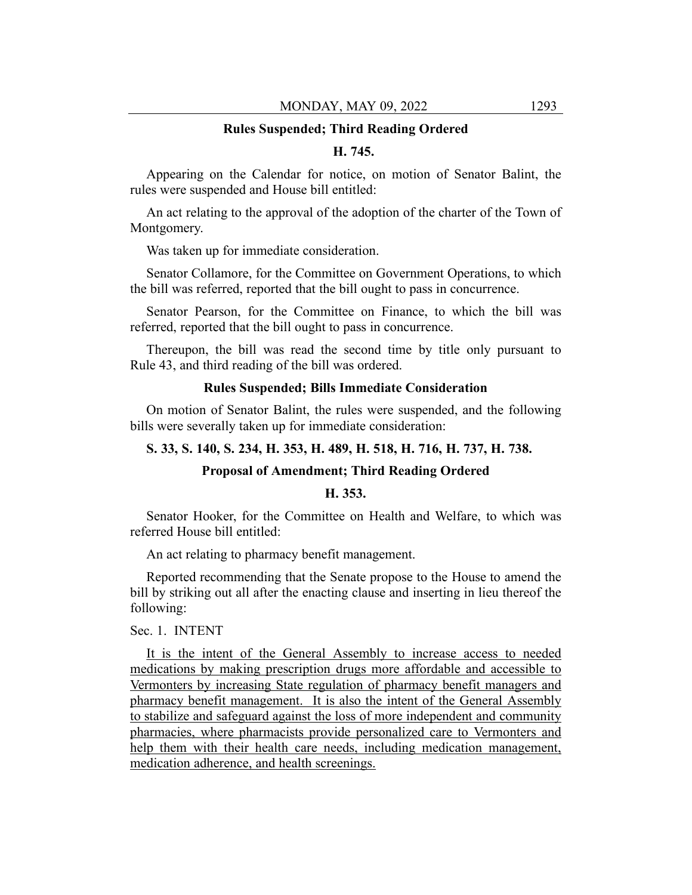**Rules Suspended; Third Reading Ordered**

**H. 745.**

Appearing on the Calendar for notice, on motion of Senator Balint, the rules were suspended and House bill entitled:

An act relating to the approval of the adoption of the charter of the Town of Montgomery.

Was taken up for immediate consideration.

Senator Collamore, for the Committee on Government Operations, to which the bill was referred, reported that the bill ought to pass in concurrence.

Senator Pearson, for the Committee on Finance, to which the bill was referred, reported that the bill ought to pass in concurrence.

Thereupon, the bill was read the second time by title only pursuant to Rule 43, and third reading of the bill was ordered.

**Rules Suspended; Bills Immediate Consideration**

On motion of Senator Balint, the rules were suspended, and the following bills were severally taken up for immediate consideration:

**S. 33, S. 140, S. 234, H. 353, H. 489, H. 518, H. 716, H. 737, H. 738.**

**Proposal of Amendment; Third Reading Ordered**

**H. 353.**

Senator Hooker, for the Committee on Health and Welfare, to which was referred House bill entitled:

An act relating to pharmacy benefit management.

Reported recommending that the Senate propose to the House to amend the bill by striking out all after the enacting clause and inserting in lieu thereof the following:

Sec. 1. INTENT

It is the intent of the General Assembly to increase access to needed medications by making prescription drugs more affordable and accessible to Vermonters by increasing State regulation of pharmacy benefit managers and pharmacy benefit management. It is also the intent of the General Assembly to stabilize and safeguard against the loss of more independent and community pharmacies, where pharmacists provide personalized care to Vermonters and help them with their health care needs, including medication management, medication adherence, and health screenings.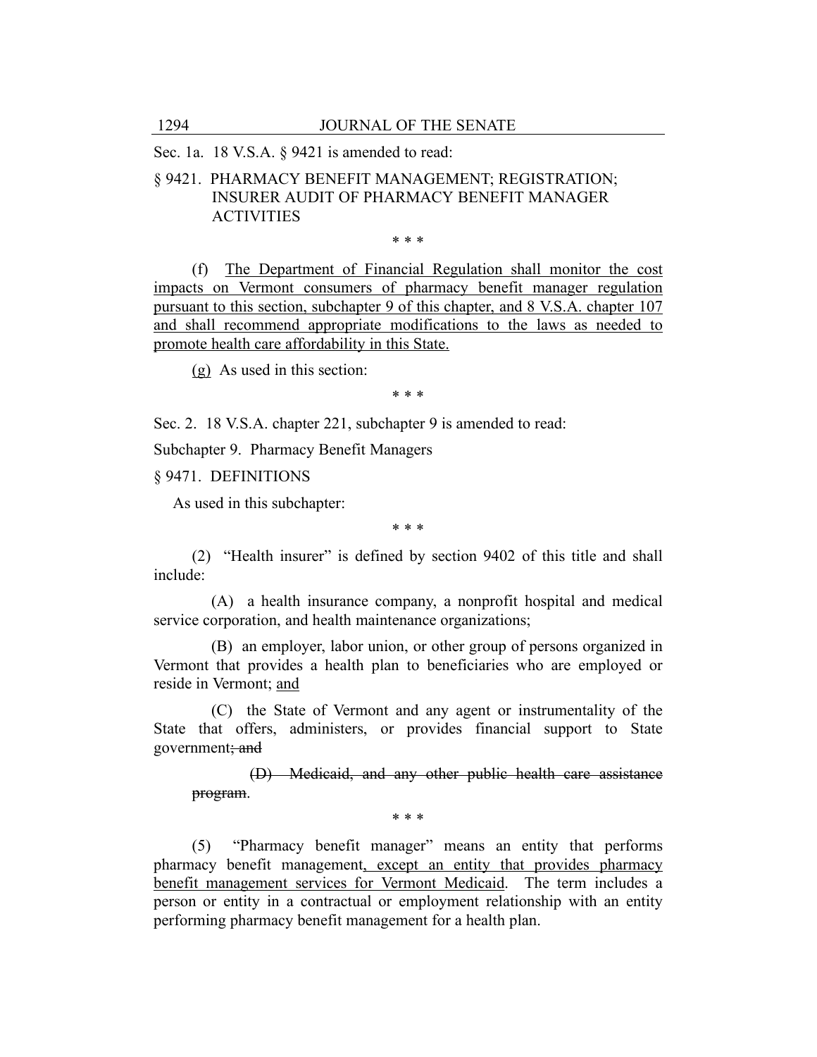Sec. 1a. 18 V.S.A. § 9421 is amended to read:

§ 9421. PHARMACY BENEFIT MANAGEMENT; REGISTRATION; INSURER AUDIT OF PHARMACY BENEFIT MANAGER ACTIVITIES

\* \* \*

(f) <u>The Department of Financial Regulation shall monitor the cost impacts on Vermont consumers of pharmacy benefit manager regulation pursuant to this section, subchapter 9 of this chapter, and 8 V.S.A. chapter 107 and shall recommend appropriate modifications to the laws as needed to promote health care affordability in this State.</u>

<u>(g)</u> As used in this section:

\* \* \*

Sec. 2. 18 V.S.A. chapter 221, subchapter 9 is amended to read:

Subchapter 9. Pharmacy Benefit Managers

§ 9471. DEFINITIONS

As used in this subchapter:

\* \* \*

(2) "Health insurer" is defined by section 9402 of this title and shall include:

(A) a health insurance company, a nonprofit hospital and medical service corporation, and health maintenance organizations;

(B) an employer, labor union, or other group of persons organized in Vermont that provides a health plan to beneficiaries who are employed or reside in Vermont; <u>and</u>

(C) the State of Vermont and any agent or instrumentality of the State that offers, administers, or provides financial support to State government~~; and~~

~~(D) Medicaid, and any other public health care assistance program~~.

\* \* \*

(5) "Pharmacy benefit manager" means an entity that performs pharmacy benefit management<u>, except an entity that provides pharmacy benefit management services for Vermont Medicaid</u>. The term includes a person or entity in a contractual or employment relationship with an entity performing pharmacy benefit management for a health plan.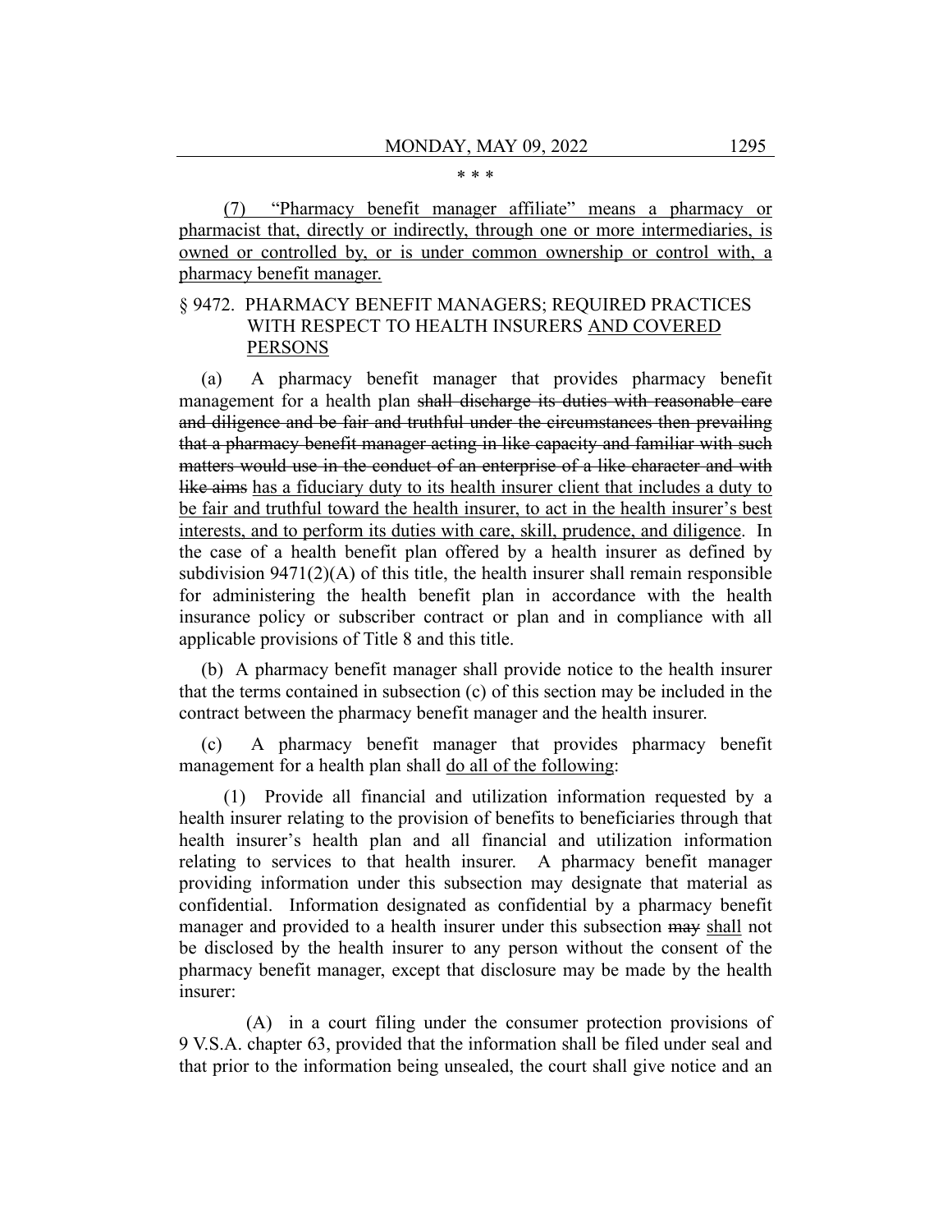\* \* \*

<u>(7) "Pharmacy benefit manager affiliate" means a pharmacy or pharmacist that, directly or indirectly, through one or more intermediaries, is owned or controlled by, or is under common ownership or control with, a pharmacy benefit manager.</u>

§ 9472. PHARMACY BENEFIT MANAGERS; REQUIRED PRACTICES WITH RESPECT TO HEALTH INSURERS <u>AND COVERED PERSONS</u>

(a) A pharmacy benefit manager that provides pharmacy benefit management for a health plan ~~shall discharge its duties with reasonable care and diligence and be fair and truthful under the circumstances then prevailing that a pharmacy benefit manager acting in like capacity and familiar with such matters would use in the conduct of an enterprise of a like character and with like aims~~ <u>has a fiduciary duty to its health insurer client that includes a duty to be fair and truthful toward the health insurer, to act in the health insurer's best interests, and to perform its duties with care, skill, prudence, and diligence</u>. In the case of a health benefit plan offered by a health insurer as defined by subdivision 9471(2)(A) of this title, the health insurer shall remain responsible for administering the health benefit plan in accordance with the health insurance policy or subscriber contract or plan and in compliance with all applicable provisions of Title 8 and this title.

(b) A pharmacy benefit manager shall provide notice to the health insurer that the terms contained in subsection (c) of this section may be included in the contract between the pharmacy benefit manager and the health insurer.

(c) A pharmacy benefit manager that provides pharmacy benefit management for a health plan shall <u>do all of the following</u>:

(1) Provide all financial and utilization information requested by a health insurer relating to the provision of benefits to beneficiaries through that health insurer's health plan and all financial and utilization information relating to services to that health insurer. A pharmacy benefit manager providing information under this subsection may designate that material as confidential. Information designated as confidential by a pharmacy benefit manager and provided to a health insurer under this subsection ~~may~~ <u>shall</u> not be disclosed by the health insurer to any person without the consent of the pharmacy benefit manager, except that disclosure may be made by the health insurer:

(A) in a court filing under the consumer protection provisions of 9 V.S.A. chapter 63, provided that the information shall be filed under seal and that prior to the information being unsealed, the court shall give notice and an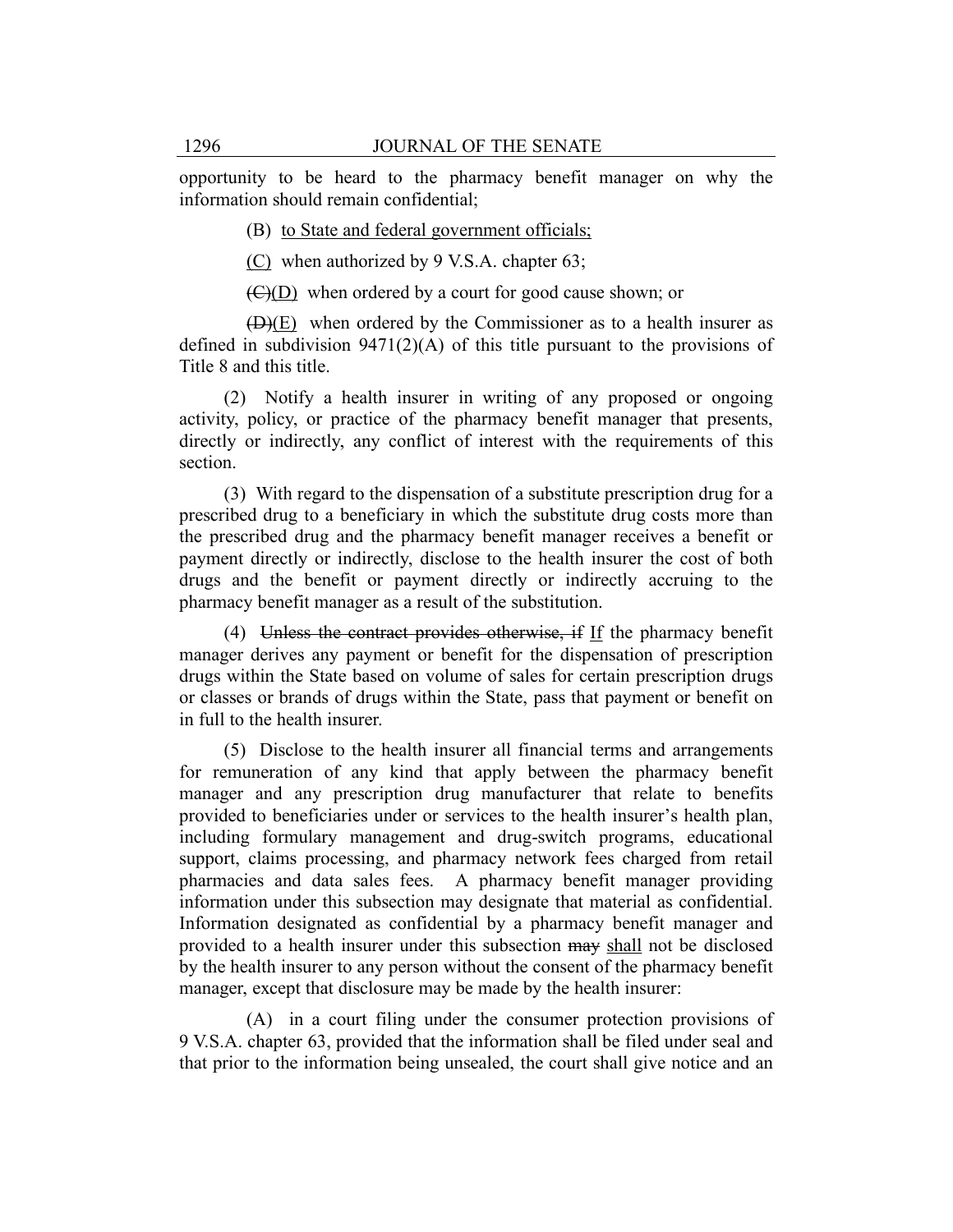opportunity to be heard to the pharmacy benefit manager on why the information should remain confidential;

(B) <u>to State and federal government officials;</u>

<u>(C)</u> when authorized by 9 V.S.A. chapter 63;

~~(C)~~<u>(D)</u> when ordered by a court for good cause shown; or

~~(D)~~<u>(E)</u> when ordered by the Commissioner as to a health insurer as defined in subdivision 9471(2)(A) of this title pursuant to the provisions of Title 8 and this title.

(2) Notify a health insurer in writing of any proposed or ongoing activity, policy, or practice of the pharmacy benefit manager that presents, directly or indirectly, any conflict of interest with the requirements of this section.

(3) With regard to the dispensation of a substitute prescription drug for a prescribed drug to a beneficiary in which the substitute drug costs more than the prescribed drug and the pharmacy benefit manager receives a benefit or payment directly or indirectly, disclose to the health insurer the cost of both drugs and the benefit or payment directly or indirectly accruing to the pharmacy benefit manager as a result of the substitution.

(4) ~~Unless the contract provides otherwise, if~~ <u>If</u> the pharmacy benefit manager derives any payment or benefit for the dispensation of prescription drugs within the State based on volume of sales for certain prescription drugs or classes or brands of drugs within the State, pass that payment or benefit on in full to the health insurer.

(5) Disclose to the health insurer all financial terms and arrangements for remuneration of any kind that apply between the pharmacy benefit manager and any prescription drug manufacturer that relate to benefits provided to beneficiaries under or services to the health insurer's health plan, including formulary management and drug-switch programs, educational support, claims processing, and pharmacy network fees charged from retail pharmacies and data sales fees. A pharmacy benefit manager providing information under this subsection may designate that material as confidential. Information designated as confidential by a pharmacy benefit manager and provided to a health insurer under this subsection ~~may~~ <u>shall</u> not be disclosed by the health insurer to any person without the consent of the pharmacy benefit manager, except that disclosure may be made by the health insurer:

(A) in a court filing under the consumer protection provisions of 9 V.S.A. chapter 63, provided that the information shall be filed under seal and that prior to the information being unsealed, the court shall give notice and an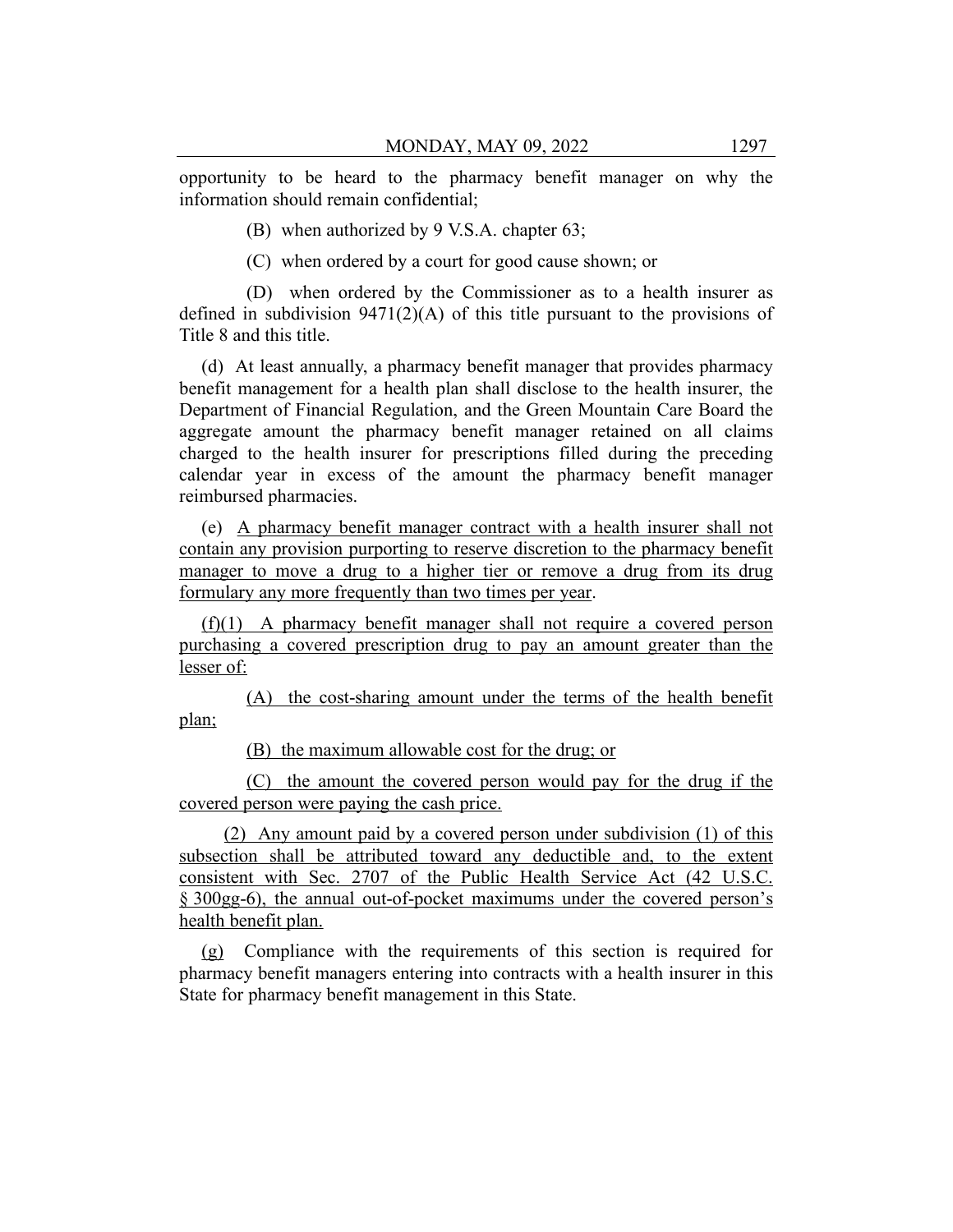opportunity to be heard to the pharmacy benefit manager on why the information should remain confidential;

(B) when authorized by 9 V.S.A. chapter 63;

(C) when ordered by a court for good cause shown; or

(D) when ordered by the Commissioner as to a health insurer as defined in subdivision 9471(2)(A) of this title pursuant to the provisions of Title 8 and this title.

(d) At least annually, a pharmacy benefit manager that provides pharmacy benefit management for a health plan shall disclose to the health insurer, the Department of Financial Regulation, and the Green Mountain Care Board the aggregate amount the pharmacy benefit manager retained on all claims charged to the health insurer for prescriptions filled during the preceding calendar year in excess of the amount the pharmacy benefit manager reimbursed pharmacies.

(e) A pharmacy benefit manager contract with a health insurer shall not contain any provision purporting to reserve discretion to the pharmacy benefit manager to move a drug to a higher tier or remove a drug from its drug formulary any more frequently than two times per year.

(f)(1) A pharmacy benefit manager shall not require a covered person purchasing a covered prescription drug to pay an amount greater than the lesser of:

(A) the cost-sharing amount under the terms of the health benefit plan;

(B) the maximum allowable cost for the drug; or

(C) the amount the covered person would pay for the drug if the covered person were paying the cash price.

(2) Any amount paid by a covered person under subdivision (1) of this subsection shall be attributed toward any deductible and, to the extent consistent with Sec. 2707 of the Public Health Service Act (42 U.S.C. § 300gg-6), the annual out-of-pocket maximums under the covered person's health benefit plan.

(g) Compliance with the requirements of this section is required for pharmacy benefit managers entering into contracts with a health insurer in this State for pharmacy benefit management in this State.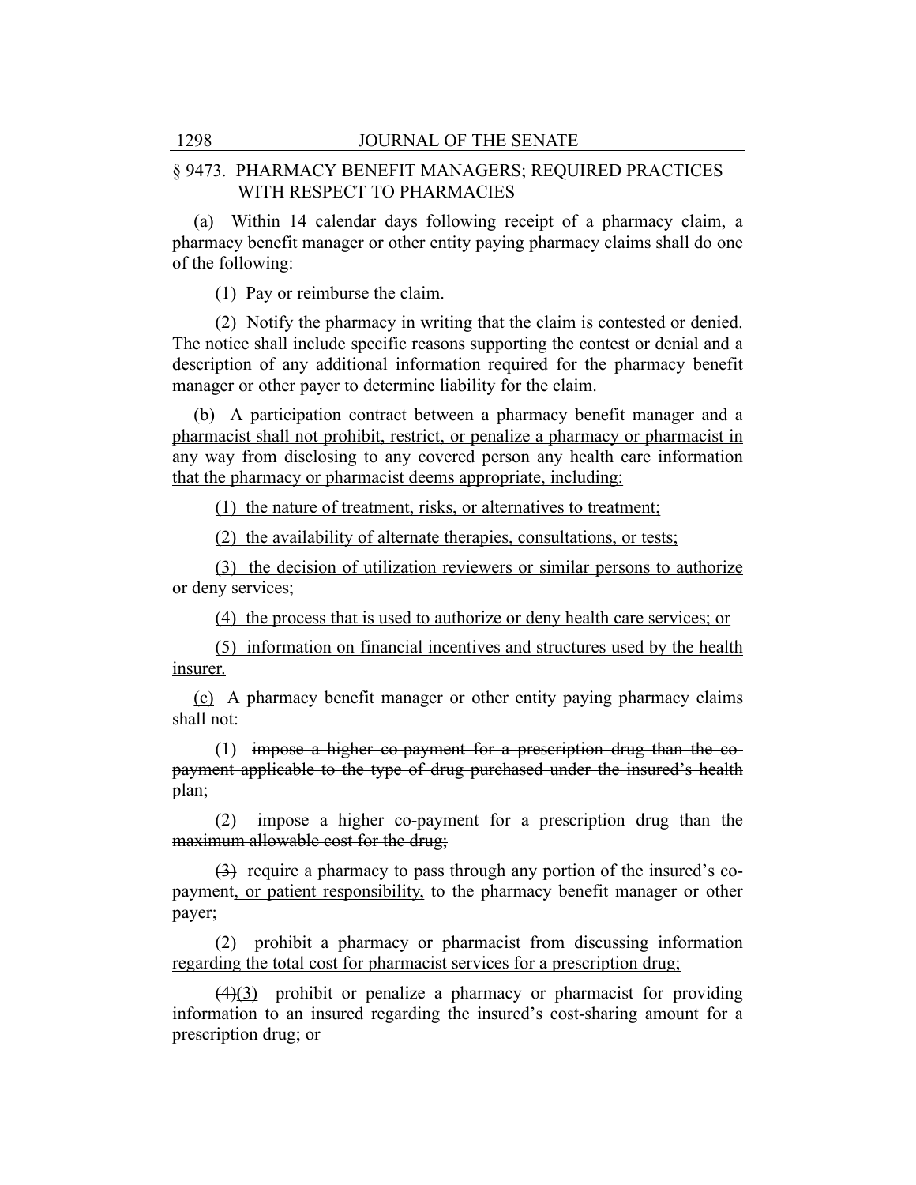§ 9473. PHARMACY BENEFIT MANAGERS; REQUIRED PRACTICES WITH RESPECT TO PHARMACIES

(a) Within 14 calendar days following receipt of a pharmacy claim, a pharmacy benefit manager or other entity paying pharmacy claims shall do one of the following:

(1) Pay or reimburse the claim.

(2) Notify the pharmacy in writing that the claim is contested or denied. The notice shall include specific reasons supporting the contest or denial and a description of any additional information required for the pharmacy benefit manager or other payer to determine liability for the claim.

(b) <u>A participation contract between a pharmacy benefit manager and a pharmacist shall not prohibit, restrict, or penalize a pharmacy or pharmacist in any way from disclosing to any covered person any health care information that the pharmacy or pharmacist deems appropriate, including:</u>

<u>(1) the nature of treatment, risks, or alternatives to treatment;</u>

<u>(2) the availability of alternate therapies, consultations, or tests;</u>

<u>(3) the decision of utilization reviewers or similar persons to authorize or deny services;</u>

<u>(4) the process that is used to authorize or deny health care services; or</u>

<u>(5) information on financial incentives and structures used by the health insurer.</u>

<u>(c)</u> A pharmacy benefit manager or other entity paying pharmacy claims shall not:

(1) ~~impose a higher co-payment for a prescription drug than the co-payment applicable to the type of drug purchased under the insured's health plan;~~

~~(2) impose a higher co-payment for a prescription drug than the maximum allowable cost for the drug;~~

~~(3)~~ require a pharmacy to pass through any portion of the insured's co-payment<u>, or patient responsibility,</u> to the pharmacy benefit manager or other payer;

<u>(2) prohibit a pharmacy or pharmacist from discussing information regarding the total cost for pharmacist services for a prescription drug;</u>

~~(4)~~<u>(3)</u> prohibit or penalize a pharmacy or pharmacist for providing information to an insured regarding the insured's cost-sharing amount for a prescription drug; or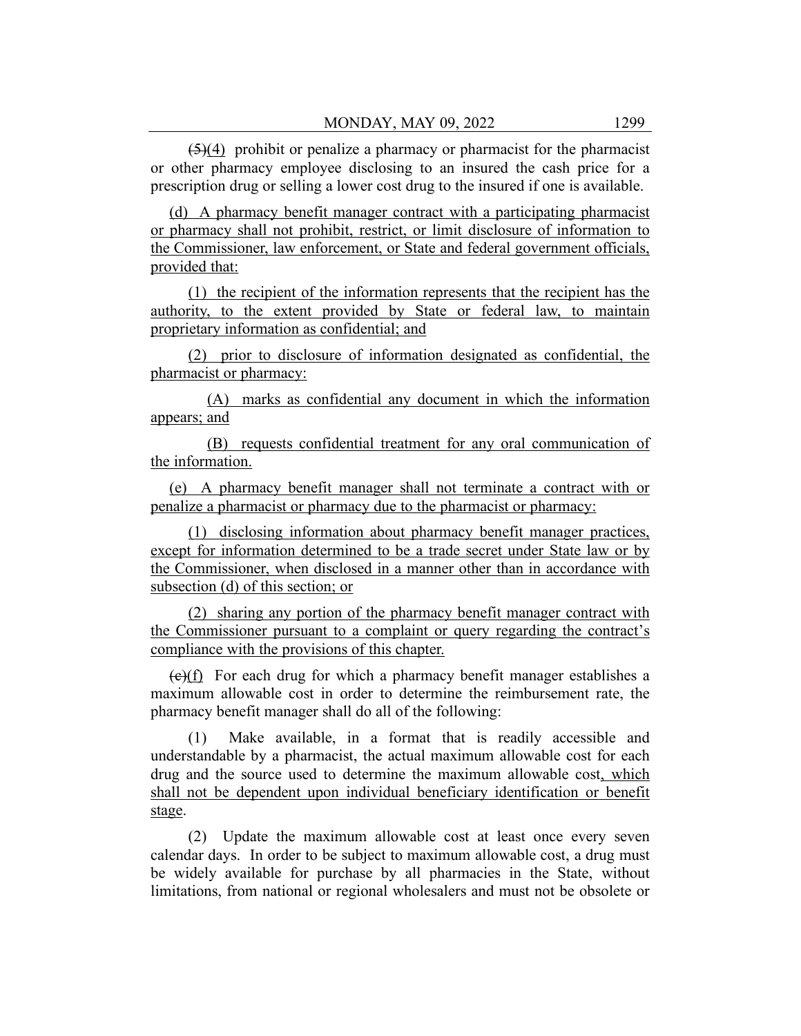~~(5)~~(4) prohibit or penalize a pharmacy or pharmacist for the pharmacist or other pharmacy employee disclosing to an insured the cash price for a prescription drug or selling a lower cost drug to the insured if one is available.

<u>(d) A pharmacy benefit manager contract with a participating pharmacist or pharmacy shall not prohibit, restrict, or limit disclosure of information to the Commissioner, law enforcement, or State and federal government officials, provided that:</u>

<u>(1) the recipient of the information represents that the recipient has the authority, to the extent provided by State or federal law, to maintain proprietary information as confidential; and</u>

<u>(2) prior to disclosure of information designated as confidential, the pharmacist or pharmacy:</u>

<u>(A) marks as confidential any document in which the information appears; and</u>

<u>(B) requests confidential treatment for any oral communication of the information.</u>

<u>(e) A pharmacy benefit manager shall not terminate a contract with or penalize a pharmacist or pharmacy due to the pharmacist or pharmacy:</u>

<u>(1) disclosing information about pharmacy benefit manager practices, except for information determined to be a trade secret under State law or by the Commissioner, when disclosed in a manner other than in accordance with subsection (d) of this section; or</u>

<u>(2) sharing any portion of the pharmacy benefit manager contract with the Commissioner pursuant to a complaint or query regarding the contract's compliance with the provisions of this chapter.</u>

~~(c)~~<u>(f)</u> For each drug for which a pharmacy benefit manager establishes a maximum allowable cost in order to determine the reimbursement rate, the pharmacy benefit manager shall do all of the following:

(1) Make available, in a format that is readily accessible and understandable by a pharmacist, the actual maximum allowable cost for each drug and the source used to determine the maximum allowable cost<u>, which shall not be dependent upon individual beneficiary identification or benefit stage</u>.

(2) Update the maximum allowable cost at least once every seven calendar days. In order to be subject to maximum allowable cost, a drug must be widely available for purchase by all pharmacies in the State, without limitations, from national or regional wholesalers and must not be obsolete or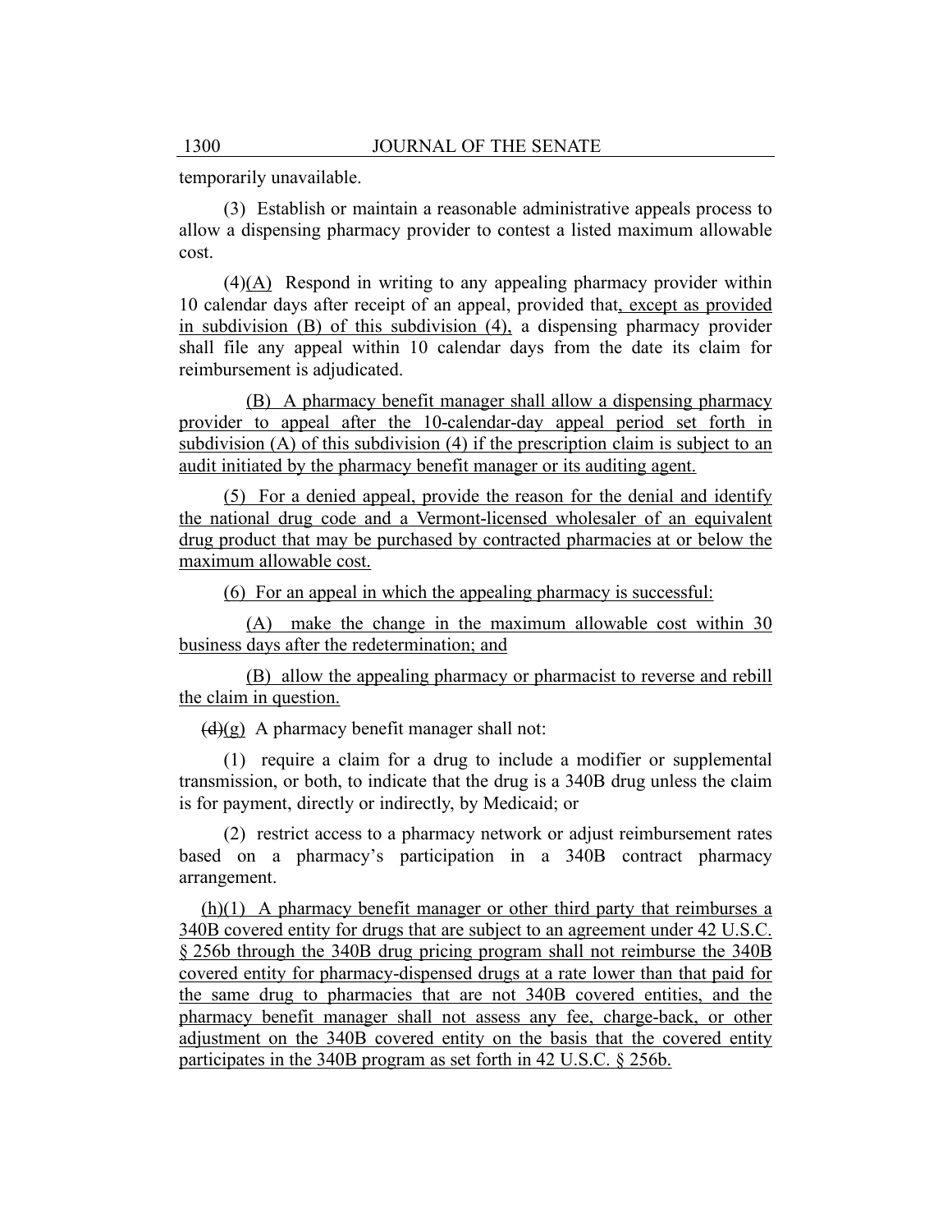temporarily unavailable.

(3) Establish or maintain a reasonable administrative appeals process to allow a dispensing pharmacy provider to contest a listed maximum allowable cost.

(4)(A) Respond in writing to any appealing pharmacy provider within 10 calendar days after receipt of an appeal, provided that, except as provided in subdivision (B) of this subdivision (4), a dispensing pharmacy provider shall file any appeal within 10 calendar days from the date its claim for reimbursement is adjudicated.

(B) A pharmacy benefit manager shall allow a dispensing pharmacy provider to appeal after the 10-calendar-day appeal period set forth in subdivision (A) of this subdivision (4) if the prescription claim is subject to an audit initiated by the pharmacy benefit manager or its auditing agent.

(5) For a denied appeal, provide the reason for the denial and identify the national drug code and a Vermont-licensed wholesaler of an equivalent drug product that may be purchased by contracted pharmacies at or below the maximum allowable cost.

(6) For an appeal in which the appealing pharmacy is successful:

(A) make the change in the maximum allowable cost within 30 business days after the redetermination; and

(B) allow the appealing pharmacy or pharmacist to reverse and rebill the claim in question.

~~(d)~~(g) A pharmacy benefit manager shall not:

(1) require a claim for a drug to include a modifier or supplemental transmission, or both, to indicate that the drug is a 340B drug unless the claim is for payment, directly or indirectly, by Medicaid; or

(2) restrict access to a pharmacy network or adjust reimbursement rates based on a pharmacy's participation in a 340B contract pharmacy arrangement.

(h)(1) A pharmacy benefit manager or other third party that reimburses a 340B covered entity for drugs that are subject to an agreement under 42 U.S.C. § 256b through the 340B drug pricing program shall not reimburse the 340B covered entity for pharmacy-dispensed drugs at a rate lower than that paid for the same drug to pharmacies that are not 340B covered entities, and the pharmacy benefit manager shall not assess any fee, charge-back, or other adjustment on the 340B covered entity on the basis that the covered entity participates in the 340B program as set forth in 42 U.S.C. § 256b.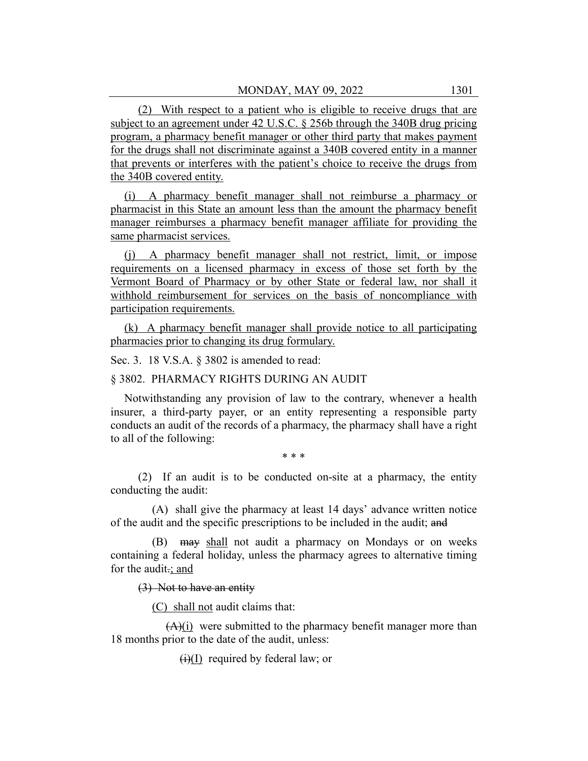(2) With respect to a patient who is eligible to receive drugs that are subject to an agreement under 42 U.S.C. § 256b through the 340B drug pricing program, a pharmacy benefit manager or other third party that makes payment for the drugs shall not discriminate against a 340B covered entity in a manner that prevents or interferes with the patient's choice to receive the drugs from the 340B covered entity.

(i) A pharmacy benefit manager shall not reimburse a pharmacy or pharmacist in this State an amount less than the amount the pharmacy benefit manager reimburses a pharmacy benefit manager affiliate for providing the same pharmacist services.

(j) A pharmacy benefit manager shall not restrict, limit, or impose requirements on a licensed pharmacy in excess of those set forth by the Vermont Board of Pharmacy or by other State or federal law, nor shall it withhold reimbursement for services on the basis of noncompliance with participation requirements.

(k) A pharmacy benefit manager shall provide notice to all participating pharmacies prior to changing its drug formulary.

Sec. 3. 18 V.S.A. § 3802 is amended to read:

§ 3802. PHARMACY RIGHTS DURING AN AUDIT

Notwithstanding any provision of law to the contrary, whenever a health insurer, a third-party payer, or an entity representing a responsible party conducts an audit of the records of a pharmacy, the pharmacy shall have a right to all of the following:

\* \* \*

(2) If an audit is to be conducted on-site at a pharmacy, the entity conducting the audit:

(A) shall give the pharmacy at least 14 days' advance written notice of the audit and the specific prescriptions to be included in the audit; ~~and~~

(B) ~~may~~ shall not audit a pharmacy on Mondays or on weeks containing a federal holiday, unless the pharmacy agrees to alternative timing for the audit~~.~~; and

~~(3) Not to have an entity~~

(C) shall not audit claims that:

~~(A)~~(i) were submitted to the pharmacy benefit manager more than 18 months prior to the date of the audit, unless:

~~(i)~~(I) required by federal law; or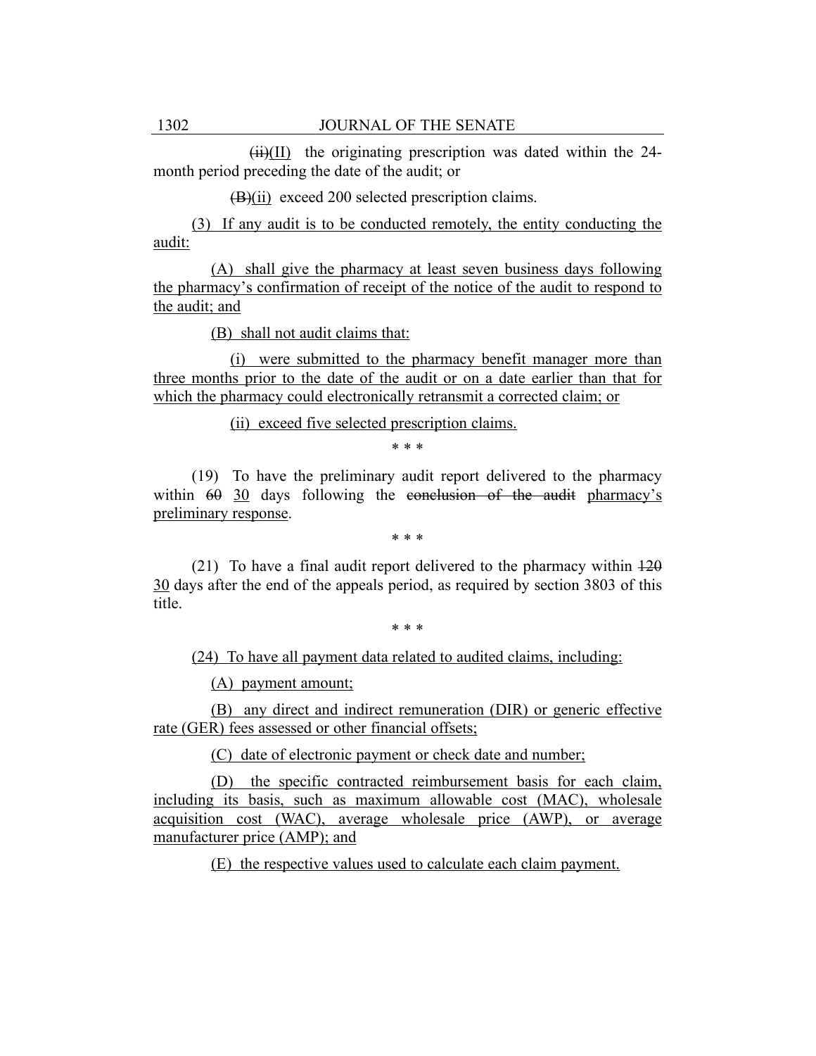~~(ii)~~(II) the originating prescription was dated within the 24-month period preceding the date of the audit; or

~~(B)~~(ii) exceed 200 selected prescription claims.

(3) If any audit is to be conducted remotely, the entity conducting the audit:

(A) shall give the pharmacy at least seven business days following the pharmacy's confirmation of receipt of the notice of the audit to respond to the audit; and

(B) shall not audit claims that:

(i) were submitted to the pharmacy benefit manager more than three months prior to the date of the audit or on a date earlier than that for which the pharmacy could electronically retransmit a corrected claim; or

(ii) exceed five selected prescription claims.

\* \* \*

(19) To have the preliminary audit report delivered to the pharmacy within ~~60~~ 30 days following the ~~conclusion of the audit~~ pharmacy's preliminary response.

\* \* \*

(21) To have a final audit report delivered to the pharmacy within ~~120~~ 30 days after the end of the appeals period, as required by section 3803 of this title.

\* \* \*

(24) To have all payment data related to audited claims, including:

(A) payment amount;

(B) any direct and indirect remuneration (DIR) or generic effective rate (GER) fees assessed or other financial offsets;

(C) date of electronic payment or check date and number;

(D) the specific contracted reimbursement basis for each claim, including its basis, such as maximum allowable cost (MAC), wholesale acquisition cost (WAC), average wholesale price (AWP), or average manufacturer price (AMP); and

(E) the respective values used to calculate each claim payment.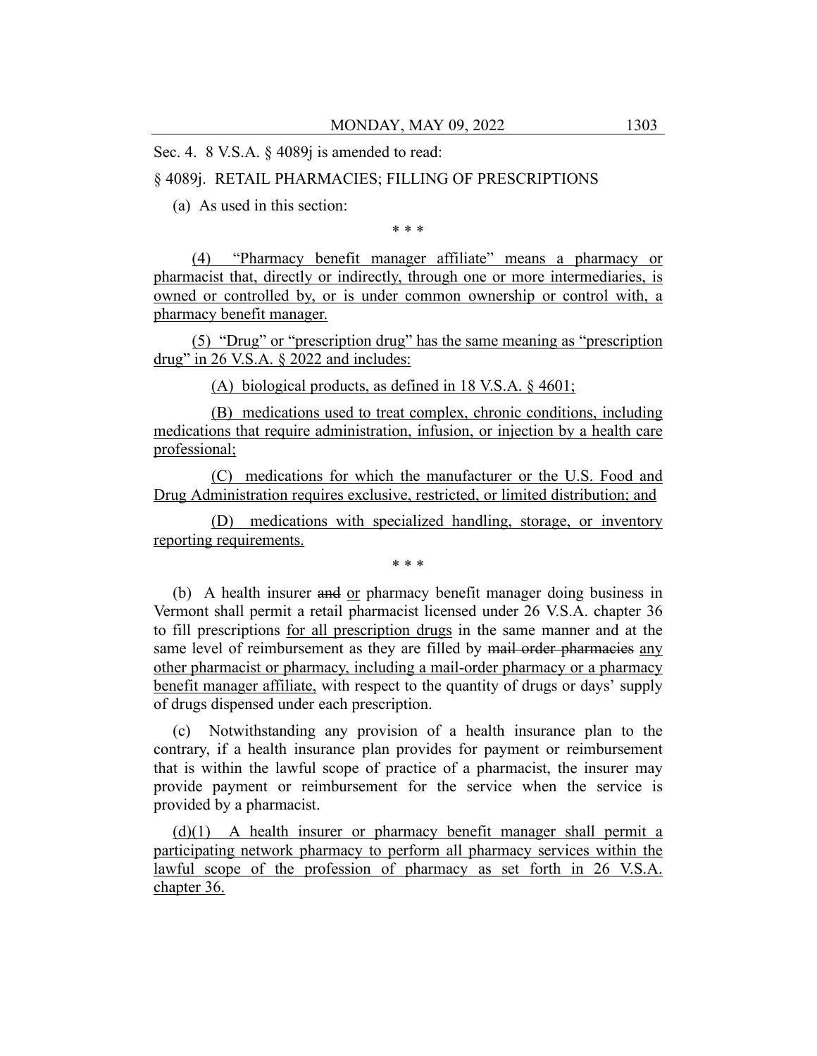Sec. 4. 8 V.S.A. § 4089j is amended to read:

§ 4089j. RETAIL PHARMACIES; FILLING OF PRESCRIPTIONS

(a) As used in this section:

\* \* \*

(4) "Pharmacy benefit manager affiliate" means a pharmacy or pharmacist that, directly or indirectly, through one or more intermediaries, is owned or controlled by, or is under common ownership or control with, a pharmacy benefit manager.

(5) "Drug" or "prescription drug" has the same meaning as "prescription drug" in 26 V.S.A. § 2022 and includes:

(A) biological products, as defined in 18 V.S.A. § 4601;

(B) medications used to treat complex, chronic conditions, including medications that require administration, infusion, or injection by a health care professional;

(C) medications for which the manufacturer or the U.S. Food and Drug Administration requires exclusive, restricted, or limited distribution; and

(D) medications with specialized handling, storage, or inventory reporting requirements.

\* \* \*

(b) A health insurer ~~and~~ or pharmacy benefit manager doing business in Vermont shall permit a retail pharmacist licensed under 26 V.S.A. chapter 36 to fill prescriptions for all prescription drugs in the same manner and at the same level of reimbursement as they are filled by ~~mail order pharmacies~~ any other pharmacist or pharmacy, including a mail-order pharmacy or a pharmacy benefit manager affiliate, with respect to the quantity of drugs or days' supply of drugs dispensed under each prescription.

(c) Notwithstanding any provision of a health insurance plan to the contrary, if a health insurance plan provides for payment or reimbursement that is within the lawful scope of practice of a pharmacist, the insurer may provide payment or reimbursement for the service when the service is provided by a pharmacist.

(d)(1) A health insurer or pharmacy benefit manager shall permit a participating network pharmacy to perform all pharmacy services within the lawful scope of the profession of pharmacy as set forth in 26 V.S.A. chapter 36.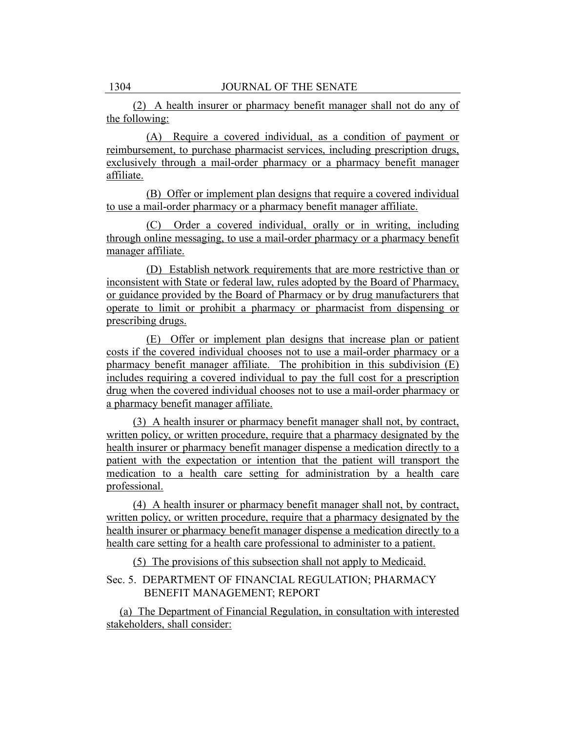(2) A health insurer or pharmacy benefit manager shall not do any of the following:

(A) Require a covered individual, as a condition of payment or reimbursement, to purchase pharmacist services, including prescription drugs, exclusively through a mail-order pharmacy or a pharmacy benefit manager affiliate.

(B) Offer or implement plan designs that require a covered individual to use a mail-order pharmacy or a pharmacy benefit manager affiliate.

(C) Order a covered individual, orally or in writing, including through online messaging, to use a mail-order pharmacy or a pharmacy benefit manager affiliate.

(D) Establish network requirements that are more restrictive than or inconsistent with State or federal law, rules adopted by the Board of Pharmacy, or guidance provided by the Board of Pharmacy or by drug manufacturers that operate to limit or prohibit a pharmacy or pharmacist from dispensing or prescribing drugs.

(E) Offer or implement plan designs that increase plan or patient costs if the covered individual chooses not to use a mail-order pharmacy or a pharmacy benefit manager affiliate. The prohibition in this subdivision (E) includes requiring a covered individual to pay the full cost for a prescription drug when the covered individual chooses not to use a mail-order pharmacy or a pharmacy benefit manager affiliate.

(3) A health insurer or pharmacy benefit manager shall not, by contract, written policy, or written procedure, require that a pharmacy designated by the health insurer or pharmacy benefit manager dispense a medication directly to a patient with the expectation or intention that the patient will transport the medication to a health care setting for administration by a health care professional.

(4) A health insurer or pharmacy benefit manager shall not, by contract, written policy, or written procedure, require that a pharmacy designated by the health insurer or pharmacy benefit manager dispense a medication directly to a health care setting for a health care professional to administer to a patient.

(5) The provisions of this subsection shall not apply to Medicaid.

Sec. 5. DEPARTMENT OF FINANCIAL REGULATION; PHARMACY BENEFIT MANAGEMENT; REPORT

(a) The Department of Financial Regulation, in consultation with interested stakeholders, shall consider: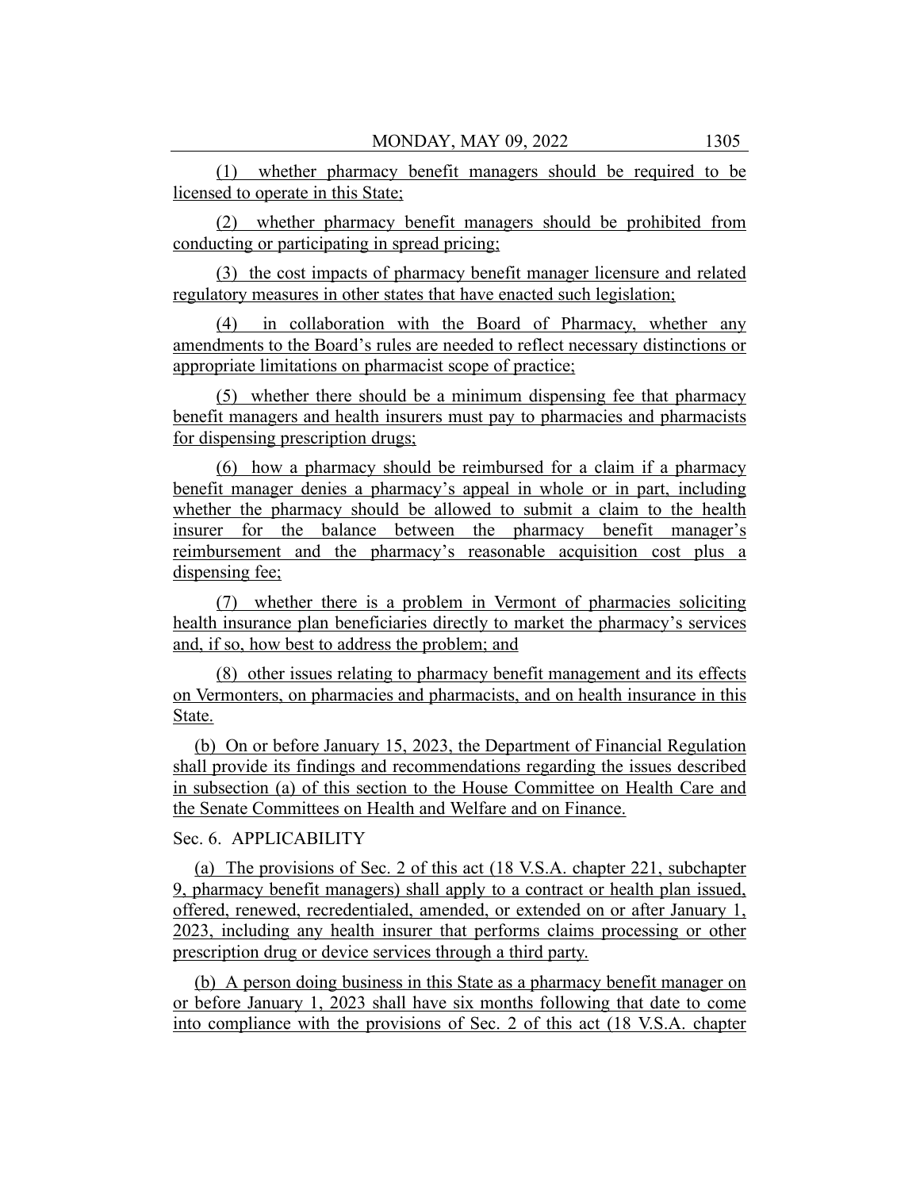(1) whether pharmacy benefit managers should be required to be licensed to operate in this State;

(2) whether pharmacy benefit managers should be prohibited from conducting or participating in spread pricing;

(3) the cost impacts of pharmacy benefit manager licensure and related regulatory measures in other states that have enacted such legislation;

(4) in collaboration with the Board of Pharmacy, whether any amendments to the Board's rules are needed to reflect necessary distinctions or appropriate limitations on pharmacist scope of practice;

(5) whether there should be a minimum dispensing fee that pharmacy benefit managers and health insurers must pay to pharmacies and pharmacists for dispensing prescription drugs;

(6) how a pharmacy should be reimbursed for a claim if a pharmacy benefit manager denies a pharmacy's appeal in whole or in part, including whether the pharmacy should be allowed to submit a claim to the health insurer for the balance between the pharmacy benefit manager's reimbursement and the pharmacy's reasonable acquisition cost plus a dispensing fee;

(7) whether there is a problem in Vermont of pharmacies soliciting health insurance plan beneficiaries directly to market the pharmacy's services and, if so, how best to address the problem; and

(8) other issues relating to pharmacy benefit management and its effects on Vermonters, on pharmacies and pharmacists, and on health insurance in this State.

(b) On or before January 15, 2023, the Department of Financial Regulation shall provide its findings and recommendations regarding the issues described in subsection (a) of this section to the House Committee on Health Care and the Senate Committees on Health and Welfare and on Finance.

Sec. 6. APPLICABILITY

(a) The provisions of Sec. 2 of this act (18 V.S.A. chapter 221, subchapter 9, pharmacy benefit managers) shall apply to a contract or health plan issued, offered, renewed, recredentialed, amended, or extended on or after January 1, 2023, including any health insurer that performs claims processing or other prescription drug or device services through a third party.

(b) A person doing business in this State as a pharmacy benefit manager on or before January 1, 2023 shall have six months following that date to come into compliance with the provisions of Sec. 2 of this act (18 V.S.A. chapter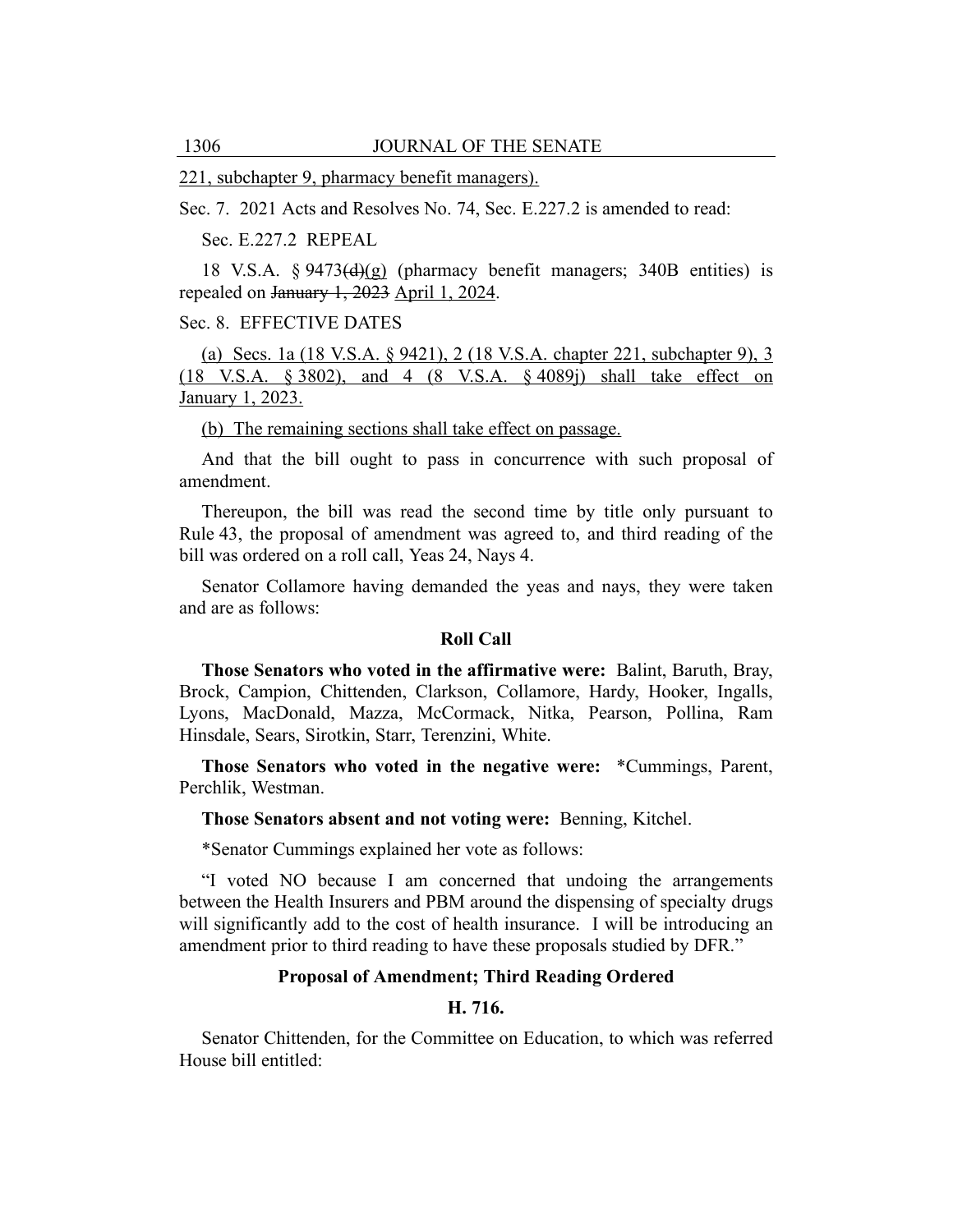221, subchapter 9, pharmacy benefit managers).

Sec. 7. 2021 Acts and Resolves No. 74, Sec. E.227.2 is amended to read:

Sec. E.227.2 REPEAL

18 V.S.A. § 9473~~(d)~~(g) (pharmacy benefit managers; 340B entities) is repealed on ~~January 1, 2023~~ April 1, 2024.

Sec. 8. EFFECTIVE DATES

(a) Secs. 1a (18 V.S.A. § 9421), 2 (18 V.S.A. chapter 221, subchapter 9), 3 (18 V.S.A. § 3802), and 4 (8 V.S.A. § 4089j) shall take effect on January 1, 2023.

(b) The remaining sections shall take effect on passage.

And that the bill ought to pass in concurrence with such proposal of amendment.

Thereupon, the bill was read the second time by title only pursuant to Rule 43, the proposal of amendment was agreed to, and third reading of the bill was ordered on a roll call, Yeas 24, Nays 4.

Senator Collamore having demanded the yeas and nays, they were taken and are as follows:

### Roll Call

**Those Senators who voted in the affirmative were:** Balint, Baruth, Bray, Brock, Campion, Chittenden, Clarkson, Collamore, Hardy, Hooker, Ingalls, Lyons, MacDonald, Mazza, McCormack, Nitka, Pearson, Pollina, Ram Hinsdale, Sears, Sirotkin, Starr, Terenzini, White.

**Those Senators who voted in the negative were:** *Cummings, Parent, Perchlik, Westman.

**Those Senators absent and not voting were:** Benning, Kitchel.

*Senator Cummings explained her vote as follows:

"I voted NO because I am concerned that undoing the arrangements between the Health Insurers and PBM around the dispensing of specialty drugs will significantly add to the cost of health insurance. I will be introducing an amendment prior to third reading to have these proposals studied by DFR."

### Proposal of Amendment; Third Reading Ordered

### H. 716.

Senator Chittenden, for the Committee on Education, to which was referred House bill entitled: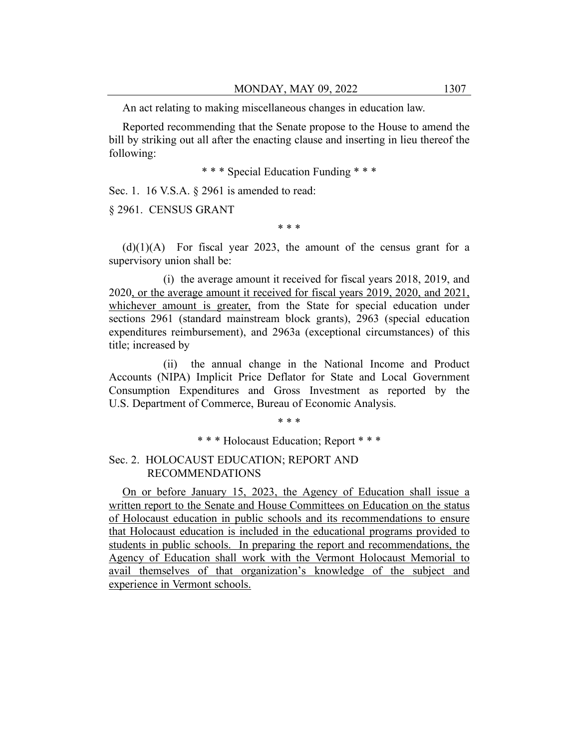An act relating to making miscellaneous changes in education law.

Reported recommending that the Senate propose to the House to amend the bill by striking out all after the enacting clause and inserting in lieu thereof the following:

\* \* \* Special Education Funding \* \* \*

Sec. 1. 16 V.S.A. § 2961 is amended to read:

§ 2961. CENSUS GRANT

\* \* \*

(d)(1)(A) For fiscal year 2023, the amount of the census grant for a supervisory union shall be:

(i) the average amount it received for fiscal years 2018, 2019, and 2020, or the average amount it received for fiscal years 2019, 2020, and 2021, whichever amount is greater, from the State for special education under sections 2961 (standard mainstream block grants), 2963 (special education expenditures reimbursement), and 2963a (exceptional circumstances) of this title; increased by

(ii) the annual change in the National Income and Product Accounts (NIPA) Implicit Price Deflator for State and Local Government Consumption Expenditures and Gross Investment as reported by the U.S. Department of Commerce, Bureau of Economic Analysis.

\* \* \*

\* \* \* Holocaust Education; Report \* \* \*

Sec. 2. HOLOCAUST EDUCATION; REPORT AND RECOMMENDATIONS

On or before January 15, 2023, the Agency of Education shall issue a written report to the Senate and House Committees on Education on the status of Holocaust education in public schools and its recommendations to ensure that Holocaust education is included in the educational programs provided to students in public schools. In preparing the report and recommendations, the Agency of Education shall work with the Vermont Holocaust Memorial to avail themselves of that organization's knowledge of the subject and experience in Vermont schools.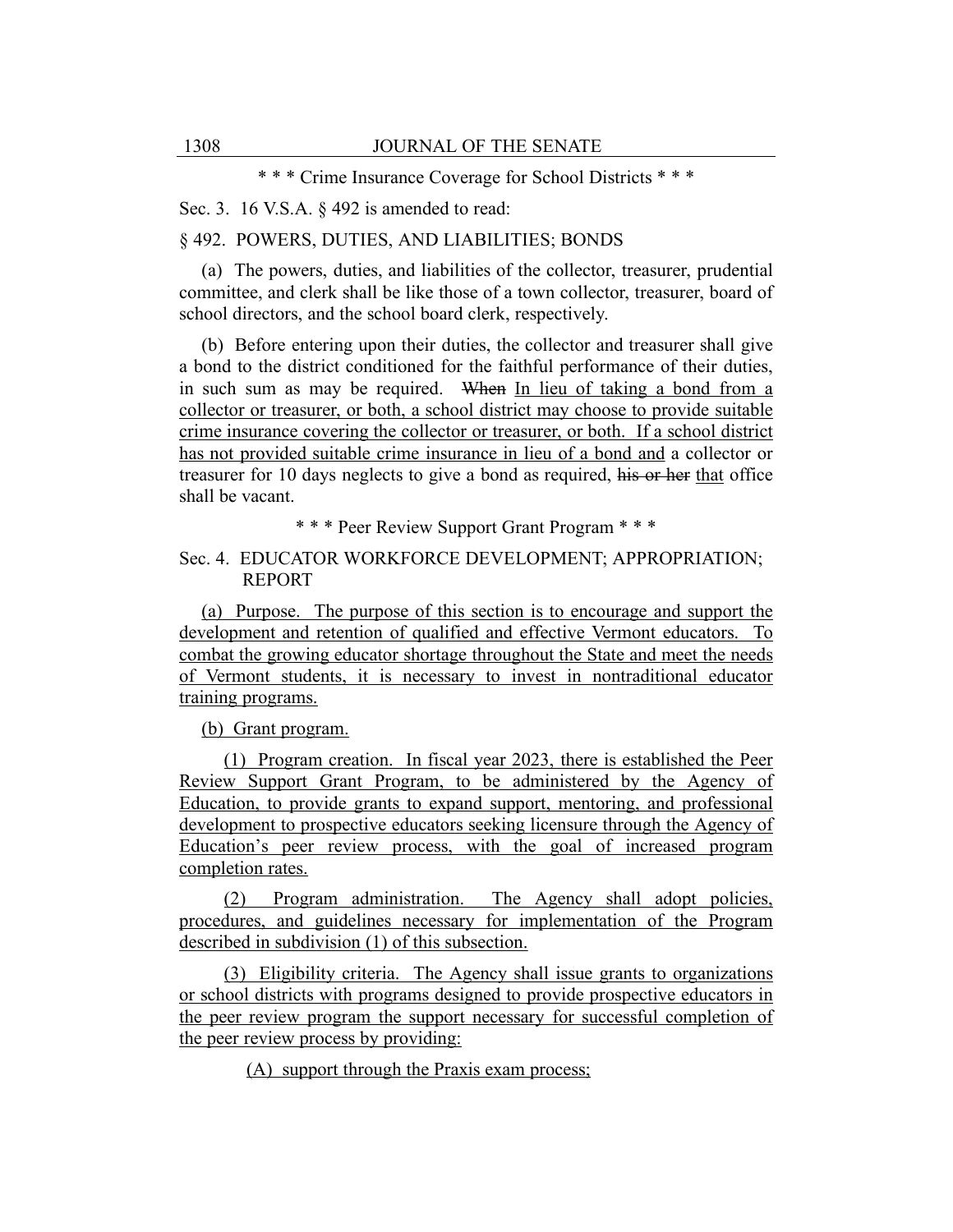\* \* \* Crime Insurance Coverage for School Districts \* \* \*

Sec. 3. 16 V.S.A. § 492 is amended to read:

§ 492. POWERS, DUTIES, AND LIABILITIES; BONDS

(a) The powers, duties, and liabilities of the collector, treasurer, prudential committee, and clerk shall be like those of a town collector, treasurer, board of school directors, and the school board clerk, respectively.

(b) Before entering upon their duties, the collector and treasurer shall give a bond to the district conditioned for the faithful performance of their duties, in such sum as may be required. ~~When~~ In lieu of taking a bond from a collector or treasurer, or both, a school district may choose to provide suitable crime insurance covering the collector or treasurer, or both. If a school district has not provided suitable crime insurance in lieu of a bond and a collector or treasurer for 10 days neglects to give a bond as required, ~~his or her~~ that office shall be vacant.

\* \* \* Peer Review Support Grant Program \* \* \*

Sec. 4. EDUCATOR WORKFORCE DEVELOPMENT; APPROPRIATION; REPORT

(a) Purpose. The purpose of this section is to encourage and support the development and retention of qualified and effective Vermont educators. To combat the growing educator shortage throughout the State and meet the needs of Vermont students, it is necessary to invest in nontraditional educator training programs.

(b) Grant program.

(1) Program creation. In fiscal year 2023, there is established the Peer Review Support Grant Program, to be administered by the Agency of Education, to provide grants to expand support, mentoring, and professional development to prospective educators seeking licensure through the Agency of Education's peer review process, with the goal of increased program completion rates.

(2) Program administration. The Agency shall adopt policies, procedures, and guidelines necessary for implementation of the Program described in subdivision (1) of this subsection.

(3) Eligibility criteria. The Agency shall issue grants to organizations or school districts with programs designed to provide prospective educators in the peer review program the support necessary for successful completion of the peer review process by providing:

(A) support through the Praxis exam process;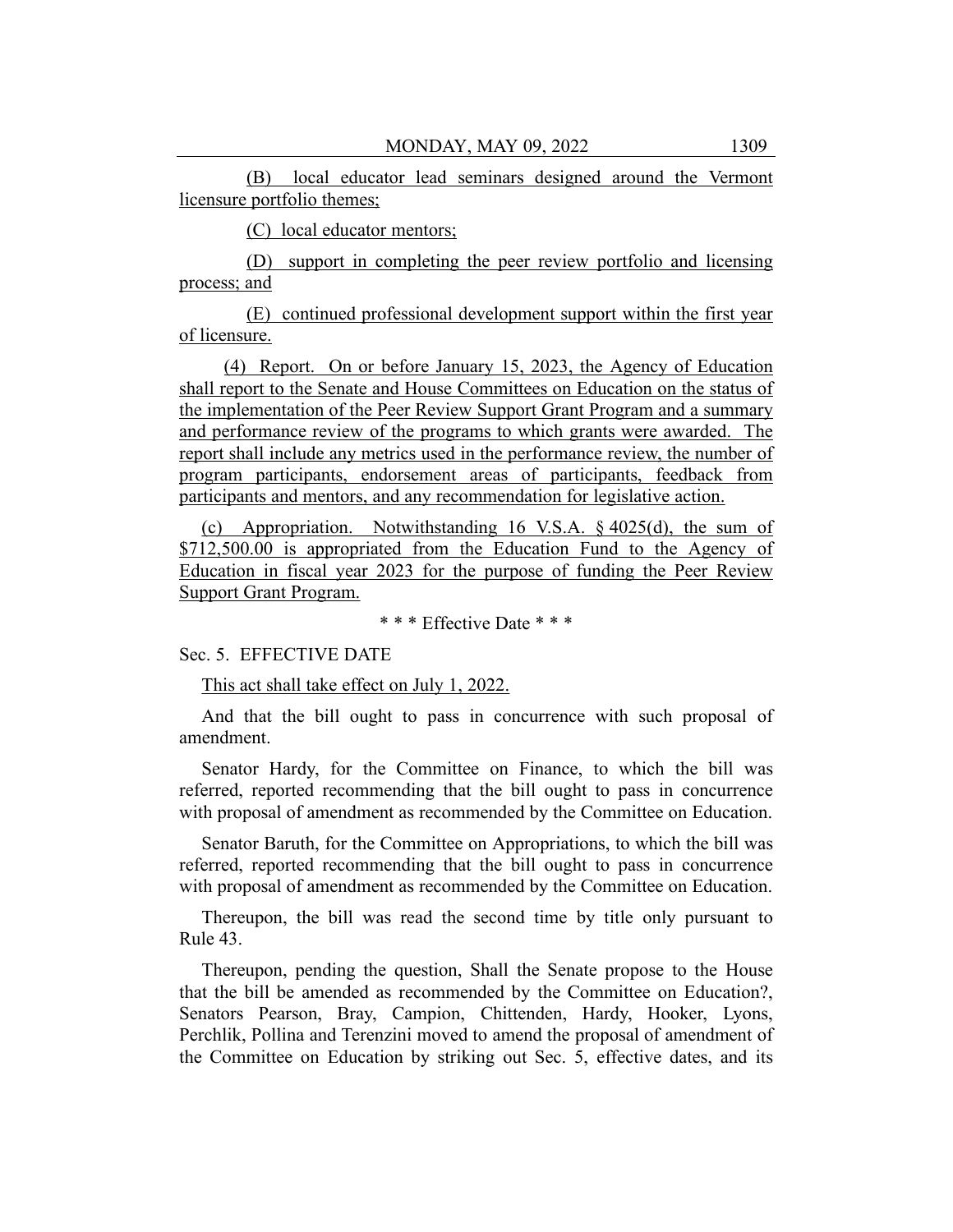(B) local educator lead seminars designed around the Vermont licensure portfolio themes;

(C) local educator mentors;

(D) support in completing the peer review portfolio and licensing process; and

(E) continued professional development support within the first year of licensure.

(4) Report. On or before January 15, 2023, the Agency of Education shall report to the Senate and House Committees on Education on the status of the implementation of the Peer Review Support Grant Program and a summary and performance review of the programs to which grants were awarded. The report shall include any metrics used in the performance review, the number of program participants, endorsement areas of participants, feedback from participants and mentors, and any recommendation for legislative action.

(c) Appropriation. Notwithstanding 16 V.S.A. § 4025(d), the sum of $712,500.00 is appropriated from the Education Fund to the Agency of Education in fiscal year 2023 for the purpose of funding the Peer Review Support Grant Program.

\* \* \* Effective Date \* \* \*

Sec. 5. EFFECTIVE DATE

This act shall take effect on July 1, 2022.

And that the bill ought to pass in concurrence with such proposal of amendment.

Senator Hardy, for the Committee on Finance, to which the bill was referred, reported recommending that the bill ought to pass in concurrence with proposal of amendment as recommended by the Committee on Education.

Senator Baruth, for the Committee on Appropriations, to which the bill was referred, reported recommending that the bill ought to pass in concurrence with proposal of amendment as recommended by the Committee on Education.

Thereupon, the bill was read the second time by title only pursuant to Rule 43.

Thereupon, pending the question, Shall the Senate propose to the House that the bill be amended as recommended by the Committee on Education?, Senators Pearson, Bray, Campion, Chittenden, Hardy, Hooker, Lyons, Perchlik, Pollina and Terenzini moved to amend the proposal of amendment of the Committee on Education by striking out Sec. 5, effective dates, and its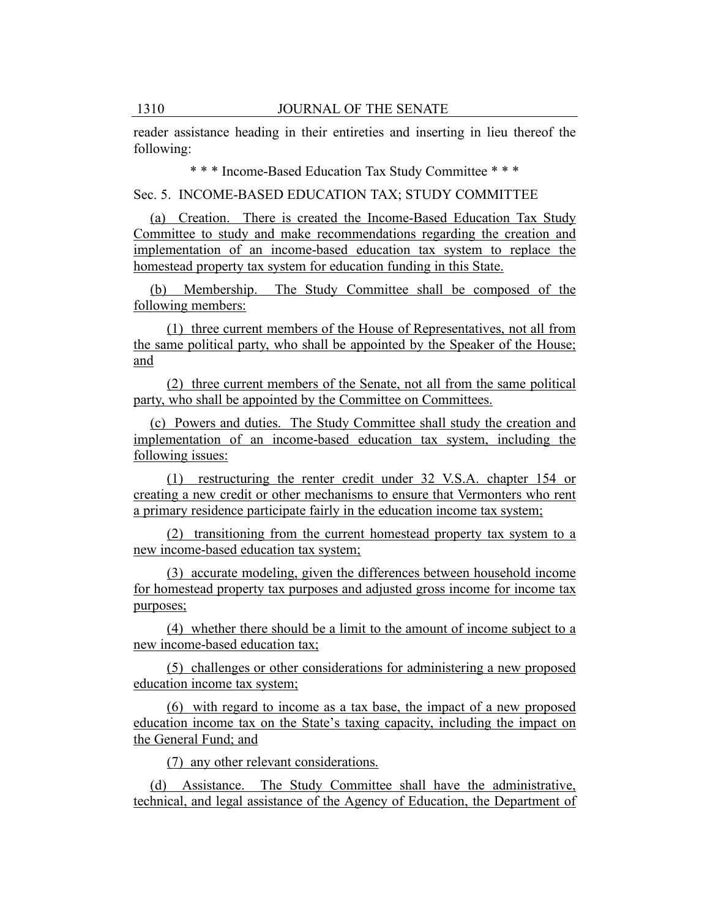reader assistance heading in their entireties and inserting in lieu thereof the following:

\* \* \* Income-Based Education Tax Study Committee \* \* \*

Sec. 5. INCOME-BASED EDUCATION TAX; STUDY COMMITTEE

(a) Creation. There is created the Income-Based Education Tax Study Committee to study and make recommendations regarding the creation and implementation of an income-based education tax system to replace the homestead property tax system for education funding in this State.

(b) Membership. The Study Committee shall be composed of the following members:

(1) three current members of the House of Representatives, not all from the same political party, who shall be appointed by the Speaker of the House; and

(2) three current members of the Senate, not all from the same political party, who shall be appointed by the Committee on Committees.

(c) Powers and duties. The Study Committee shall study the creation and implementation of an income-based education tax system, including the following issues:

(1) restructuring the renter credit under 32 V.S.A. chapter 154 or creating a new credit or other mechanisms to ensure that Vermonters who rent a primary residence participate fairly in the education income tax system;

(2) transitioning from the current homestead property tax system to a new income-based education tax system;

(3) accurate modeling, given the differences between household income for homestead property tax purposes and adjusted gross income for income tax purposes;

(4) whether there should be a limit to the amount of income subject to a new income-based education tax;

(5) challenges or other considerations for administering a new proposed education income tax system;

(6) with regard to income as a tax base, the impact of a new proposed education income tax on the State's taxing capacity, including the impact on the General Fund; and

(7) any other relevant considerations.

(d) Assistance. The Study Committee shall have the administrative, technical, and legal assistance of the Agency of Education, the Department of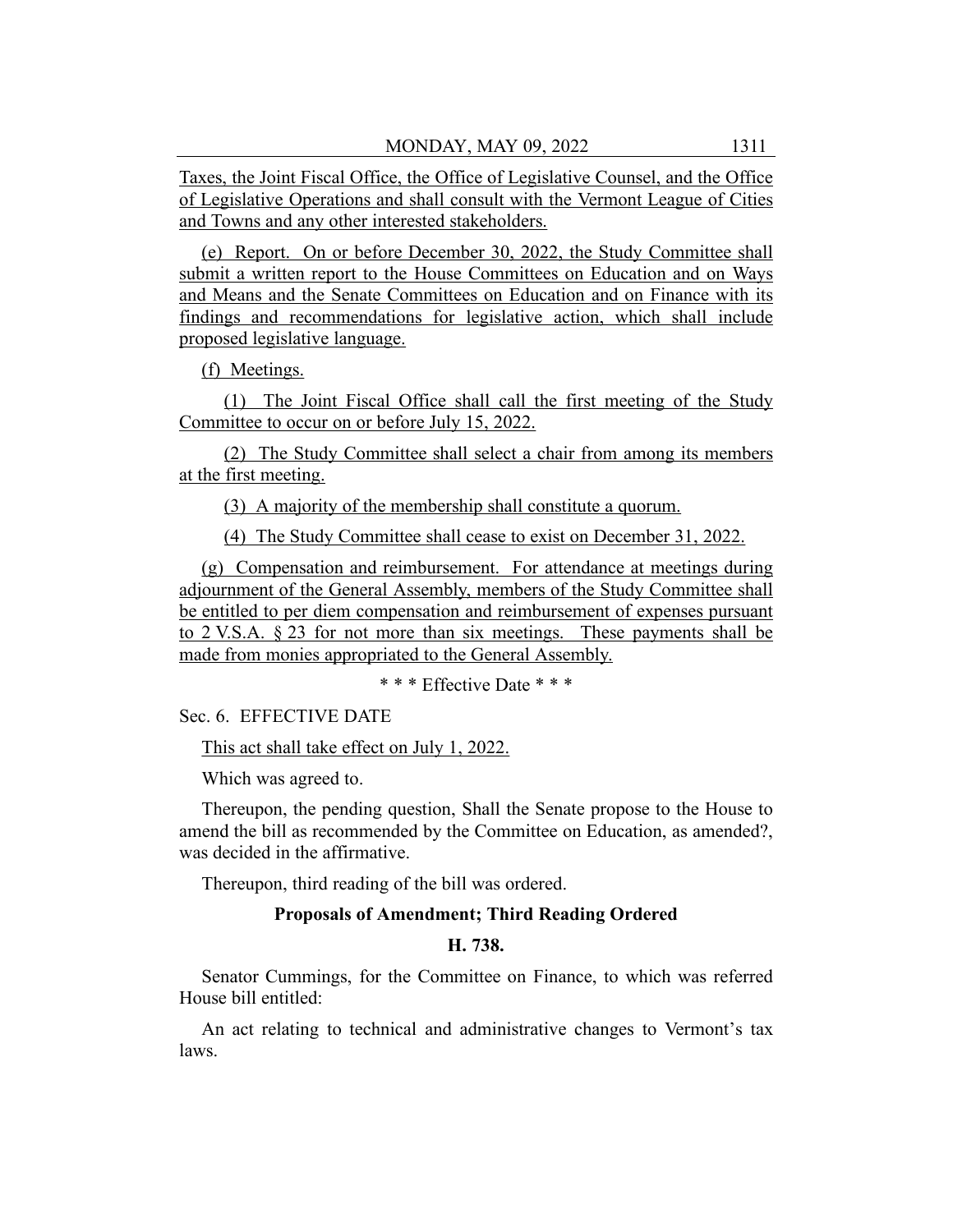Taxes, the Joint Fiscal Office, the Office of Legislative Counsel, and the Office of Legislative Operations and shall consult with the Vermont League of Cities and Towns and any other interested stakeholders.

(e) Report. On or before December 30, 2022, the Study Committee shall submit a written report to the House Committees on Education and on Ways and Means and the Senate Committees on Education and on Finance with its findings and recommendations for legislative action, which shall include proposed legislative language.

(f) Meetings.

(1) The Joint Fiscal Office shall call the first meeting of the Study Committee to occur on or before July 15, 2022.

(2) The Study Committee shall select a chair from among its members at the first meeting.

(3) A majority of the membership shall constitute a quorum.

(4) The Study Committee shall cease to exist on December 31, 2022.

(g) Compensation and reimbursement. For attendance at meetings during adjournment of the General Assembly, members of the Study Committee shall be entitled to per diem compensation and reimbursement of expenses pursuant to 2 V.S.A. § 23 for not more than six meetings. These payments shall be made from monies appropriated to the General Assembly.

\* \* \* Effective Date \* \* \*

Sec. 6. EFFECTIVE DATE

This act shall take effect on July 1, 2022.

Which was agreed to.

Thereupon, the pending question, Shall the Senate propose to the House to amend the bill as recommended by the Committee on Education, as amended?, was decided in the affirmative.

Thereupon, third reading of the bill was ordered.

**Proposals of Amendment; Third Reading Ordered**

**H. 738.**

Senator Cummings, for the Committee on Finance, to which was referred House bill entitled:

An act relating to technical and administrative changes to Vermont's tax laws.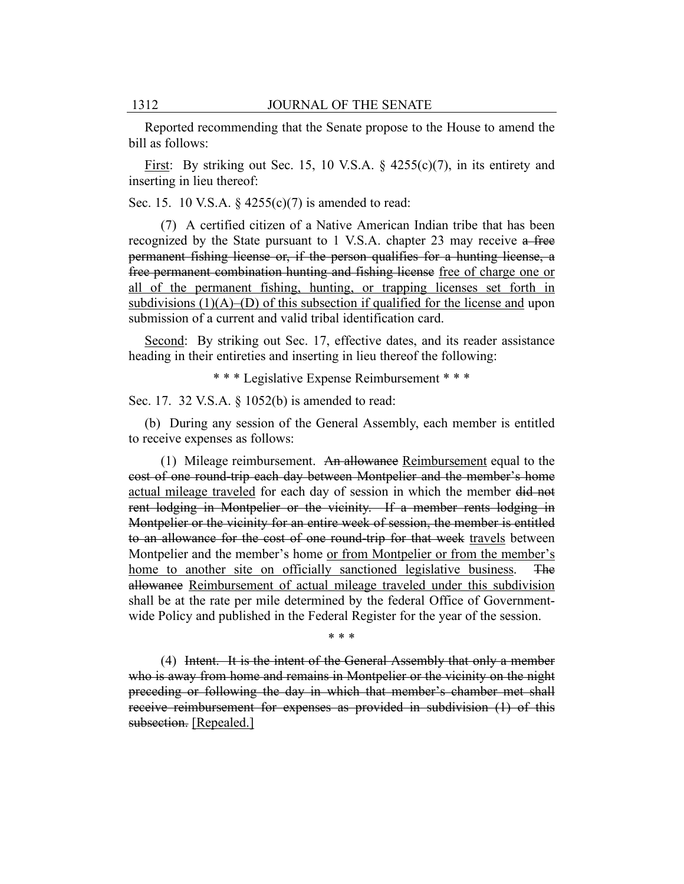Reported recommending that the Senate propose to the House to amend the bill as follows:

<u>First</u>: By striking out Sec. 15, 10 V.S.A. § 4255(c)(7), in its entirety and inserting in lieu thereof:

Sec. 15. 10 V.S.A. § 4255(c)(7) is amended to read:

(7) A certified citizen of a Native American Indian tribe that has been recognized by the State pursuant to 1 V.S.A. chapter 23 may receive ~~a free permanent fishing license or, if the person qualifies for a hunting license, a free permanent combination hunting and fishing license~~ <u>free of charge one or all of the permanent fishing, hunting, or trapping licenses set forth in subdivisions (1)(A)–(D) of this subsection if qualified for the license and</u> upon submission of a current and valid tribal identification card.

<u>Second</u>: By striking out Sec. 17, effective dates, and its reader assistance heading in their entireties and inserting in lieu thereof the following:

\* \* \* Legislative Expense Reimbursement \* \* \*

Sec. 17. 32 V.S.A. § 1052(b) is amended to read:

(b) During any session of the General Assembly, each member is entitled to receive expenses as follows:

(1) Mileage reimbursement. ~~An allowance~~ <u>Reimbursement</u> equal to the ~~cost of one round-trip each day between Montpelier and the member's home~~ <u>actual mileage traveled</u> for each day of session in which the member ~~did not rent lodging in Montpelier or the vicinity. If a member rents lodging in Montpelier or the vicinity for an entire week of session, the member is entitled to an allowance for the cost of one round-trip for that week~~ <u>travels</u> between Montpelier and the member's home <u>or from Montpelier or from the member's home to another site on officially sanctioned legislative business</u>. ~~The allowance~~ <u>Reimbursement of actual mileage traveled under this subdivision</u> shall be at the rate per mile determined by the federal Office of Government-wide Policy and published in the Federal Register for the year of the session.

\* \* \*

(4) ~~Intent. It is the intent of the General Assembly that only a member who is away from home and remains in Montpelier or the vicinity on the night preceding or following the day in which that member's chamber met shall receive reimbursement for expenses as provided in subdivision (1) of this subsection.~~ [Repealed.]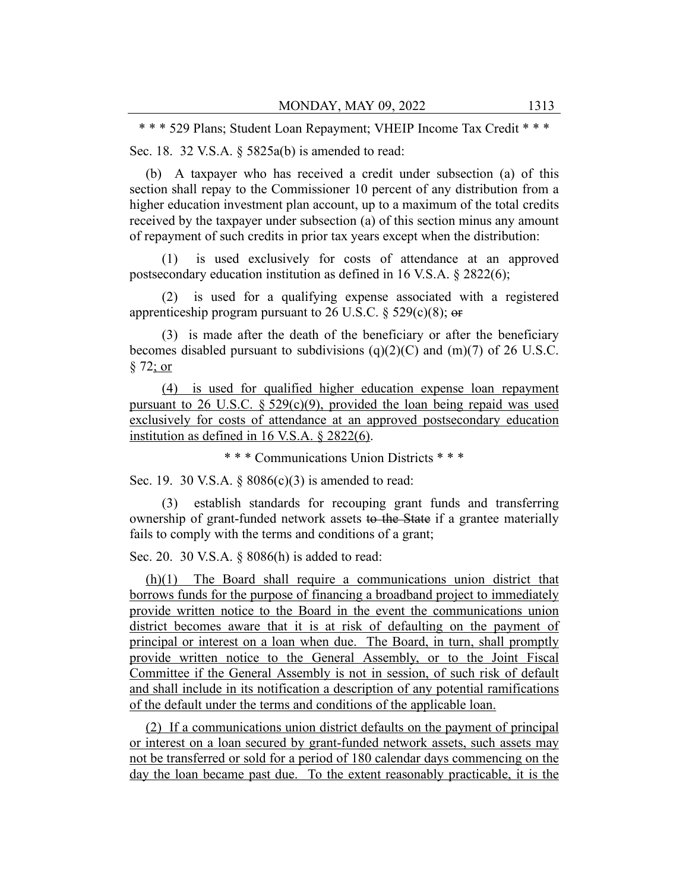\* \* \* 529 Plans; Student Loan Repayment; VHEIP Income Tax Credit \* \* \*

Sec. 18. 32 V.S.A. § 5825a(b) is amended to read:

(b) A taxpayer who has received a credit under subsection (a) of this section shall repay to the Commissioner 10 percent of any distribution from a higher education investment plan account, up to a maximum of the total credits received by the taxpayer under subsection (a) of this section minus any amount of repayment of such credits in prior tax years except when the distribution:

(1) is used exclusively for costs of attendance at an approved postsecondary education institution as defined in 16 V.S.A. § 2822(6);

(2) is used for a qualifying expense associated with a registered apprenticeship program pursuant to 26 U.S.C. § 529(c)(8); ~~or~~

(3) is made after the death of the beneficiary or after the beneficiary becomes disabled pursuant to subdivisions (q)(2)(C) and (m)(7) of 26 U.S.C. § 72<u>; or</u>

<u>(4) is used for qualified higher education expense loan repayment pursuant to 26 U.S.C. § 529(c)(9), provided the loan being repaid was used exclusively for costs of attendance at an approved postsecondary education institution as defined in 16 V.S.A. § 2822(6)</u>.

\* \* \* Communications Union Districts \* \* \*

Sec. 19. 30 V.S.A. § 8086(c)(3) is amended to read:

(3) establish standards for recouping grant funds and transferring ownership of grant-funded network assets ~~to the State~~ if a grantee materially fails to comply with the terms and conditions of a grant;

Sec. 20. 30 V.S.A. § 8086(h) is added to read:

<u>(h)(1) The Board shall require a communications union district that borrows funds for the purpose of financing a broadband project to immediately provide written notice to the Board in the event the communications union district becomes aware that it is at risk of defaulting on the payment of principal or interest on a loan when due. The Board, in turn, shall promptly provide written notice to the General Assembly, or to the Joint Fiscal Committee if the General Assembly is not in session, of such risk of default and shall include in its notification a description of any potential ramifications of the default under the terms and conditions of the applicable loan.</u>

<u>(2) If a communications union district defaults on the payment of principal or interest on a loan secured by grant-funded network assets, such assets may not be transferred or sold for a period of 180 calendar days commencing on the day the loan became past due. To the extent reasonably practicable, it is the</u>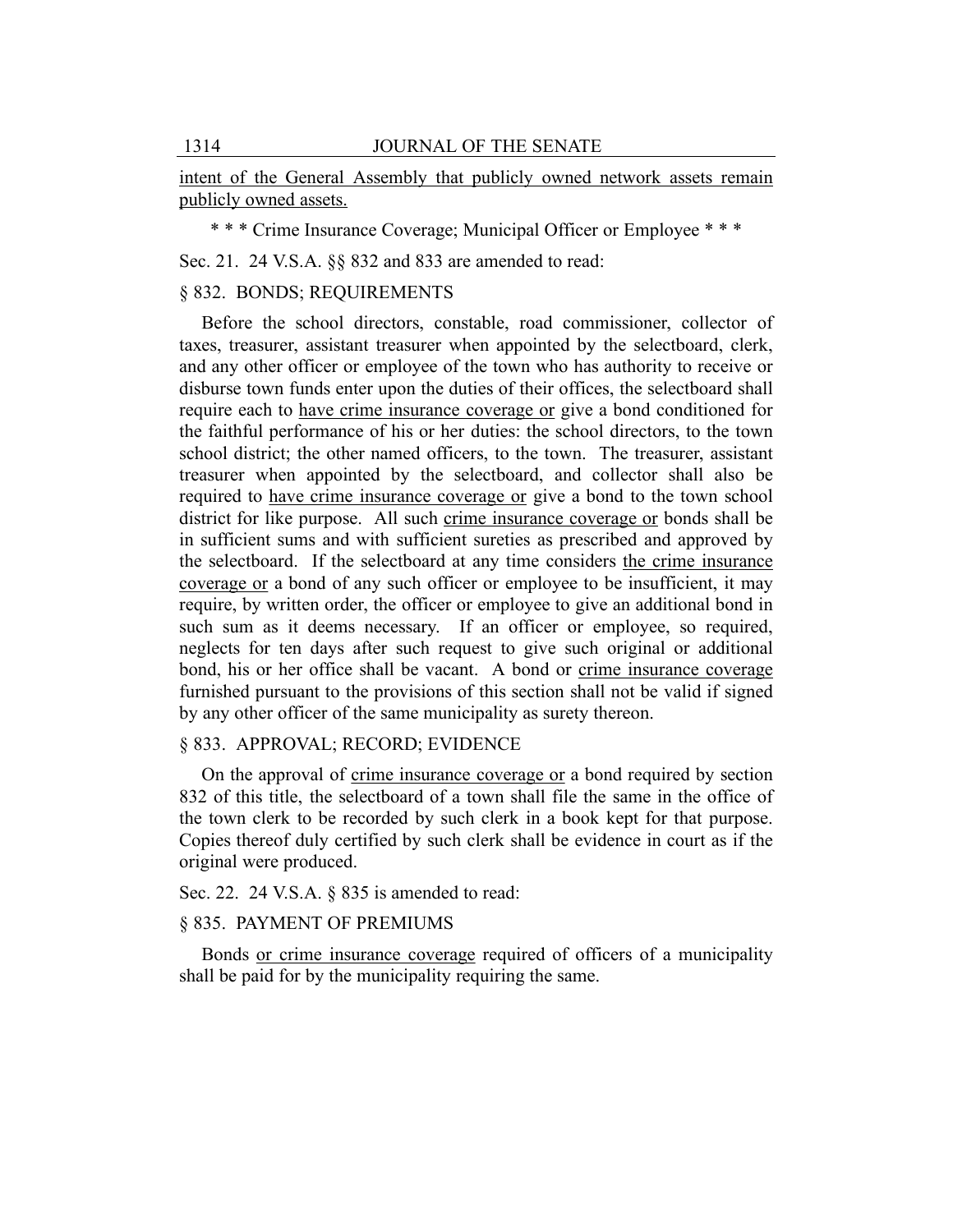intent of the General Assembly that publicly owned network assets remain publicly owned assets.

\* \* \* Crime Insurance Coverage; Municipal Officer or Employee \* \* \*

Sec. 21. 24 V.S.A. §§ 832 and 833 are amended to read:

§ 832. BONDS; REQUIREMENTS

Before the school directors, constable, road commissioner, collector of taxes, treasurer, assistant treasurer when appointed by the selectboard, clerk, and any other officer or employee of the town who has authority to receive or disburse town funds enter upon the duties of their offices, the selectboard shall require each to have crime insurance coverage or give a bond conditioned for the faithful performance of his or her duties: the school directors, to the town school district; the other named officers, to the town. The treasurer, assistant treasurer when appointed by the selectboard, and collector shall also be required to have crime insurance coverage or give a bond to the town school district for like purpose. All such crime insurance coverage or bonds shall be in sufficient sums and with sufficient sureties as prescribed and approved by the selectboard. If the selectboard at any time considers the crime insurance coverage or a bond of any such officer or employee to be insufficient, it may require, by written order, the officer or employee to give an additional bond in such sum as it deems necessary. If an officer or employee, so required, neglects for ten days after such request to give such original or additional bond, his or her office shall be vacant. A bond or crime insurance coverage furnished pursuant to the provisions of this section shall not be valid if signed by any other officer of the same municipality as surety thereon.

§ 833. APPROVAL; RECORD; EVIDENCE

On the approval of crime insurance coverage or a bond required by section 832 of this title, the selectboard of a town shall file the same in the office of the town clerk to be recorded by such clerk in a book kept for that purpose. Copies thereof duly certified by such clerk shall be evidence in court as if the original were produced.

Sec. 22. 24 V.S.A. § 835 is amended to read:

§ 835. PAYMENT OF PREMIUMS

Bonds or crime insurance coverage required of officers of a municipality shall be paid for by the municipality requiring the same.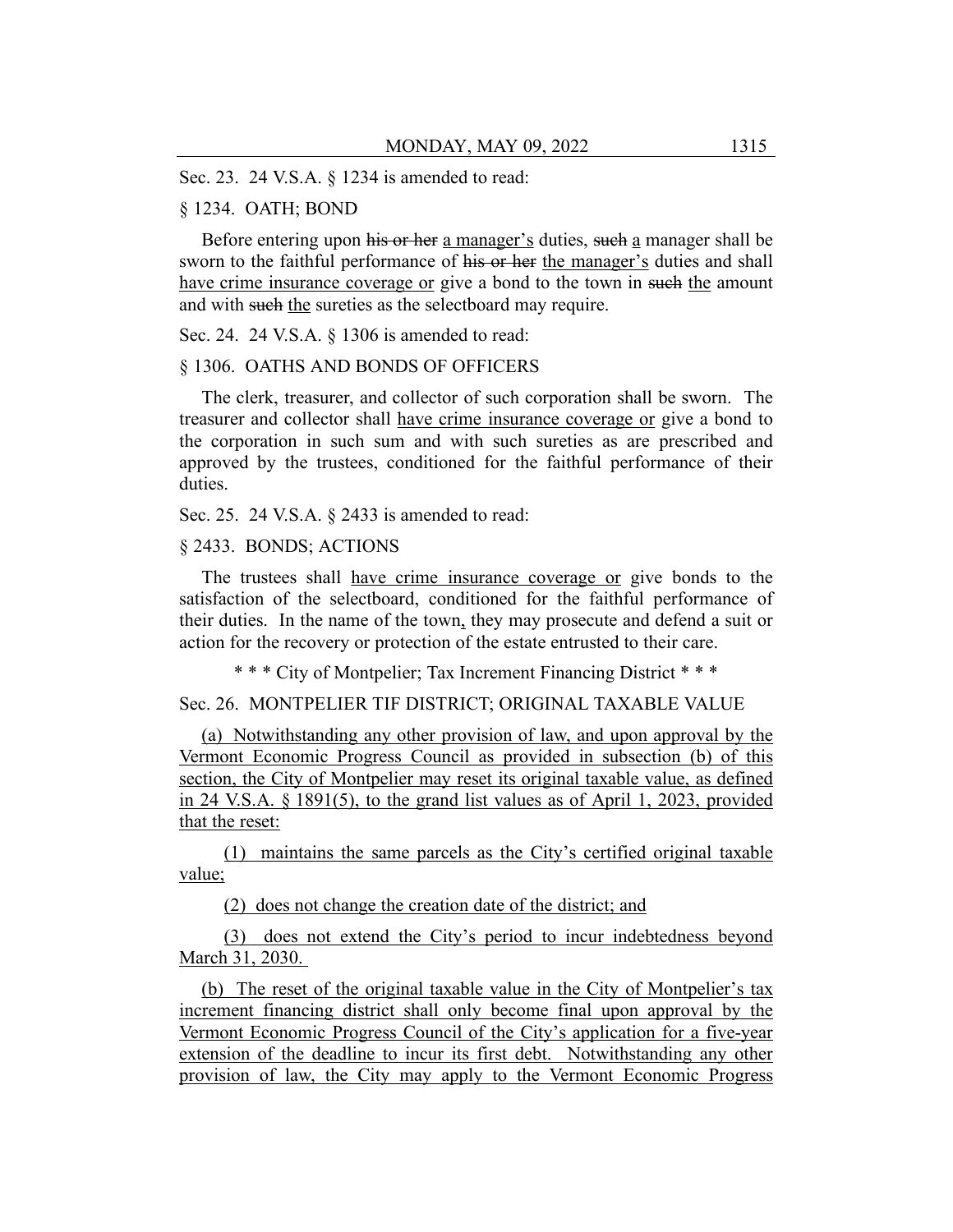Sec. 23. 24 V.S.A. § 1234 is amended to read:

§ 1234. OATH; BOND

Before entering upon ~~his or her~~ a manager's duties, ~~such~~ a manager shall be sworn to the faithful performance of ~~his or her~~ the manager's duties and shall have crime insurance coverage or give a bond to the town in ~~such~~ the amount and with ~~such~~ the sureties as the selectboard may require.

Sec. 24. 24 V.S.A. § 1306 is amended to read:

§ 1306. OATHS AND BONDS OF OFFICERS

The clerk, treasurer, and collector of such corporation shall be sworn. The treasurer and collector shall have crime insurance coverage or give a bond to the corporation in such sum and with such sureties as are prescribed and approved by the trustees, conditioned for the faithful performance of their duties.

Sec. 25. 24 V.S.A. § 2433 is amended to read:

§ 2433. BONDS; ACTIONS

The trustees shall have crime insurance coverage or give bonds to the satisfaction of the selectboard, conditioned for the faithful performance of their duties. In the name of the town, they may prosecute and defend a suit or action for the recovery or protection of the estate entrusted to their care.

\* \* \* City of Montpelier; Tax Increment Financing District \* \* \*

Sec. 26. MONTPELIER TIF DISTRICT; ORIGINAL TAXABLE VALUE

(a) Notwithstanding any other provision of law, and upon approval by the Vermont Economic Progress Council as provided in subsection (b) of this section, the City of Montpelier may reset its original taxable value, as defined in 24 V.S.A. § 1891(5), to the grand list values as of April 1, 2023, provided that the reset:

(1) maintains the same parcels as the City's certified original taxable value;

(2) does not change the creation date of the district; and

(3) does not extend the City's period to incur indebtedness beyond March 31, 2030.

(b) The reset of the original taxable value in the City of Montpelier's tax increment financing district shall only become final upon approval by the Vermont Economic Progress Council of the City's application for a five-year extension of the deadline to incur its first debt. Notwithstanding any other provision of law, the City may apply to the Vermont Economic Progress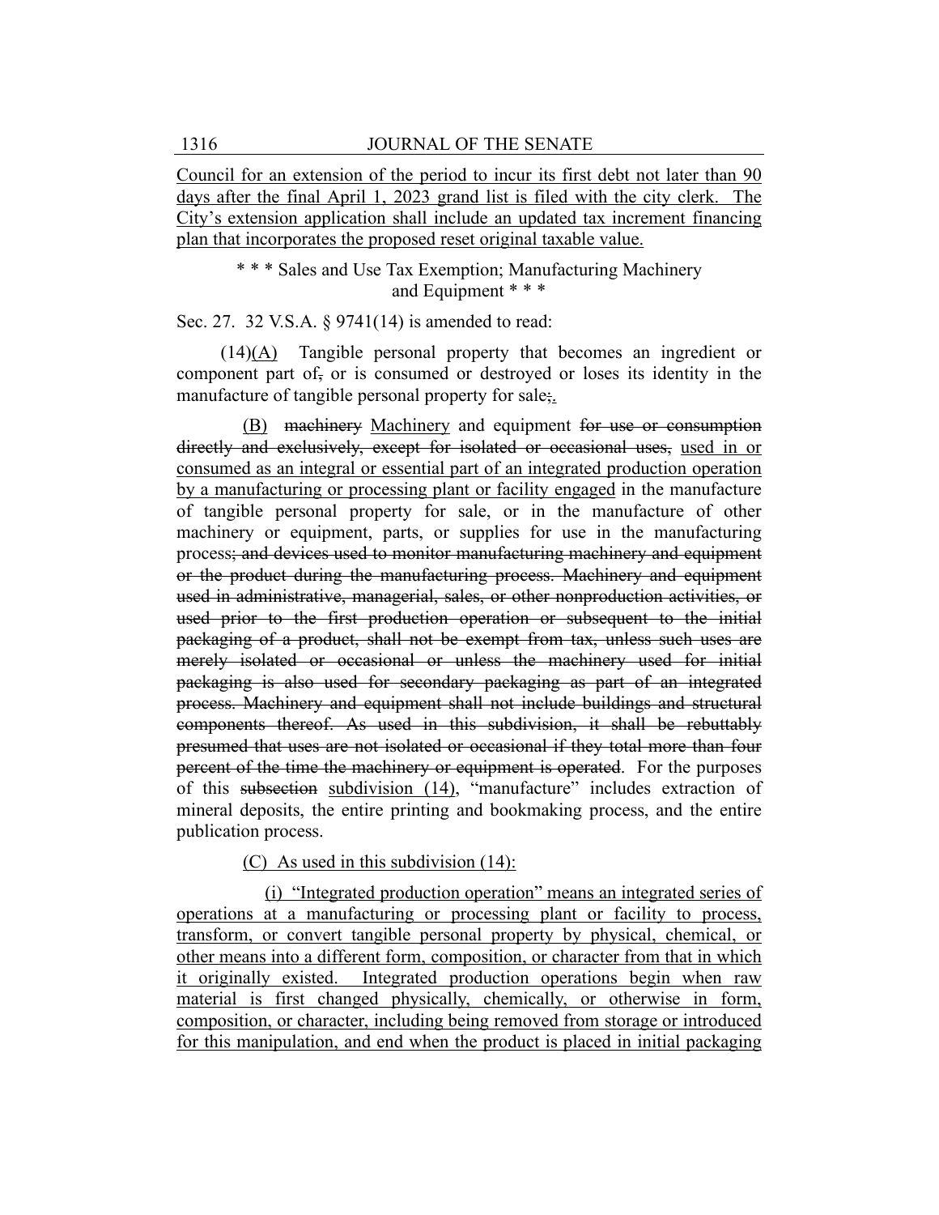Council for an extension of the period to incur its first debt not later than 90 days after the final April 1, 2023 grand list is filed with the city clerk. The City's extension application shall include an updated tax increment financing plan that incorporates the proposed reset original taxable value.

\* \* \* Sales and Use Tax Exemption; Manufacturing Machinery and Equipment \* \* \*

Sec. 27. 32 V.S.A. § 9741(14) is amended to read:

(14)(A) Tangible personal property that becomes an ingredient or component part of, or is consumed or destroyed or loses its identity in the manufacture of tangible personal property for sale;.

(B) ~~machinery~~ Machinery and equipment ~~for use or consumption directly and exclusively, except for isolated or occasional uses,~~ used in or consumed as an integral or essential part of an integrated production operation by a manufacturing or processing plant or facility engaged in the manufacture of tangible personal property for sale, or in the manufacture of other machinery or equipment, parts, or supplies for use in the manufacturing process~~; and devices used to monitor manufacturing machinery and equipment or the product during the manufacturing process. Machinery and equipment used in administrative, managerial, sales, or other nonproduction activities, or used prior to the first production operation or subsequent to the initial packaging of a product, shall not be exempt from tax, unless such uses are merely isolated or occasional or unless the machinery used for initial packaging is also used for secondary packaging as part of an integrated process. Machinery and equipment shall not include buildings and structural components thereof. As used in this subdivision, it shall be rebuttably presumed that uses are not isolated or occasional if they total more than four percent of the time the machinery or equipment is operated~~. For the purposes of this ~~subsection~~ subdivision (14), "manufacture" includes extraction of mineral deposits, the entire printing and bookmaking process, and the entire publication process.

(C) As used in this subdivision (14):

(i) "Integrated production operation" means an integrated series of operations at a manufacturing or processing plant or facility to process, transform, or convert tangible personal property by physical, chemical, or other means into a different form, composition, or character from that in which it originally existed. Integrated production operations begin when raw material is first changed physically, chemically, or otherwise in form, composition, or character, including being removed from storage or introduced for this manipulation, and end when the product is placed in initial packaging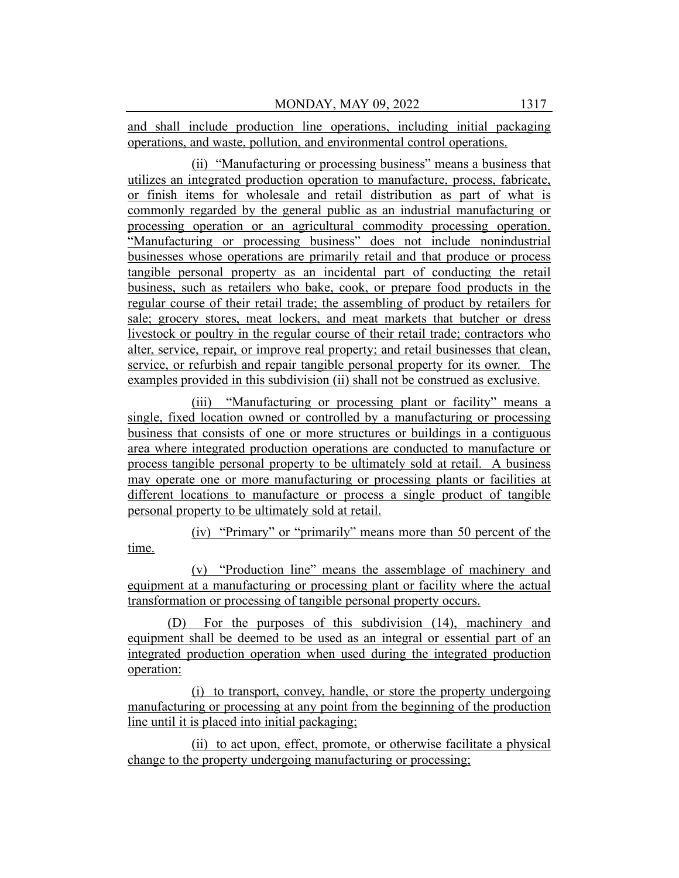and shall include production line operations, including initial packaging operations, and waste, pollution, and environmental control operations.

(ii) "Manufacturing or processing business" means a business that utilizes an integrated production operation to manufacture, process, fabricate, or finish items for wholesale and retail distribution as part of what is commonly regarded by the general public as an industrial manufacturing or processing operation or an agricultural commodity processing operation. "Manufacturing or processing business" does not include nonindustrial businesses whose operations are primarily retail and that produce or process tangible personal property as an incidental part of conducting the retail business, such as retailers who bake, cook, or prepare food products in the regular course of their retail trade; the assembling of product by retailers for sale; grocery stores, meat lockers, and meat markets that butcher or dress livestock or poultry in the regular course of their retail trade; contractors who alter, service, repair, or improve real property; and retail businesses that clean, service, or refurbish and repair tangible personal property for its owner. The examples provided in this subdivision (ii) shall not be construed as exclusive.

(iii) "Manufacturing or processing plant or facility" means a single, fixed location owned or controlled by a manufacturing or processing business that consists of one or more structures or buildings in a contiguous area where integrated production operations are conducted to manufacture or process tangible personal property to be ultimately sold at retail. A business may operate one or more manufacturing or processing plants or facilities at different locations to manufacture or process a single product of tangible personal property to be ultimately sold at retail.

(iv) "Primary" or "primarily" means more than 50 percent of the time.

(v) "Production line" means the assemblage of machinery and equipment at a manufacturing or processing plant or facility where the actual transformation or processing of tangible personal property occurs.

(D) For the purposes of this subdivision (14), machinery and equipment shall be deemed to be used as an integral or essential part of an integrated production operation when used during the integrated production operation:

(i) to transport, convey, handle, or store the property undergoing manufacturing or processing at any point from the beginning of the production line until it is placed into initial packaging;

(ii) to act upon, effect, promote, or otherwise facilitate a physical change to the property undergoing manufacturing or processing;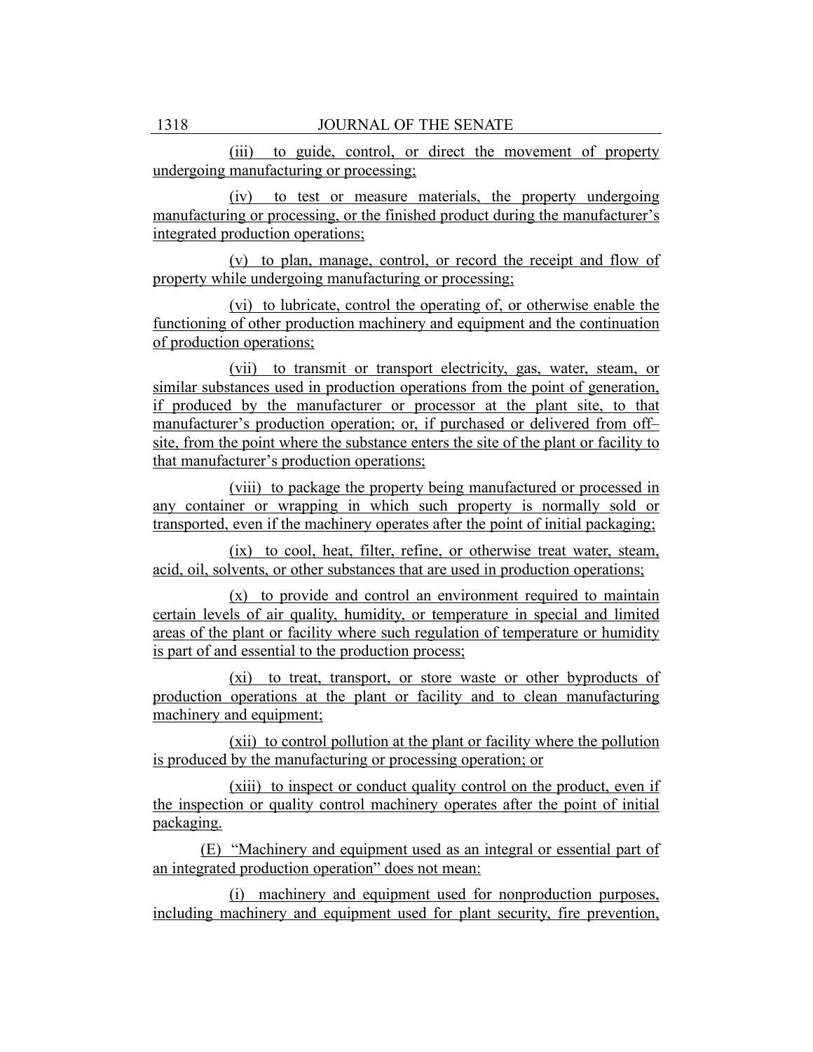(iii) to guide, control, or direct the movement of property undergoing manufacturing or processing;

(iv) to test or measure materials, the property undergoing manufacturing or processing, or the finished product during the manufacturer's integrated production operations;

(v) to plan, manage, control, or record the receipt and flow of property while undergoing manufacturing or processing;

(vi) to lubricate, control the operating of, or otherwise enable the functioning of other production machinery and equipment and the continuation of production operations;

(vii) to transmit or transport electricity, gas, water, steam, or similar substances used in production operations from the point of generation, if produced by the manufacturer or processor at the plant site, to that manufacturer's production operation; or, if purchased or delivered from off–site, from the point where the substance enters the site of the plant or facility to that manufacturer's production operations;

(viii) to package the property being manufactured or processed in any container or wrapping in which such property is normally sold or transported, even if the machinery operates after the point of initial packaging;

(ix) to cool, heat, filter, refine, or otherwise treat water, steam, acid, oil, solvents, or other substances that are used in production operations;

(x) to provide and control an environment required to maintain certain levels of air quality, humidity, or temperature in special and limited areas of the plant or facility where such regulation of temperature or humidity is part of and essential to the production process;

(xi) to treat, transport, or store waste or other byproducts of production operations at the plant or facility and to clean manufacturing machinery and equipment;

(xii) to control pollution at the plant or facility where the pollution is produced by the manufacturing or processing operation; or

(xiii) to inspect or conduct quality control on the product, even if the inspection or quality control machinery operates after the point of initial packaging.

(E) "Machinery and equipment used as an integral or essential part of an integrated production operation" does not mean:

(i) machinery and equipment used for nonproduction purposes, including machinery and equipment used for plant security, fire prevention,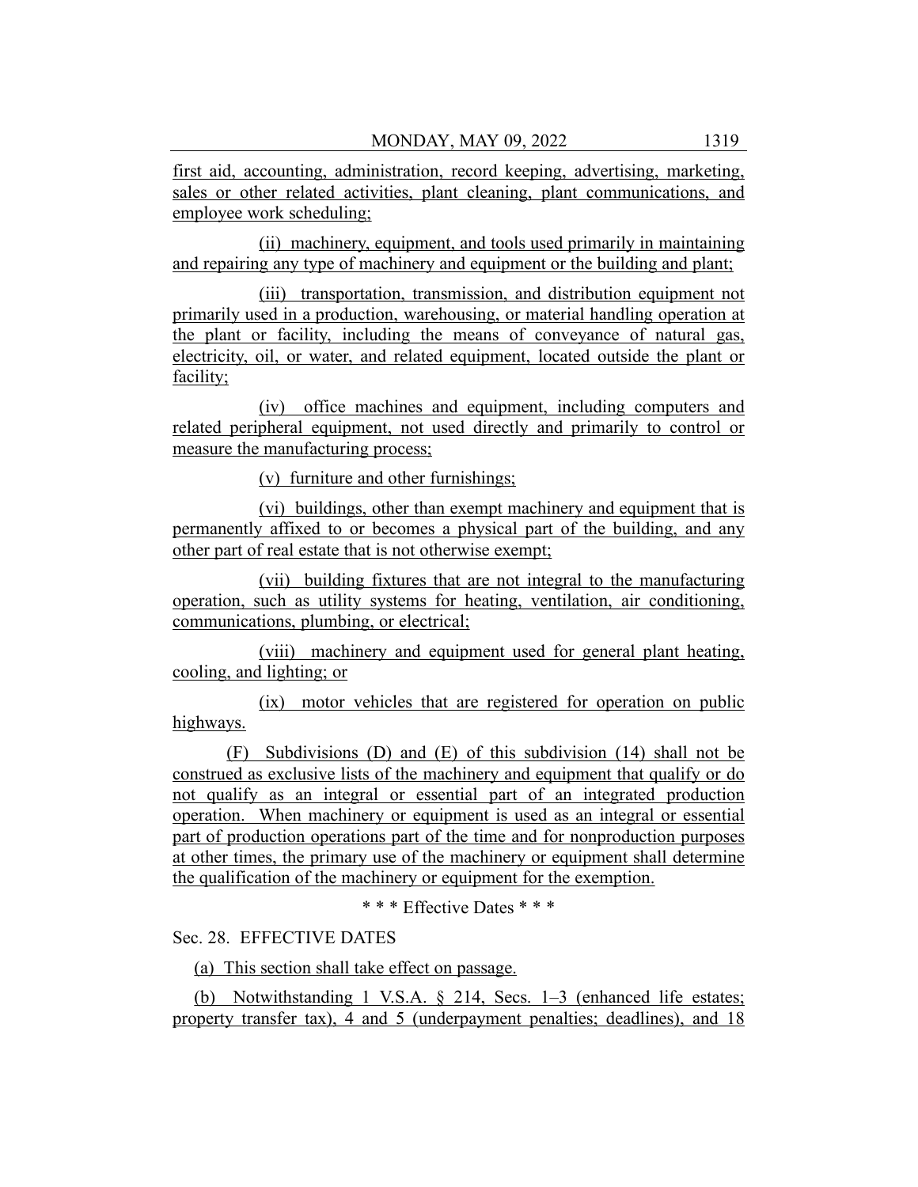first aid, accounting, administration, record keeping, advertising, marketing, sales or other related activities, plant cleaning, plant communications, and employee work scheduling;

(ii) machinery, equipment, and tools used primarily in maintaining and repairing any type of machinery and equipment or the building and plant;

(iii) transportation, transmission, and distribution equipment not primarily used in a production, warehousing, or material handling operation at the plant or facility, including the means of conveyance of natural gas, electricity, oil, or water, and related equipment, located outside the plant or facility;

(iv) office machines and equipment, including computers and related peripheral equipment, not used directly and primarily to control or measure the manufacturing process;

(v) furniture and other furnishings;

(vi) buildings, other than exempt machinery and equipment that is permanently affixed to or becomes a physical part of the building, and any other part of real estate that is not otherwise exempt;

(vii) building fixtures that are not integral to the manufacturing operation, such as utility systems for heating, ventilation, air conditioning, communications, plumbing, or electrical;

(viii) machinery and equipment used for general plant heating, cooling, and lighting; or

(ix) motor vehicles that are registered for operation on public highways.

(F) Subdivisions (D) and (E) of this subdivision (14) shall not be construed as exclusive lists of the machinery and equipment that qualify or do not qualify as an integral or essential part of an integrated production operation. When machinery or equipment is used as an integral or essential part of production operations part of the time and for nonproduction purposes at other times, the primary use of the machinery or equipment shall determine the qualification of the machinery or equipment for the exemption.

\* \* \* Effective Dates \* \* \*

Sec. 28. EFFECTIVE DATES

(a) This section shall take effect on passage.

(b) Notwithstanding 1 V.S.A. § 214, Secs. 1–3 (enhanced life estates; property transfer tax), 4 and 5 (underpayment penalties; deadlines), and 18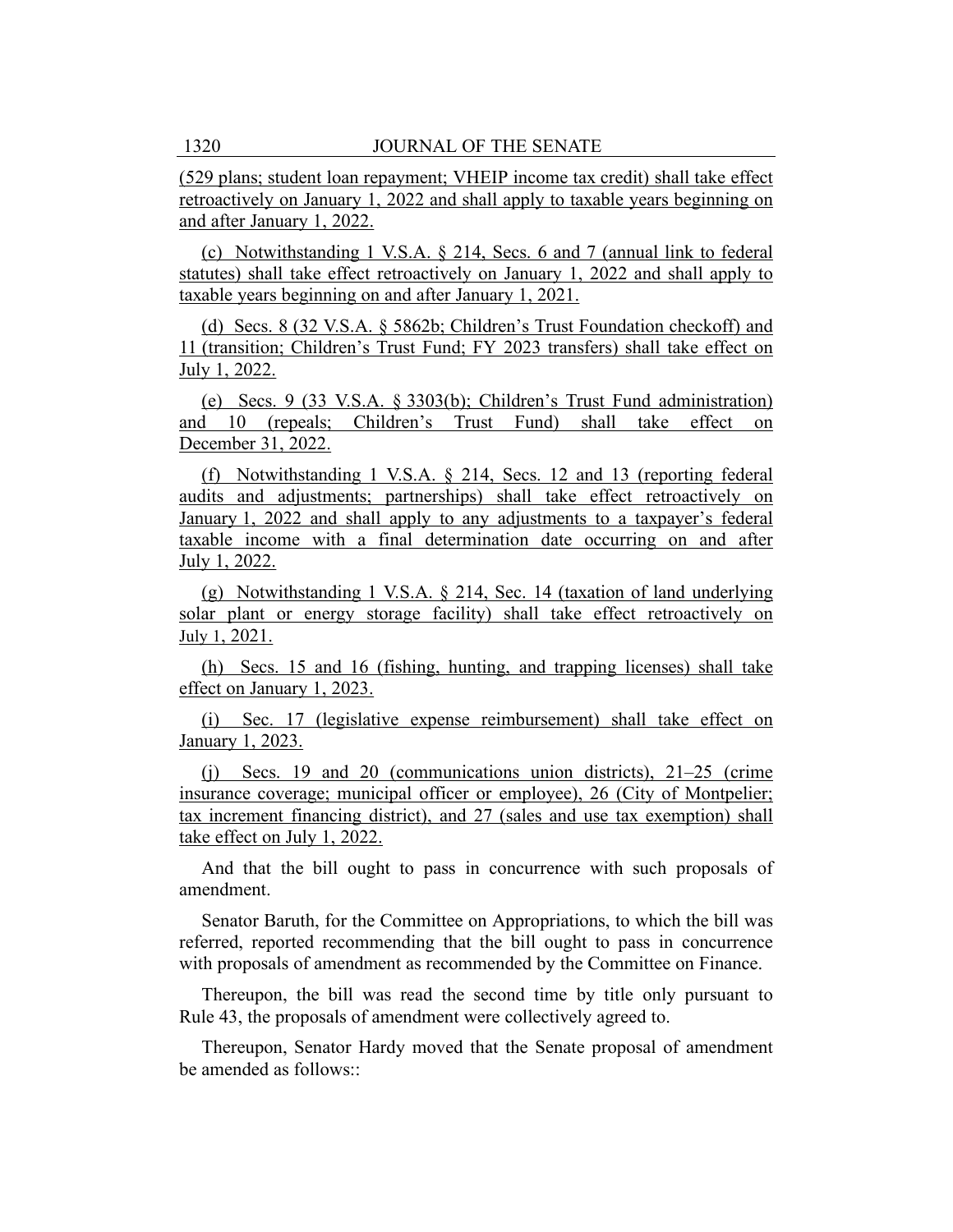(529 plans; student loan repayment; VHEIP income tax credit) shall take effect retroactively on January 1, 2022 and shall apply to taxable years beginning on and after January 1, 2022.

(c) Notwithstanding 1 V.S.A. § 214, Secs. 6 and 7 (annual link to federal statutes) shall take effect retroactively on January 1, 2022 and shall apply to taxable years beginning on and after January 1, 2021.

(d) Secs. 8 (32 V.S.A. § 5862b; Children's Trust Foundation checkoff) and 11 (transition; Children's Trust Fund; FY 2023 transfers) shall take effect on July 1, 2022.

(e) Secs. 9 (33 V.S.A. § 3303(b); Children's Trust Fund administration) and 10 (repeals; Children's Trust Fund) shall take effect on December 31, 2022.

(f) Notwithstanding 1 V.S.A. § 214, Secs. 12 and 13 (reporting federal audits and adjustments; partnerships) shall take effect retroactively on January 1, 2022 and shall apply to any adjustments to a taxpayer's federal taxable income with a final determination date occurring on and after July 1, 2022.

(g) Notwithstanding 1 V.S.A. § 214, Sec. 14 (taxation of land underlying solar plant or energy storage facility) shall take effect retroactively on July 1, 2021.

(h) Secs. 15 and 16 (fishing, hunting, and trapping licenses) shall take effect on January 1, 2023.

(i) Sec. 17 (legislative expense reimbursement) shall take effect on January 1, 2023.

(j) Secs. 19 and 20 (communications union districts), 21–25 (crime insurance coverage; municipal officer or employee), 26 (City of Montpelier; tax increment financing district), and 27 (sales and use tax exemption) shall take effect on July 1, 2022.

And that the bill ought to pass in concurrence with such proposals of amendment.

Senator Baruth, for the Committee on Appropriations, to which the bill was referred, reported recommending that the bill ought to pass in concurrence with proposals of amendment as recommended by the Committee on Finance.

Thereupon, the bill was read the second time by title only pursuant to Rule 43, the proposals of amendment were collectively agreed to.

Thereupon, Senator Hardy moved that the Senate proposal of amendment be amended as follows::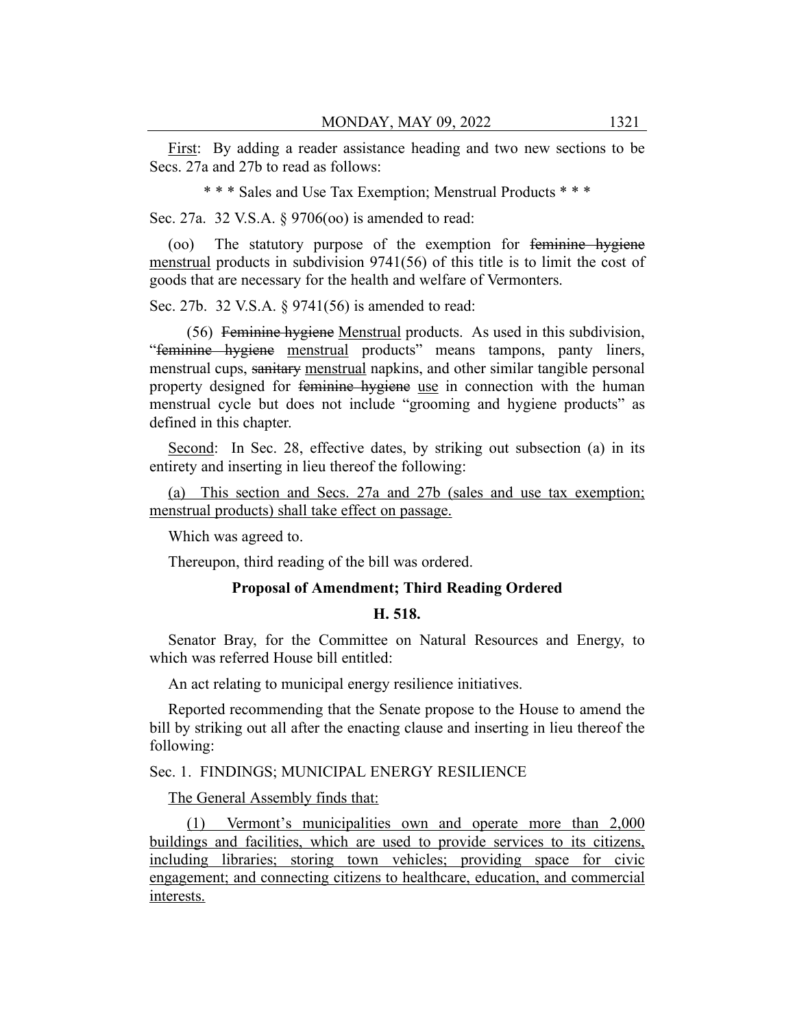First: By adding a reader assistance heading and two new sections to be Secs. 27a and 27b to read as follows:

* * * Sales and Use Tax Exemption; Menstrual Products * * *

Sec. 27a. 32 V.S.A. § 9706(oo) is amended to read:

(oo) The statutory purpose of the exemption for ~~feminine hygiene~~ <u>menstrual</u> products in subdivision 9741(56) of this title is to limit the cost of goods that are necessary for the health and welfare of Vermonters.

Sec. 27b. 32 V.S.A. § 9741(56) is amended to read:

(56) ~~Feminine hygiene~~ <u>Menstrual</u> products. As used in this subdivision, "~~feminine hygiene~~ <u>menstrual</u> products" means tampons, panty liners, menstrual cups, ~~sanitary~~ <u>menstrual</u> napkins, and other similar tangible personal property designed for ~~feminine hygiene~~ <u>use</u> in connection with the human menstrual cycle but does not include "grooming and hygiene products" as defined in this chapter.

Second: In Sec. 28, effective dates, by striking out subsection (a) in its entirety and inserting in lieu thereof the following:

<u>(a) This section and Secs. 27a and 27b (sales and use tax exemption; menstrual products) shall take effect on passage.</u>

Which was agreed to.

Thereupon, third reading of the bill was ordered.

**Proposal of Amendment; Third Reading Ordered**

**H. 518.**

Senator Bray, for the Committee on Natural Resources and Energy, to which was referred House bill entitled:

An act relating to municipal energy resilience initiatives.

Reported recommending that the Senate propose to the House to amend the bill by striking out all after the enacting clause and inserting in lieu thereof the following:

Sec. 1. FINDINGS; MUNICIPAL ENERGY RESILIENCE

<u>The General Assembly finds that:</u>

<u>(1) Vermont's municipalities own and operate more than 2,000 buildings and facilities, which are used to provide services to its citizens, including libraries; storing town vehicles; providing space for civic engagement; and connecting citizens to healthcare, education, and commercial interests.</u>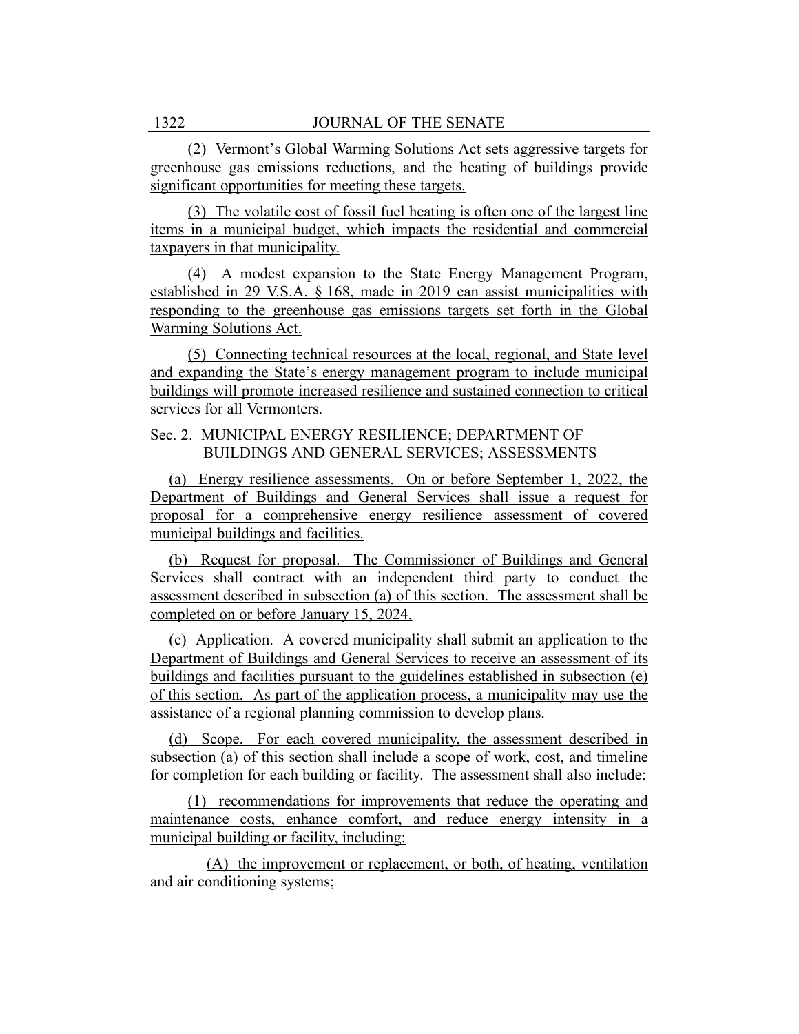(2) Vermont's Global Warming Solutions Act sets aggressive targets for greenhouse gas emissions reductions, and the heating of buildings provide significant opportunities for meeting these targets.

(3) The volatile cost of fossil fuel heating is often one of the largest line items in a municipal budget, which impacts the residential and commercial taxpayers in that municipality.

(4) A modest expansion to the State Energy Management Program, established in 29 V.S.A. § 168, made in 2019 can assist municipalities with responding to the greenhouse gas emissions targets set forth in the Global Warming Solutions Act.

(5) Connecting technical resources at the local, regional, and State level and expanding the State's energy management program to include municipal buildings will promote increased resilience and sustained connection to critical services for all Vermonters.

Sec. 2. MUNICIPAL ENERGY RESILIENCE; DEPARTMENT OF BUILDINGS AND GENERAL SERVICES; ASSESSMENTS

(a) Energy resilience assessments. On or before September 1, 2022, the Department of Buildings and General Services shall issue a request for proposal for a comprehensive energy resilience assessment of covered municipal buildings and facilities.

(b) Request for proposal. The Commissioner of Buildings and General Services shall contract with an independent third party to conduct the assessment described in subsection (a) of this section. The assessment shall be completed on or before January 15, 2024.

(c) Application. A covered municipality shall submit an application to the Department of Buildings and General Services to receive an assessment of its buildings and facilities pursuant to the guidelines established in subsection (e) of this section. As part of the application process, a municipality may use the assistance of a regional planning commission to develop plans.

(d) Scope. For each covered municipality, the assessment described in subsection (a) of this section shall include a scope of work, cost, and timeline for completion for each building or facility. The assessment shall also include:

(1) recommendations for improvements that reduce the operating and maintenance costs, enhance comfort, and reduce energy intensity in a municipal building or facility, including:

(A) the improvement or replacement, or both, of heating, ventilation and air conditioning systems;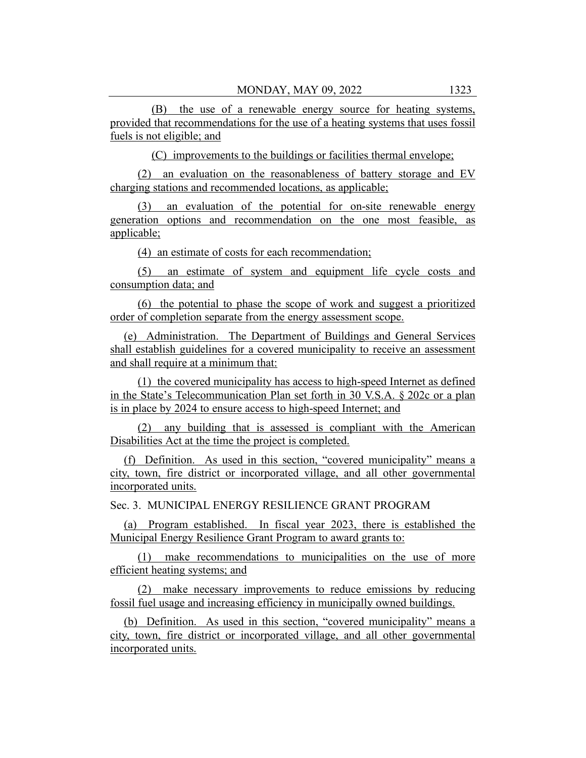(B) the use of a renewable energy source for heating systems, provided that recommendations for the use of a heating systems that uses fossil fuels is not eligible; and

(C) improvements to the buildings or facilities thermal envelope;

(2) an evaluation on the reasonableness of battery storage and EV charging stations and recommended locations, as applicable;

(3) an evaluation of the potential for on-site renewable energy generation options and recommendation on the one most feasible, as applicable;

(4) an estimate of costs for each recommendation;

(5) an estimate of system and equipment life cycle costs and consumption data; and

(6) the potential to phase the scope of work and suggest a prioritized order of completion separate from the energy assessment scope.

(e) Administration. The Department of Buildings and General Services shall establish guidelines for a covered municipality to receive an assessment and shall require at a minimum that:

(1) the covered municipality has access to high-speed Internet as defined in the State's Telecommunication Plan set forth in 30 V.S.A. § 202c or a plan is in place by 2024 to ensure access to high-speed Internet; and

(2) any building that is assessed is compliant with the American Disabilities Act at the time the project is completed.

(f) Definition. As used in this section, "covered municipality" means a city, town, fire district or incorporated village, and all other governmental incorporated units.

Sec. 3. MUNICIPAL ENERGY RESILIENCE GRANT PROGRAM

(a) Program established. In fiscal year 2023, there is established the Municipal Energy Resilience Grant Program to award grants to:

(1) make recommendations to municipalities on the use of more efficient heating systems; and

(2) make necessary improvements to reduce emissions by reducing fossil fuel usage and increasing efficiency in municipally owned buildings.

(b) Definition. As used in this section, "covered municipality" means a city, town, fire district or incorporated village, and all other governmental incorporated units.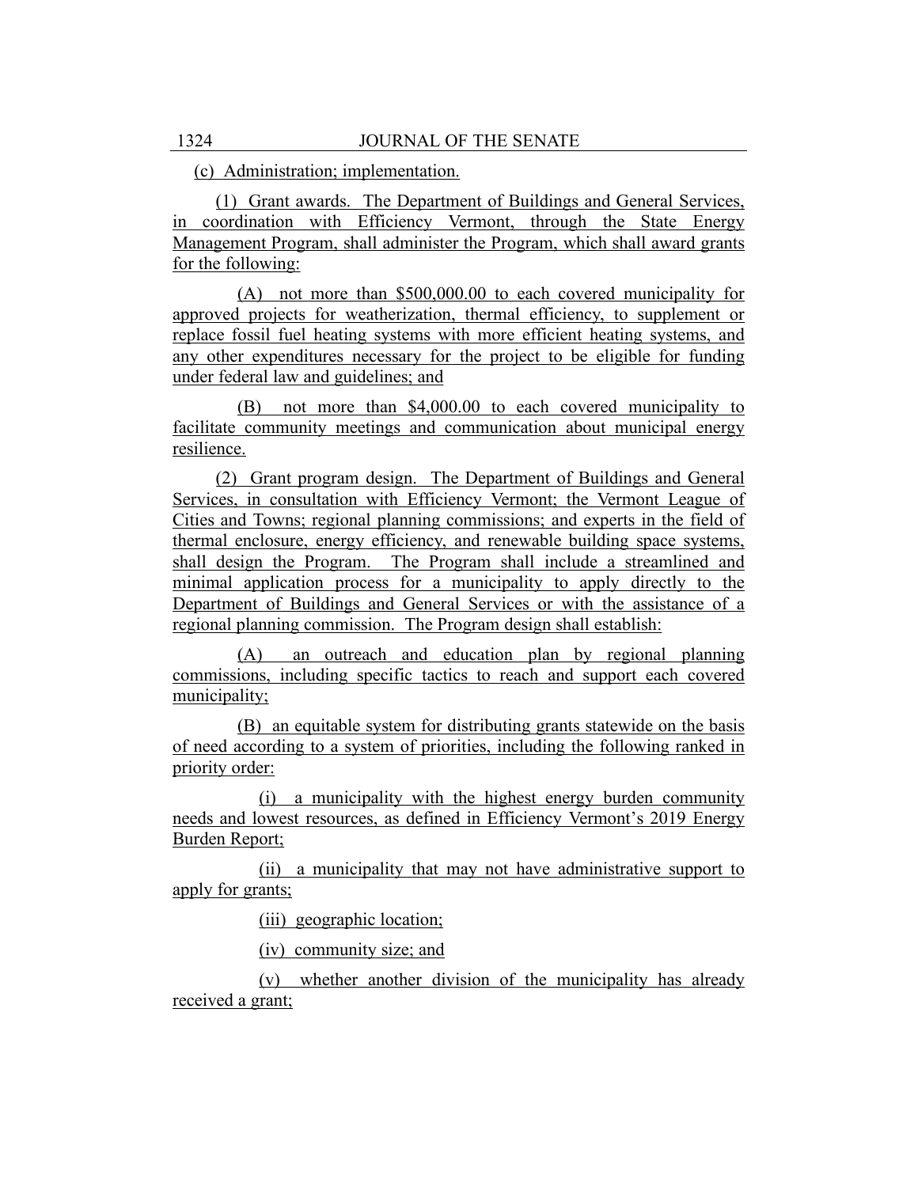(c) Administration; implementation.

(1) Grant awards. The Department of Buildings and General Services, in coordination with Efficiency Vermont, through the State Energy Management Program, shall administer the Program, which shall award grants for the following:

(A) not more than $500,000.00 to each covered municipality for approved projects for weatherization, thermal efficiency, to supplement or replace fossil fuel heating systems with more efficient heating systems, and any other expenditures necessary for the project to be eligible for funding under federal law and guidelines; and

(B) not more than $4,000.00 to each covered municipality to facilitate community meetings and communication about municipal energy resilience.

(2) Grant program design. The Department of Buildings and General Services, in consultation with Efficiency Vermont; the Vermont League of Cities and Towns; regional planning commissions; and experts in the field of thermal enclosure, energy efficiency, and renewable building space systems, shall design the Program. The Program shall include a streamlined and minimal application process for a municipality to apply directly to the Department of Buildings and General Services or with the assistance of a regional planning commission. The Program design shall establish:

(A) an outreach and education plan by regional planning commissions, including specific tactics to reach and support each covered municipality;

(B) an equitable system for distributing grants statewide on the basis of need according to a system of priorities, including the following ranked in priority order:

(i) a municipality with the highest energy burden community needs and lowest resources, as defined in Efficiency Vermont's 2019 Energy Burden Report;

(ii) a municipality that may not have administrative support to apply for grants;

(iii) geographic location;

(iv) community size; and

(v) whether another division of the municipality has already received a grant;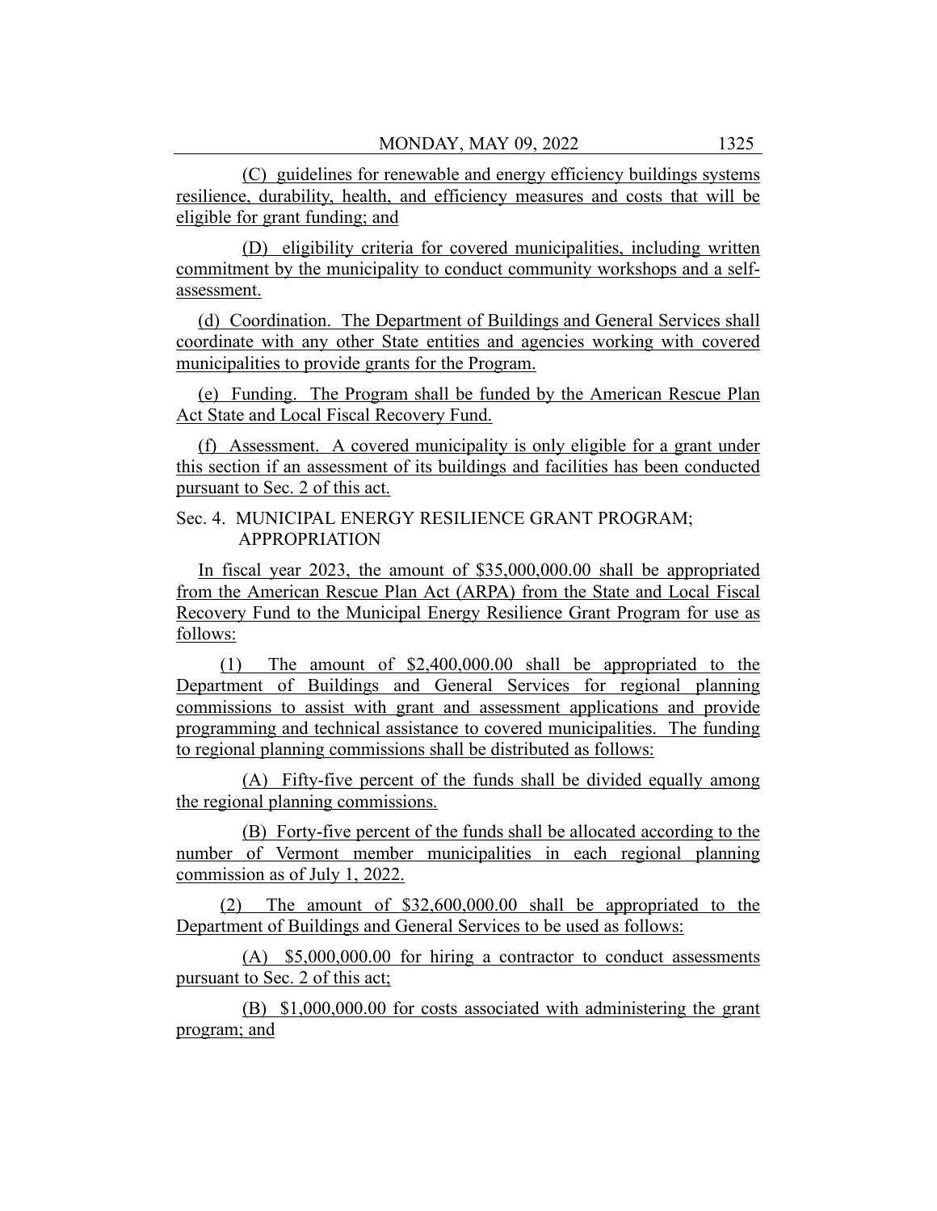(C) guidelines for renewable and energy efficiency buildings systems resilience, durability, health, and efficiency measures and costs that will be eligible for grant funding; and

(D) eligibility criteria for covered municipalities, including written commitment by the municipality to conduct community workshops and a self-assessment.

(d) Coordination. The Department of Buildings and General Services shall coordinate with any other State entities and agencies working with covered municipalities to provide grants for the Program.

(e) Funding. The Program shall be funded by the American Rescue Plan Act State and Local Fiscal Recovery Fund.

(f) Assessment. A covered municipality is only eligible for a grant under this section if an assessment of its buildings and facilities has been conducted pursuant to Sec. 2 of this act.

Sec. 4. MUNICIPAL ENERGY RESILIENCE GRANT PROGRAM; APPROPRIATION

In fiscal year 2023, the amount of $35,000,000.00 shall be appropriated from the American Rescue Plan Act (ARPA) from the State and Local Fiscal Recovery Fund to the Municipal Energy Resilience Grant Program for use as follows:

(1) The amount of $2,400,000.00 shall be appropriated to the Department of Buildings and General Services for regional planning commissions to assist with grant and assessment applications and provide programming and technical assistance to covered municipalities. The funding to regional planning commissions shall be distributed as follows:

(A) Fifty-five percent of the funds shall be divided equally among the regional planning commissions.

(B) Forty-five percent of the funds shall be allocated according to the number of Vermont member municipalities in each regional planning commission as of July 1, 2022.

(2) The amount of $32,600,000.00 shall be appropriated to the Department of Buildings and General Services to be used as follows:

(A) $5,000,000.00 for hiring a contractor to conduct assessments pursuant to Sec. 2 of this act;

(B) $1,000,000.00 for costs associated with administering the grant program; and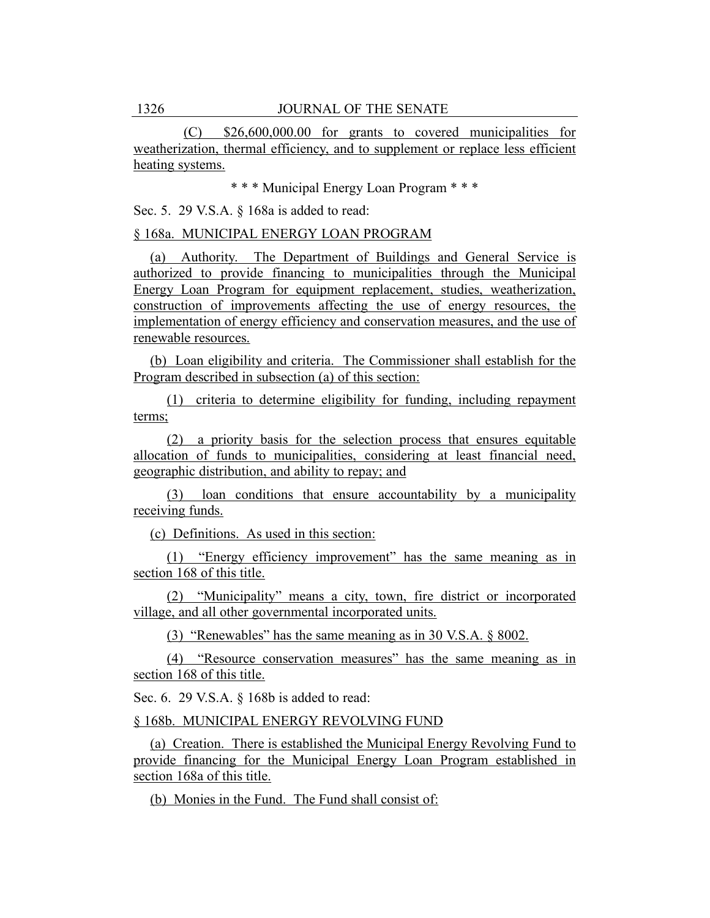(C) $26,600,000.00 for grants to covered municipalities for weatherization, thermal efficiency, and to supplement or replace less efficient heating systems.

* * * Municipal Energy Loan Program * * *

Sec. 5. 29 V.S.A. § 168a is added to read:

§ 168a. MUNICIPAL ENERGY LOAN PROGRAM

(a) Authority. The Department of Buildings and General Service is authorized to provide financing to municipalities through the Municipal Energy Loan Program for equipment replacement, studies, weatherization, construction of improvements affecting the use of energy resources, the implementation of energy efficiency and conservation measures, and the use of renewable resources.

(b) Loan eligibility and criteria. The Commissioner shall establish for the Program described in subsection (a) of this section:

(1) criteria to determine eligibility for funding, including repayment terms;

(2) a priority basis for the selection process that ensures equitable allocation of funds to municipalities, considering at least financial need, geographic distribution, and ability to repay; and

(3) loan conditions that ensure accountability by a municipality receiving funds.

(c) Definitions. As used in this section:

(1) "Energy efficiency improvement" has the same meaning as in section 168 of this title.

(2) "Municipality" means a city, town, fire district or incorporated village, and all other governmental incorporated units.

(3) "Renewables" has the same meaning as in 30 V.S.A. § 8002.

(4) "Resource conservation measures" has the same meaning as in section 168 of this title.

Sec. 6. 29 V.S.A. § 168b is added to read:

§ 168b. MUNICIPAL ENERGY REVOLVING FUND

(a) Creation. There is established the Municipal Energy Revolving Fund to provide financing for the Municipal Energy Loan Program established in section 168a of this title.

(b) Monies in the Fund. The Fund shall consist of: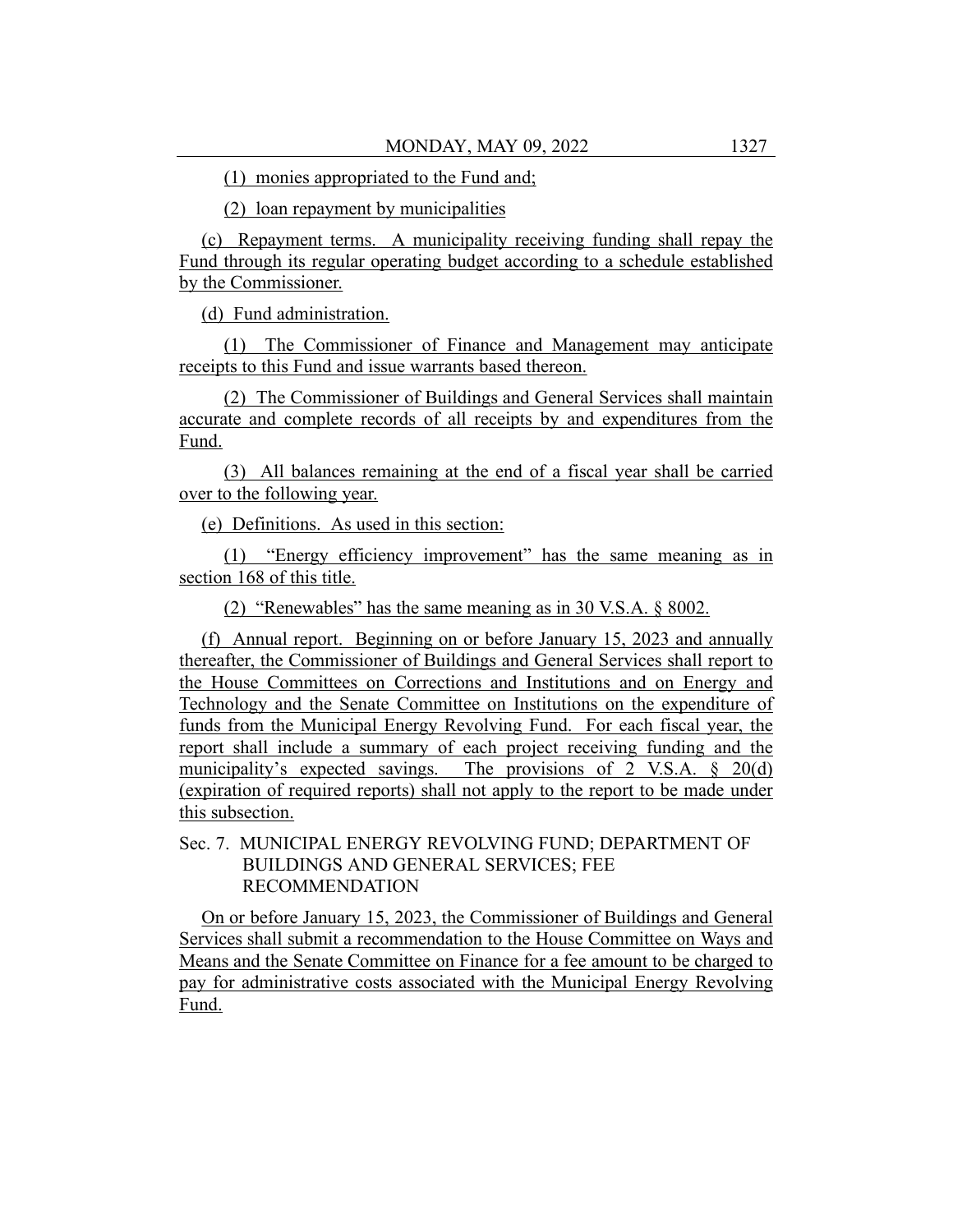(1) monies appropriated to the Fund and;

(2) loan repayment by municipalities

(c) Repayment terms. A municipality receiving funding shall repay the Fund through its regular operating budget according to a schedule established by the Commissioner.

(d) Fund administration.

(1) The Commissioner of Finance and Management may anticipate receipts to this Fund and issue warrants based thereon.

(2) The Commissioner of Buildings and General Services shall maintain accurate and complete records of all receipts by and expenditures from the Fund.

(3) All balances remaining at the end of a fiscal year shall be carried over to the following year.

(e) Definitions. As used in this section:

(1) "Energy efficiency improvement" has the same meaning as in section 168 of this title.

(2) "Renewables" has the same meaning as in 30 V.S.A. § 8002.

(f) Annual report. Beginning on or before January 15, 2023 and annually thereafter, the Commissioner of Buildings and General Services shall report to the House Committees on Corrections and Institutions and on Energy and Technology and the Senate Committee on Institutions on the expenditure of funds from the Municipal Energy Revolving Fund. For each fiscal year, the report shall include a summary of each project receiving funding and the municipality's expected savings. The provisions of 2 V.S.A. § 20(d) (expiration of required reports) shall not apply to the report to be made under this subsection.

Sec. 7. MUNICIPAL ENERGY REVOLVING FUND; DEPARTMENT OF BUILDINGS AND GENERAL SERVICES; FEE RECOMMENDATION

On or before January 15, 2023, the Commissioner of Buildings and General Services shall submit a recommendation to the House Committee on Ways and Means and the Senate Committee on Finance for a fee amount to be charged to pay for administrative costs associated with the Municipal Energy Revolving Fund.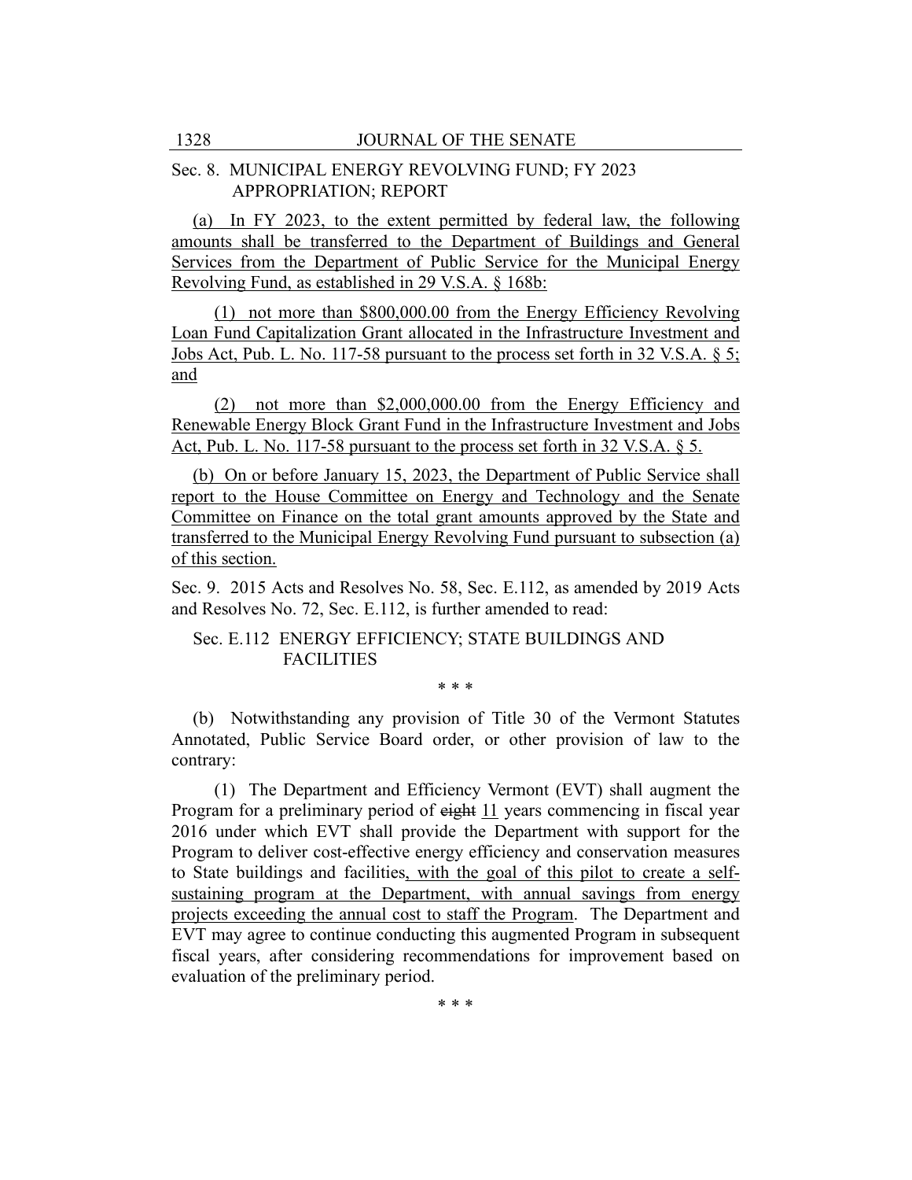Sec. 8. MUNICIPAL ENERGY REVOLVING FUND; FY 2023 APPROPRIATION; REPORT

(a) In FY 2023, to the extent permitted by federal law, the following amounts shall be transferred to the Department of Buildings and General Services from the Department of Public Service for the Municipal Energy Revolving Fund, as established in 29 V.S.A. § 168b:

(1) not more than $800,000.00 from the Energy Efficiency Revolving Loan Fund Capitalization Grant allocated in the Infrastructure Investment and Jobs Act, Pub. L. No. 117-58 pursuant to the process set forth in 32 V.S.A. § 5; and

(2) not more than $2,000,000.00 from the Energy Efficiency and Renewable Energy Block Grant Fund in the Infrastructure Investment and Jobs Act, Pub. L. No. 117-58 pursuant to the process set forth in 32 V.S.A. § 5.

(b) On or before January 15, 2023, the Department of Public Service shall report to the House Committee on Energy and Technology and the Senate Committee on Finance on the total grant amounts approved by the State and transferred to the Municipal Energy Revolving Fund pursuant to subsection (a) of this section.

Sec. 9. 2015 Acts and Resolves No. 58, Sec. E.112, as amended by 2019 Acts and Resolves No. 72, Sec. E.112, is further amended to read:

Sec. E.112 ENERGY EFFICIENCY; STATE BUILDINGS AND FACILITIES

\* \* \*

(b) Notwithstanding any provision of Title 30 of the Vermont Statutes Annotated, Public Service Board order, or other provision of law to the contrary:

(1) The Department and Efficiency Vermont (EVT) shall augment the Program for a preliminary period of ~~eight~~ 11 years commencing in fiscal year 2016 under which EVT shall provide the Department with support for the Program to deliver cost-effective energy efficiency and conservation measures to State buildings and facilities, with the goal of this pilot to create a self-sustaining program at the Department, with annual savings from energy projects exceeding the annual cost to staff the Program. The Department and EVT may agree to continue conducting this augmented Program in subsequent fiscal years, after considering recommendations for improvement based on evaluation of the preliminary period.

\* \* \*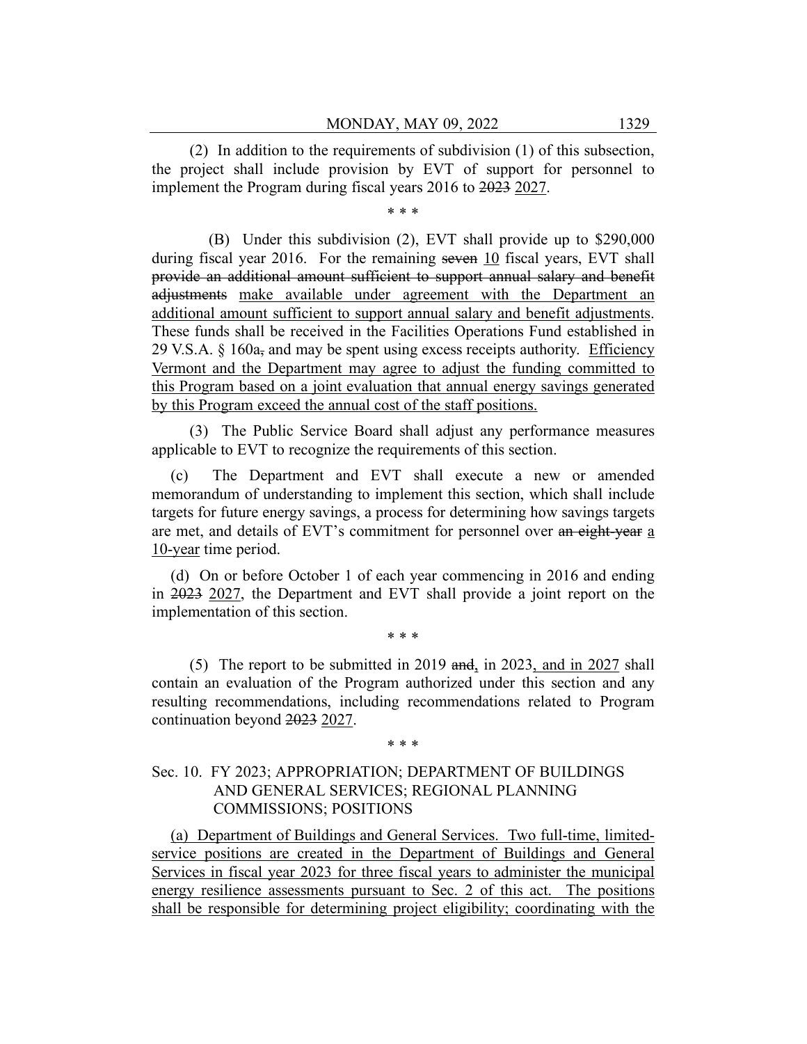(2) In addition to the requirements of subdivision (1) of this subsection, the project shall include provision by EVT of support for personnel to implement the Program during fiscal years 2016 to ~~2023~~ 2027.

\* \* \*

(B) Under this subdivision (2), EVT shall provide up to $290,000 during fiscal year 2016. For the remaining ~~seven~~ 10 fiscal years, EVT shall ~~provide an additional amount sufficient to support annual salary and benefit adjustments~~ make available under agreement with the Department an additional amount sufficient to support annual salary and benefit adjustments. These funds shall be received in the Facilities Operations Fund established in 29 V.S.A. § 160a~~,~~ and may be spent using excess receipts authority. Efficiency Vermont and the Department may agree to adjust the funding committed to this Program based on a joint evaluation that annual energy savings generated by this Program exceed the annual cost of the staff positions.

(3) The Public Service Board shall adjust any performance measures applicable to EVT to recognize the requirements of this section.

(c) The Department and EVT shall execute a new or amended memorandum of understanding to implement this section, which shall include targets for future energy savings, a process for determining how savings targets are met, and details of EVT's commitment for personnel over ~~an eight-year~~ a 10-year time period.

(d) On or before October 1 of each year commencing in 2016 and ending in ~~2023~~ 2027, the Department and EVT shall provide a joint report on the implementation of this section.

\* \* \*

(5) The report to be submitted in 2019 ~~and~~, in 2023, and in 2027 shall contain an evaluation of the Program authorized under this section and any resulting recommendations, including recommendations related to Program continuation beyond ~~2023~~ 2027.

\* \* \*

Sec. 10. FY 2023; APPROPRIATION; DEPARTMENT OF BUILDINGS AND GENERAL SERVICES; REGIONAL PLANNING COMMISSIONS; POSITIONS

(a) Department of Buildings and General Services. Two full-time, limited-service positions are created in the Department of Buildings and General Services in fiscal year 2023 for three fiscal years to administer the municipal energy resilience assessments pursuant to Sec. 2 of this act. The positions shall be responsible for determining project eligibility; coordinating with the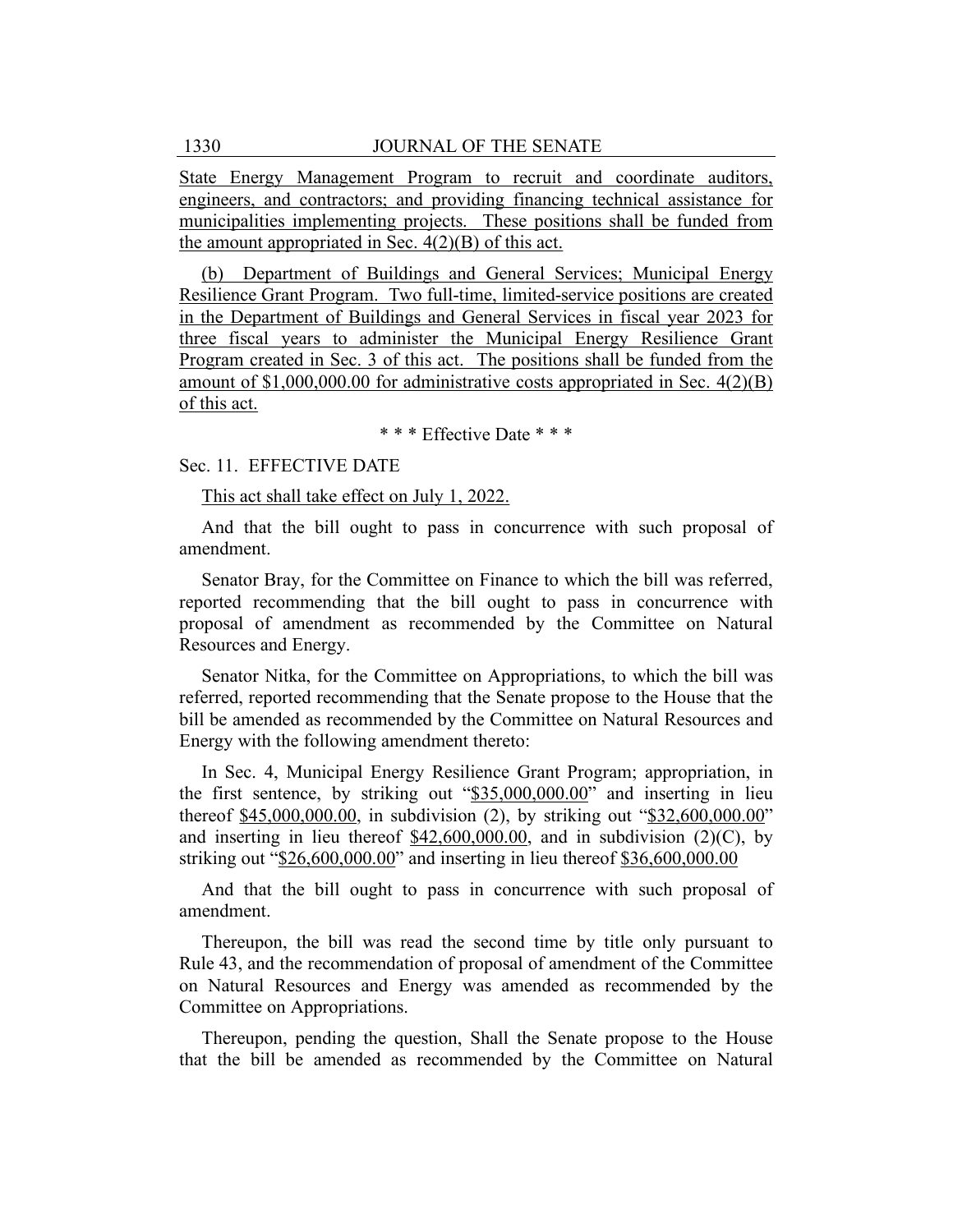State Energy Management Program to recruit and coordinate auditors, engineers, and contractors; and providing financing technical assistance for municipalities implementing projects. These positions shall be funded from the amount appropriated in Sec. 4(2)(B) of this act.

(b) Department of Buildings and General Services; Municipal Energy Resilience Grant Program. Two full-time, limited-service positions are created in the Department of Buildings and General Services in fiscal year 2023 for three fiscal years to administer the Municipal Energy Resilience Grant Program created in Sec. 3 of this act. The positions shall be funded from the amount of $1,000,000.00 for administrative costs appropriated in Sec. 4(2)(B) of this act.

\* \* \* Effective Date \* \* \*

Sec. 11. EFFECTIVE DATE

This act shall take effect on July 1, 2022.

And that the bill ought to pass in concurrence with such proposal of amendment.

Senator Bray, for the Committee on Finance to which the bill was referred, reported recommending that the bill ought to pass in concurrence with proposal of amendment as recommended by the Committee on Natural Resources and Energy.

Senator Nitka, for the Committee on Appropriations, to which the bill was referred, reported recommending that the Senate propose to the House that the bill be amended as recommended by the Committee on Natural Resources and Energy with the following amendment thereto:

In Sec. 4, Municipal Energy Resilience Grant Program; appropriation, in the first sentence, by striking out "$35,000,000.00" and inserting in lieu thereof $45,000,000.00, in subdivision (2), by striking out "$32,600,000.00" and inserting in lieu thereof $42,600,000.00, and in subdivision (2)(C), by striking out "$26,600,000.00" and inserting in lieu thereof $36,600,000.00

And that the bill ought to pass in concurrence with such proposal of amendment.

Thereupon, the bill was read the second time by title only pursuant to Rule 43, and the recommendation of proposal of amendment of the Committee on Natural Resources and Energy was amended as recommended by the Committee on Appropriations.

Thereupon, pending the question, Shall the Senate propose to the House that the bill be amended as recommended by the Committee on Natural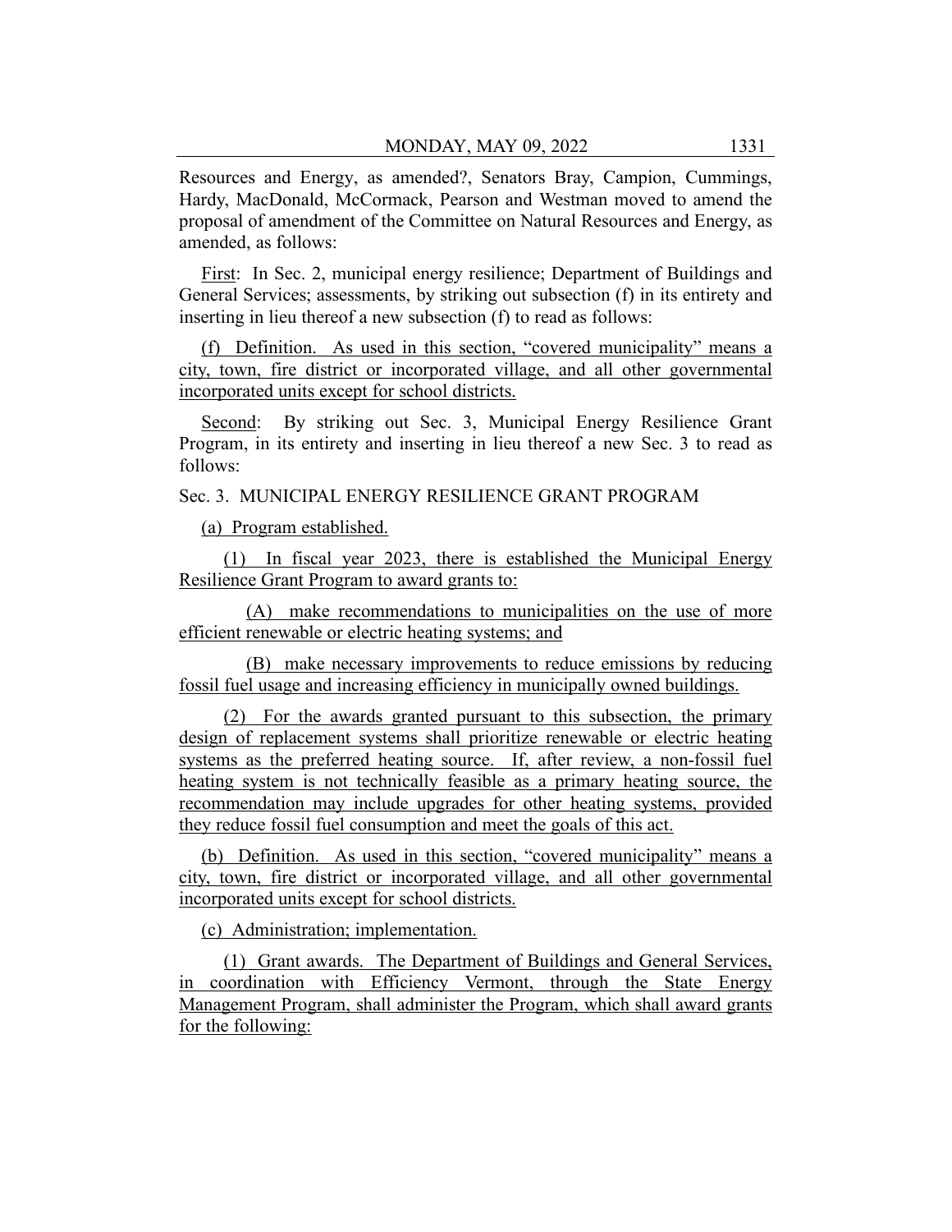Resources and Energy, as amended?, Senators Bray, Campion, Cummings, Hardy, MacDonald, McCormack, Pearson and Westman moved to amend the proposal of amendment of the Committee on Natural Resources and Energy, as amended, as follows:

First: In Sec. 2, municipal energy resilience; Department of Buildings and General Services; assessments, by striking out subsection (f) in its entirety and inserting in lieu thereof a new subsection (f) to read as follows:

(f) Definition. As used in this section, "covered municipality" means a city, town, fire district or incorporated village, and all other governmental incorporated units except for school districts.

Second: By striking out Sec. 3, Municipal Energy Resilience Grant Program, in its entirety and inserting in lieu thereof a new Sec. 3 to read as follows:

Sec. 3. MUNICIPAL ENERGY RESILIENCE GRANT PROGRAM

(a) Program established.

(1) In fiscal year 2023, there is established the Municipal Energy Resilience Grant Program to award grants to:

(A) make recommendations to municipalities on the use of more efficient renewable or electric heating systems; and

(B) make necessary improvements to reduce emissions by reducing fossil fuel usage and increasing efficiency in municipally owned buildings.

(2) For the awards granted pursuant to this subsection, the primary design of replacement systems shall prioritize renewable or electric heating systems as the preferred heating source. If, after review, a non-fossil fuel heating system is not technically feasible as a primary heating source, the recommendation may include upgrades for other heating systems, provided they reduce fossil fuel consumption and meet the goals of this act.

(b) Definition. As used in this section, "covered municipality" means a city, town, fire district or incorporated village, and all other governmental incorporated units except for school districts.

(c) Administration; implementation.

(1) Grant awards. The Department of Buildings and General Services, in coordination with Efficiency Vermont, through the State Energy Management Program, shall administer the Program, which shall award grants for the following: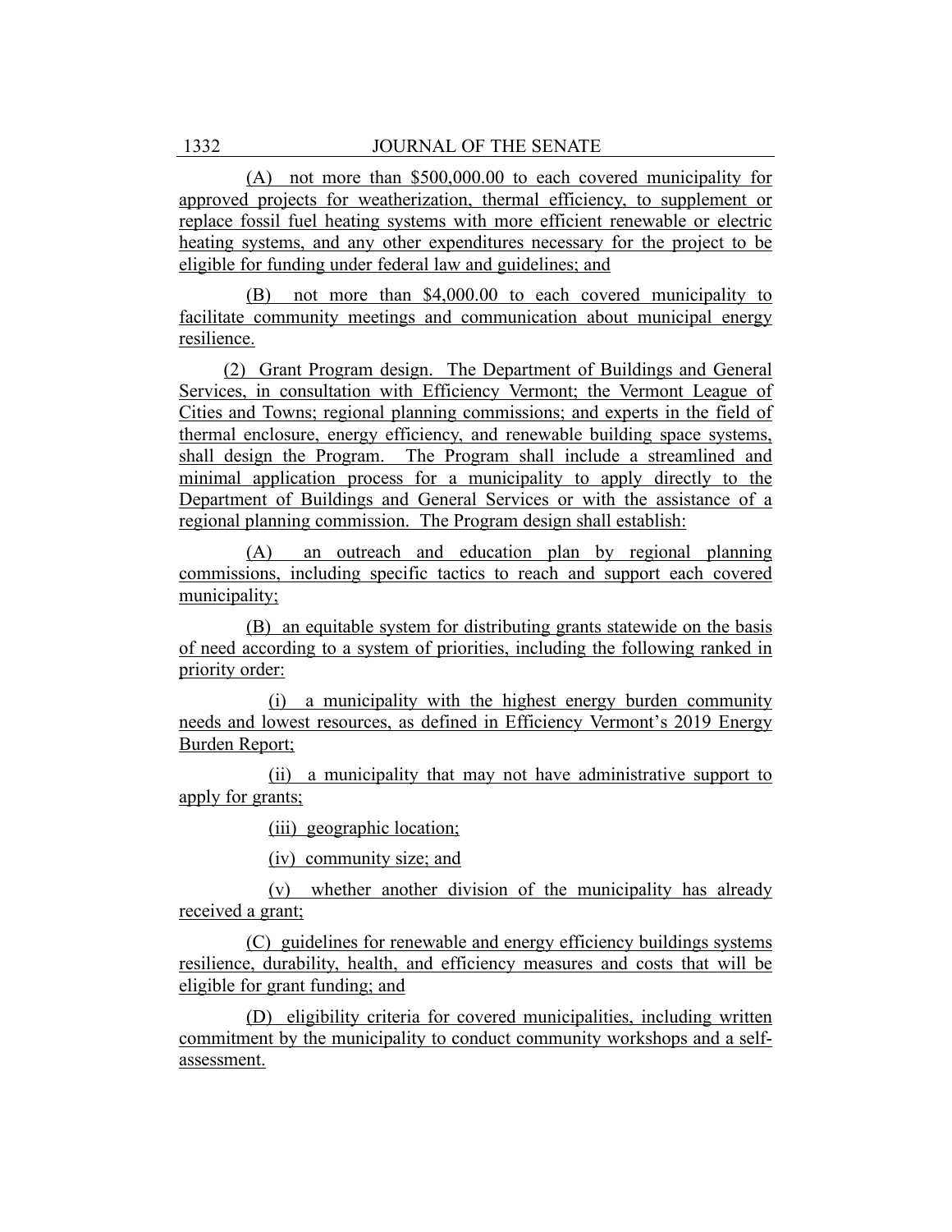(A) not more than $500,000.00 to each covered municipality for approved projects for weatherization, thermal efficiency, to supplement or replace fossil fuel heating systems with more efficient renewable or electric heating systems, and any other expenditures necessary for the project to be eligible for funding under federal law and guidelines; and

(B) not more than $4,000.00 to each covered municipality to facilitate community meetings and communication about municipal energy resilience.

(2) Grant Program design. The Department of Buildings and General Services, in consultation with Efficiency Vermont; the Vermont League of Cities and Towns; regional planning commissions; and experts in the field of thermal enclosure, energy efficiency, and renewable building space systems, shall design the Program. The Program shall include a streamlined and minimal application process for a municipality to apply directly to the Department of Buildings and General Services or with the assistance of a regional planning commission. The Program design shall establish:

(A) an outreach and education plan by regional planning commissions, including specific tactics to reach and support each covered municipality;

(B) an equitable system for distributing grants statewide on the basis of need according to a system of priorities, including the following ranked in priority order:

(i) a municipality with the highest energy burden community needs and lowest resources, as defined in Efficiency Vermont's 2019 Energy Burden Report;

(ii) a municipality that may not have administrative support to apply for grants;

(iii) geographic location;

(iv) community size; and

(v) whether another division of the municipality has already received a grant;

(C) guidelines for renewable and energy efficiency buildings systems resilience, durability, health, and efficiency measures and costs that will be eligible for grant funding; and

(D) eligibility criteria for covered municipalities, including written commitment by the municipality to conduct community workshops and a self-assessment.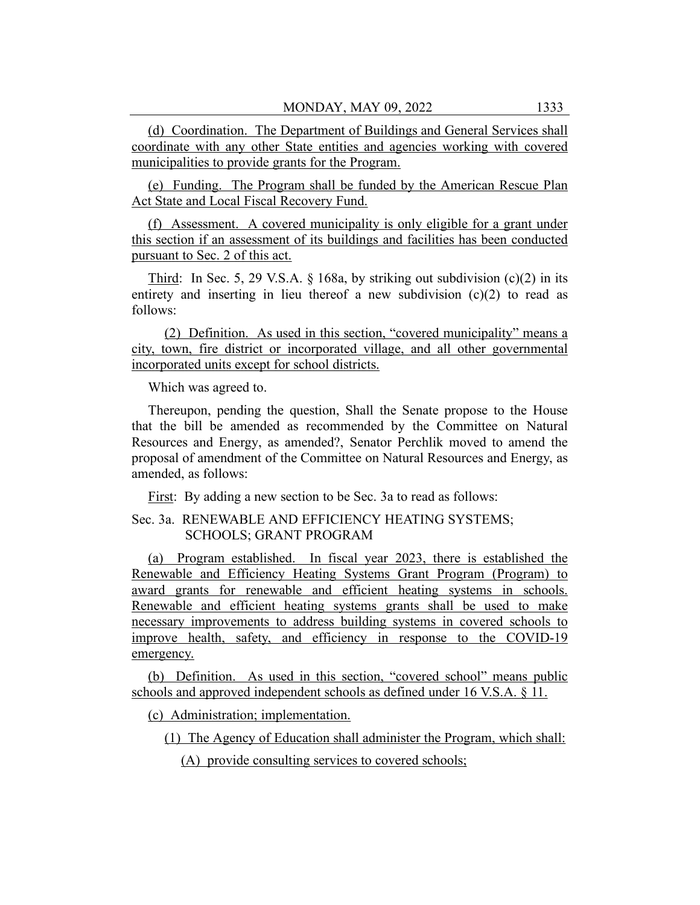(d) Coordination. The Department of Buildings and General Services shall coordinate with any other State entities and agencies working with covered municipalities to provide grants for the Program.

(e) Funding. The Program shall be funded by the American Rescue Plan Act State and Local Fiscal Recovery Fund.

(f) Assessment. A covered municipality is only eligible for a grant under this section if an assessment of its buildings and facilities has been conducted pursuant to Sec. 2 of this act.

Third: In Sec. 5, 29 V.S.A. § 168a, by striking out subdivision (c)(2) in its entirety and inserting in lieu thereof a new subdivision (c)(2) to read as follows:

(2) Definition. As used in this section, "covered municipality" means a city, town, fire district or incorporated village, and all other governmental incorporated units except for school districts.

Which was agreed to.

Thereupon, pending the question, Shall the Senate propose to the House that the bill be amended as recommended by the Committee on Natural Resources and Energy, as amended?, Senator Perchlik moved to amend the proposal of amendment of the Committee on Natural Resources and Energy, as amended, as follows:

First: By adding a new section to be Sec. 3a to read as follows:

Sec. 3a. RENEWABLE AND EFFICIENCY HEATING SYSTEMS; SCHOOLS; GRANT PROGRAM

(a) Program established. In fiscal year 2023, there is established the Renewable and Efficiency Heating Systems Grant Program (Program) to award grants for renewable and efficient heating systems in schools. Renewable and efficient heating systems grants shall be used to make necessary improvements to address building systems in covered schools to improve health, safety, and efficiency in response to the COVID-19 emergency.

(b) Definition. As used in this section, "covered school" means public schools and approved independent schools as defined under 16 V.S.A. § 11.

(c) Administration; implementation.

(1) The Agency of Education shall administer the Program, which shall:

(A) provide consulting services to covered schools;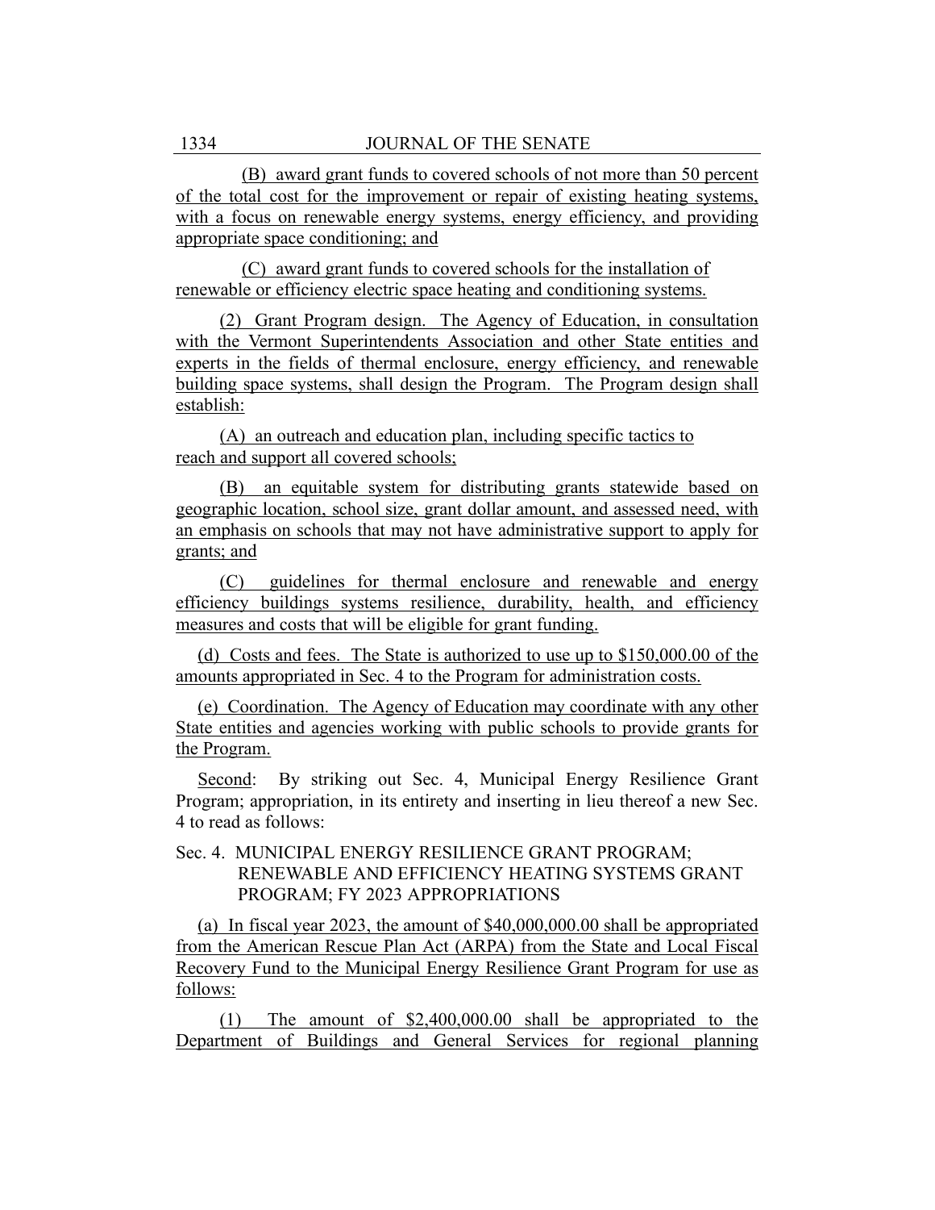(B) award grant funds to covered schools of not more than 50 percent of the total cost for the improvement or repair of existing heating systems, with a focus on renewable energy systems, energy efficiency, and providing appropriate space conditioning; and

(C) award grant funds to covered schools for the installation of renewable or efficiency electric space heating and conditioning systems.

(2) Grant Program design. The Agency of Education, in consultation with the Vermont Superintendents Association and other State entities and experts in the fields of thermal enclosure, energy efficiency, and renewable building space systems, shall design the Program. The Program design shall establish:

(A) an outreach and education plan, including specific tactics to reach and support all covered schools;

(B) an equitable system for distributing grants statewide based on geographic location, school size, grant dollar amount, and assessed need, with an emphasis on schools that may not have administrative support to apply for grants; and

(C) guidelines for thermal enclosure and renewable and energy efficiency buildings systems resilience, durability, health, and efficiency measures and costs that will be eligible for grant funding.

(d) Costs and fees. The State is authorized to use up to $150,000.00 of the amounts appropriated in Sec. 4 to the Program for administration costs.

(e) Coordination. The Agency of Education may coordinate with any other State entities and agencies working with public schools to provide grants for the Program.

Second: By striking out Sec. 4, Municipal Energy Resilience Grant Program; appropriation, in its entirety and inserting in lieu thereof a new Sec. 4 to read as follows:

Sec. 4. MUNICIPAL ENERGY RESILIENCE GRANT PROGRAM; RENEWABLE AND EFFICIENCY HEATING SYSTEMS GRANT PROGRAM; FY 2023 APPROPRIATIONS

(a) In fiscal year 2023, the amount of $40,000,000.00 shall be appropriated from the American Rescue Plan Act (ARPA) from the State and Local Fiscal Recovery Fund to the Municipal Energy Resilience Grant Program for use as follows:

(1) The amount of $2,400,000.00 shall be appropriated to the Department of Buildings and General Services for regional planning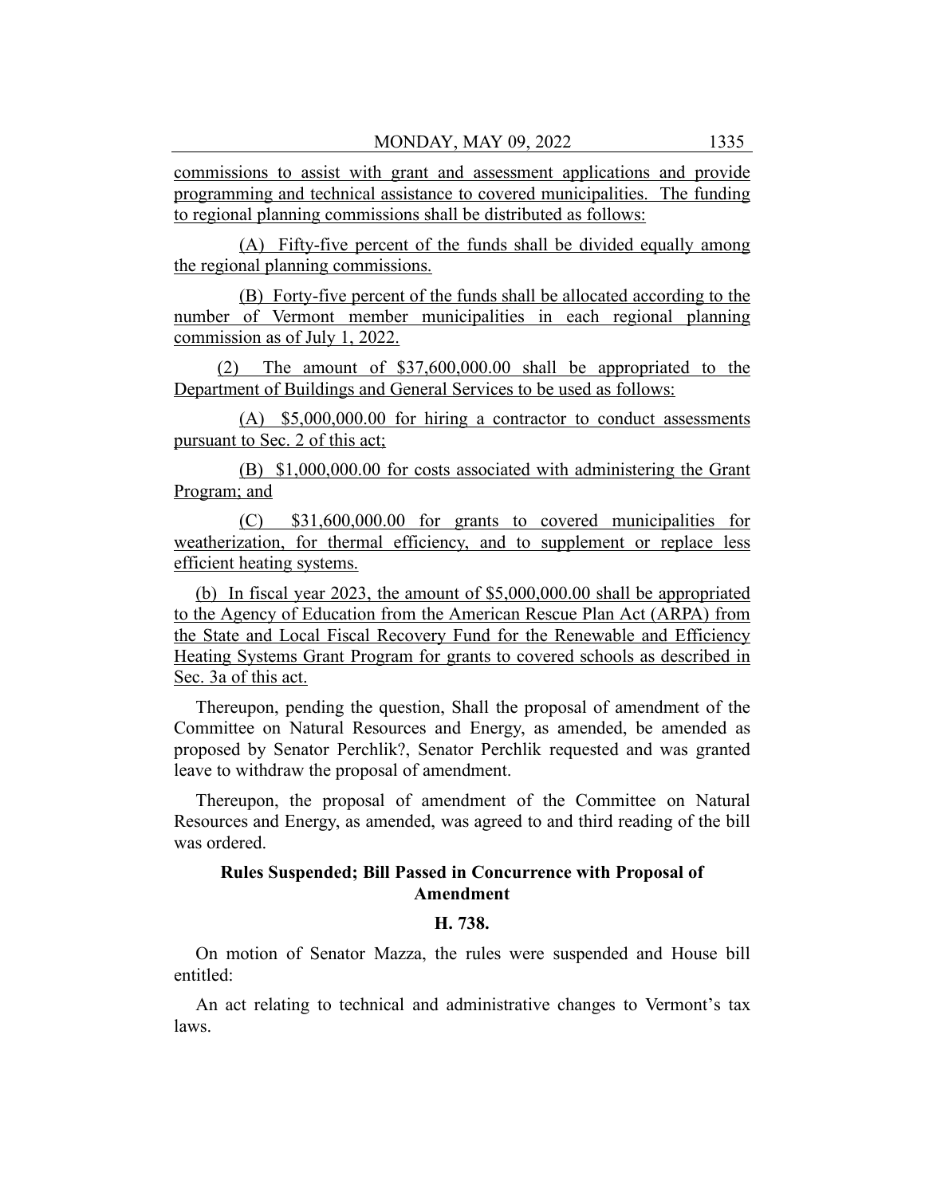commissions to assist with grant and assessment applications and provide programming and technical assistance to covered municipalities. The funding to regional planning commissions shall be distributed as follows:

(A) Fifty-five percent of the funds shall be divided equally among the regional planning commissions.

(B) Forty-five percent of the funds shall be allocated according to the number of Vermont member municipalities in each regional planning commission as of July 1, 2022.

(2) The amount of $37,600,000.00 shall be appropriated to the Department of Buildings and General Services to be used as follows:

(A) $5,000,000.00 for hiring a contractor to conduct assessments pursuant to Sec. 2 of this act;

(B) $1,000,000.00 for costs associated with administering the Grant Program; and

(C) $31,600,000.00 for grants to covered municipalities for weatherization, for thermal efficiency, and to supplement or replace less efficient heating systems.

(b) In fiscal year 2023, the amount of $5,000,000.00 shall be appropriated to the Agency of Education from the American Rescue Plan Act (ARPA) from the State and Local Fiscal Recovery Fund for the Renewable and Efficiency Heating Systems Grant Program for grants to covered schools as described in Sec. 3a of this act.

Thereupon, pending the question, Shall the proposal of amendment of the Committee on Natural Resources and Energy, as amended, be amended as proposed by Senator Perchlik?, Senator Perchlik requested and was granted leave to withdraw the proposal of amendment.

Thereupon, the proposal of amendment of the Committee on Natural Resources and Energy, as amended, was agreed to and third reading of the bill was ordered.

**Rules Suspended; Bill Passed in Concurrence with Proposal of Amendment**

**H. 738.**

On motion of Senator Mazza, the rules were suspended and House bill entitled:

An act relating to technical and administrative changes to Vermont's tax laws.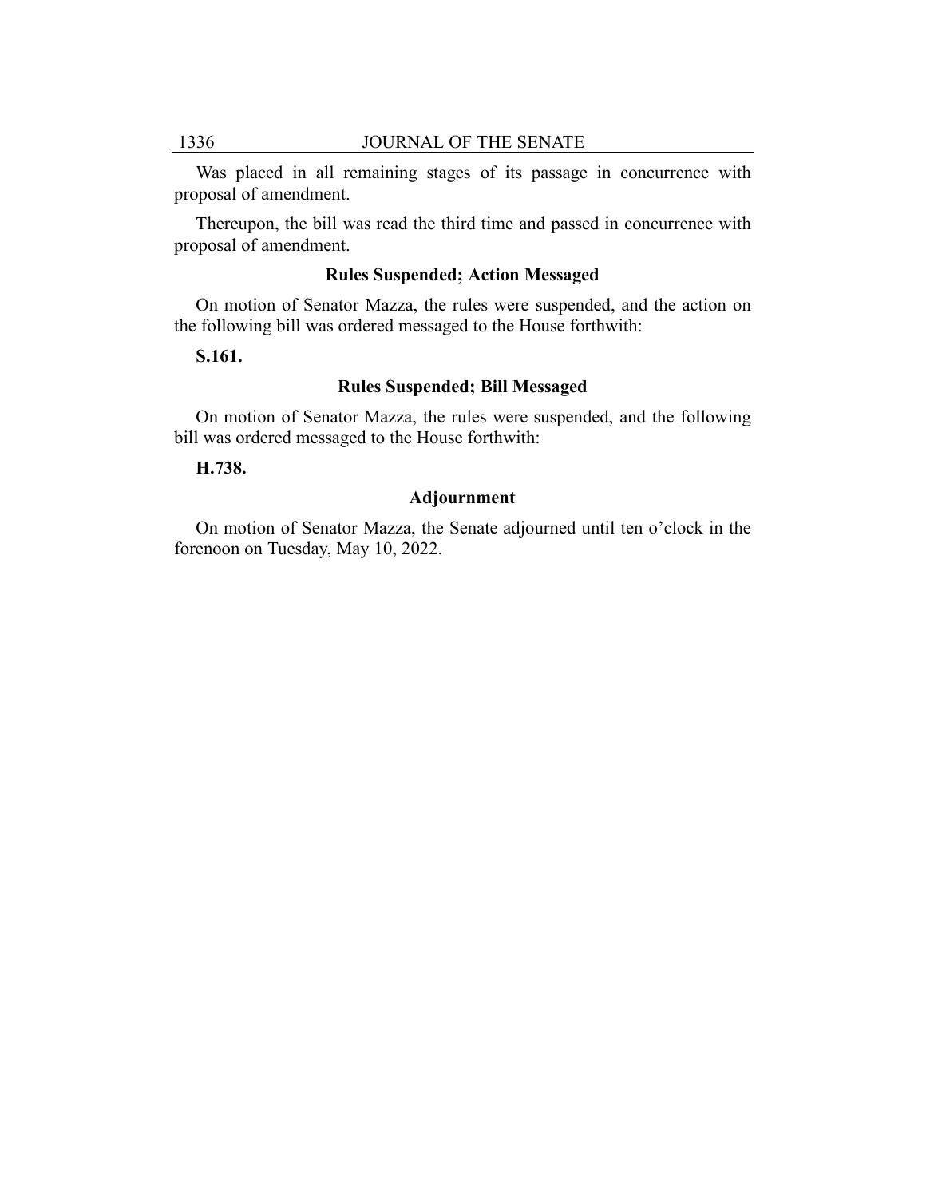Was placed in all remaining stages of its passage in concurrence with proposal of amendment.

Thereupon, the bill was read the third time and passed in concurrence with proposal of amendment.

### Rules Suspended; Action Messaged

On motion of Senator Mazza, the rules were suspended, and the action on the following bill was ordered messaged to the House forthwith:

**S.161.**

### Rules Suspended; Bill Messaged

On motion of Senator Mazza, the rules were suspended, and the following bill was ordered messaged to the House forthwith:

**H.738.**

### Adjournment

On motion of Senator Mazza, the Senate adjourned until ten o'clock in the forenoon on Tuesday, May 10, 2022.